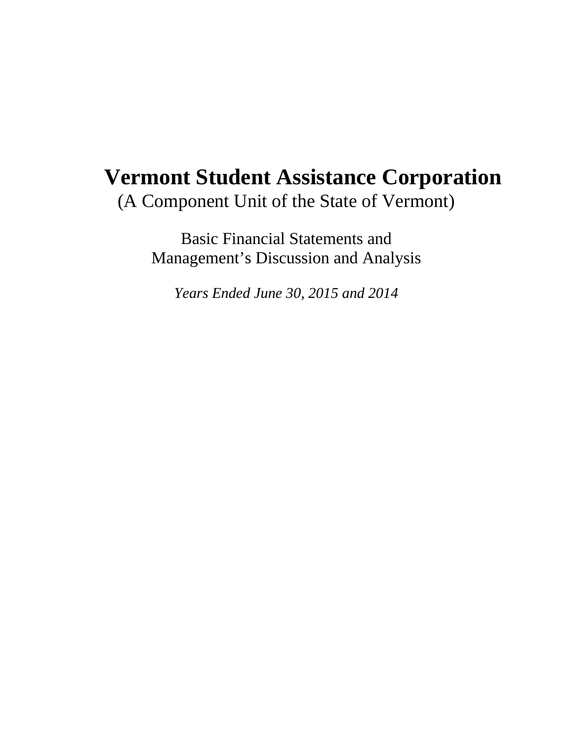# Vermont Student Assistance Corporation

(A Component Unit of the State of Vermont)

Basic Financial Statements and
Management's Discussion and Analysis

*Years Ended June 30, 2015 and 2014*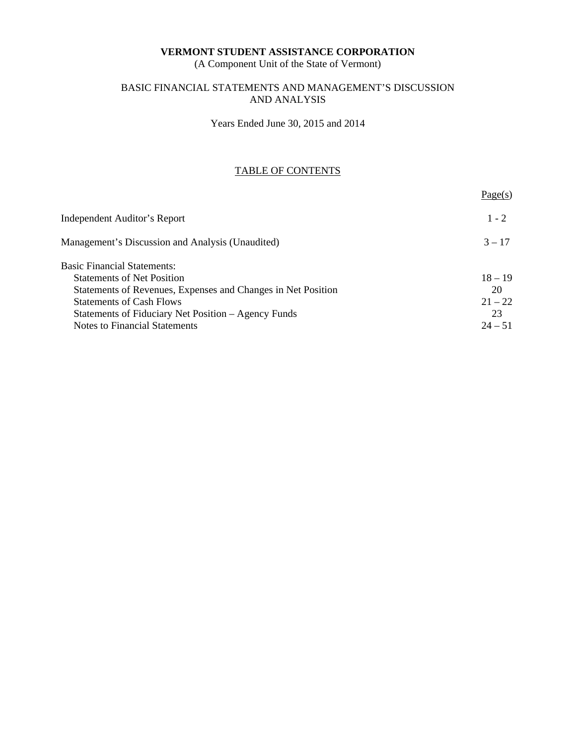**VERMONT STUDENT ASSISTANCE CORPORATION**
(A Component Unit of the State of Vermont)

BASIC FINANCIAL STATEMENTS AND MANAGEMENT'S DISCUSSION AND ANALYSIS

Years Ended June 30, 2015 and 2014

TABLE OF CONTENTS

| | Page(s) |
|---|---|
| Independent Auditor's Report | 1 - 2 |
| Management's Discussion and Analysis (Unaudited) | 3 – 17 |
| Basic Financial Statements: | |
| Statements of Net Position | 18 – 19 |
| Statements of Revenues, Expenses and Changes in Net Position | 20 |
| Statements of Cash Flows | 21 – 22 |
| Statements of Fiduciary Net Position – Agency Funds | 23 |
| Notes to Financial Statements | 24 – 51 |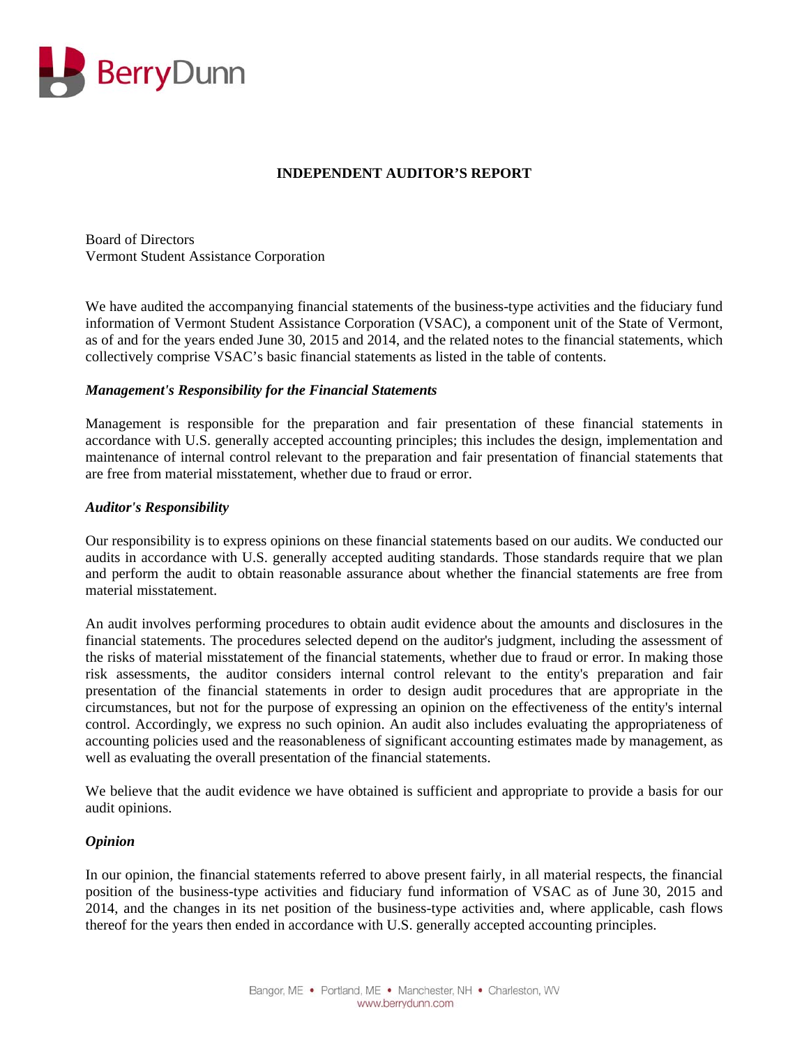BerryDunn

# INDEPENDENT AUDITOR'S REPORT

Board of Directors
Vermont Student Assistance Corporation

We have audited the accompanying financial statements of the business-type activities and the fiduciary fund information of Vermont Student Assistance Corporation (VSAC), a component unit of the State of Vermont, as of and for the years ended June 30, 2015 and 2014, and the related notes to the financial statements, which collectively comprise VSAC's basic financial statements as listed in the table of contents.

***Management's Responsibility for the Financial Statements***

Management is responsible for the preparation and fair presentation of these financial statements in accordance with U.S. generally accepted accounting principles; this includes the design, implementation and maintenance of internal control relevant to the preparation and fair presentation of financial statements that are free from material misstatement, whether due to fraud or error.

***Auditor's Responsibility***

Our responsibility is to express opinions on these financial statements based on our audits. We conducted our audits in accordance with U.S. generally accepted auditing standards. Those standards require that we plan and perform the audit to obtain reasonable assurance about whether the financial statements are free from material misstatement.

An audit involves performing procedures to obtain audit evidence about the amounts and disclosures in the financial statements. The procedures selected depend on the auditor's judgment, including the assessment of the risks of material misstatement of the financial statements, whether due to fraud or error. In making those risk assessments, the auditor considers internal control relevant to the entity's preparation and fair presentation of the financial statements in order to design audit procedures that are appropriate in the circumstances, but not for the purpose of expressing an opinion on the effectiveness of the entity's internal control. Accordingly, we express no such opinion. An audit also includes evaluating the appropriateness of accounting policies used and the reasonableness of significant accounting estimates made by management, as well as evaluating the overall presentation of the financial statements.

We believe that the audit evidence we have obtained is sufficient and appropriate to provide a basis for our audit opinions.

***Opinion***

In our opinion, the financial statements referred to above present fairly, in all material respects, the financial position of the business-type activities and fiduciary fund information of VSAC as of June 30, 2015 and 2014, and the changes in its net position of the business-type activities and, where applicable, cash flows thereof for the years then ended in accordance with U.S. generally accepted accounting principles.

Bangor, ME • Portland, ME • Manchester, NH • Charleston, WV
www.berrydunn.com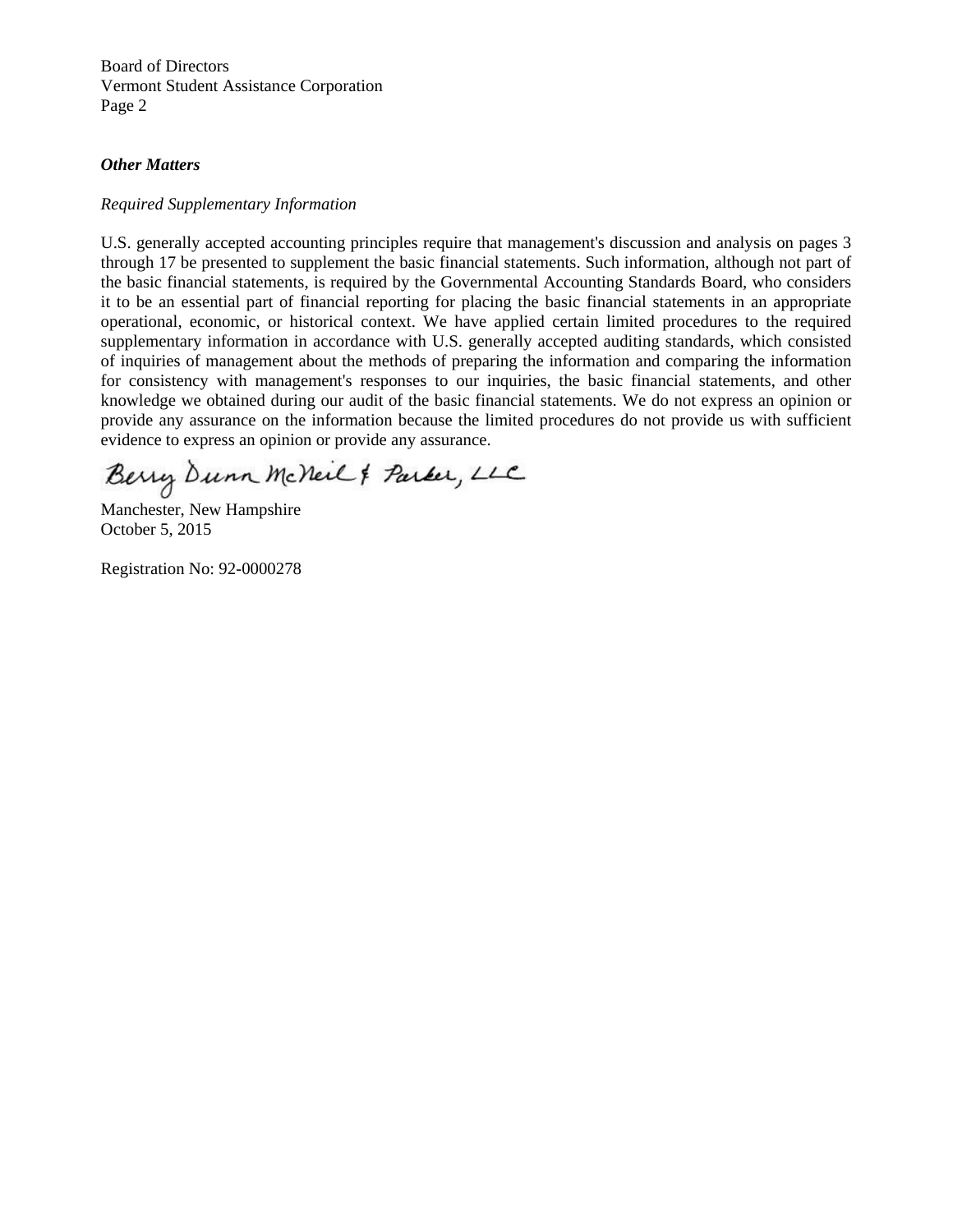Board of Directors
Vermont Student Assistance Corporation
Page 2

***Other Matters***

*Required Supplementary Information*

U.S. generally accepted accounting principles require that management's discussion and analysis on pages 3 through 17 be presented to supplement the basic financial statements. Such information, although not part of the basic financial statements, is required by the Governmental Accounting Standards Board, who considers it to be an essential part of financial reporting for placing the basic financial statements in an appropriate operational, economic, or historical context. We have applied certain limited procedures to the required supplementary information in accordance with U.S. generally accepted auditing standards, which consisted of inquiries of management about the methods of preparing the information and comparing the information for consistency with management's responses to our inquiries, the basic financial statements, and other knowledge we obtained during our audit of the basic financial statements. We do not express an opinion or provide any assurance on the information because the limited procedures do not provide us with sufficient evidence to express an opinion or provide any assurance.

Berry Dunn McNeil & Parker, LLC

Manchester, New Hampshire
October 5, 2015

Registration No: 92-0000278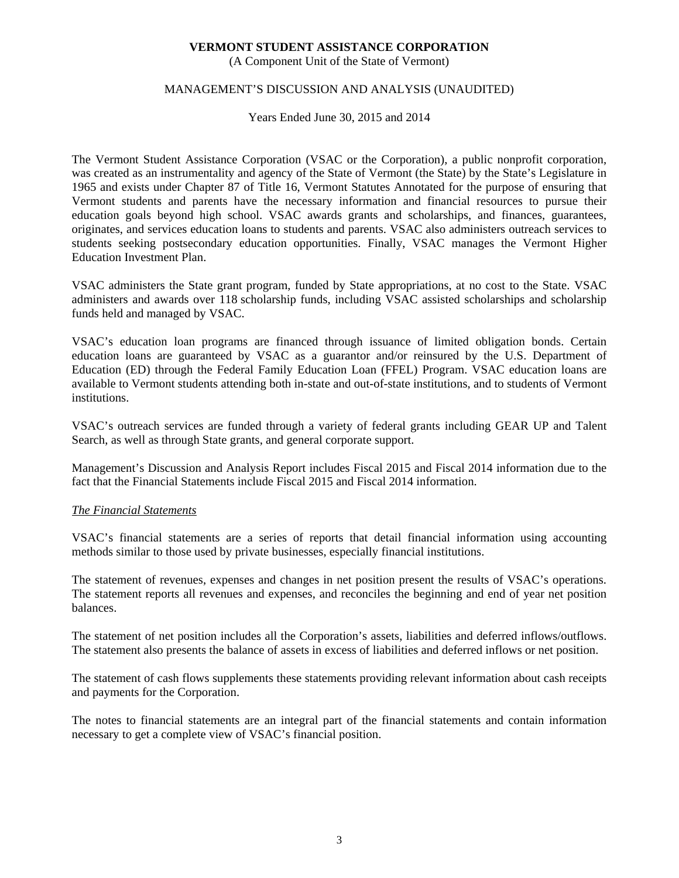**VERMONT STUDENT ASSISTANCE CORPORATION**
(A Component Unit of the State of Vermont)

MANAGEMENT'S DISCUSSION AND ANALYSIS (UNAUDITED)

Years Ended June 30, 2015 and 2014

The Vermont Student Assistance Corporation (VSAC or the Corporation), a public nonprofit corporation, was created as an instrumentality and agency of the State of Vermont (the State) by the State's Legislature in 1965 and exists under Chapter 87 of Title 16, Vermont Statutes Annotated for the purpose of ensuring that Vermont students and parents have the necessary information and financial resources to pursue their education goals beyond high school. VSAC awards grants and scholarships, and finances, guarantees, originates, and services education loans to students and parents. VSAC also administers outreach services to students seeking postsecondary education opportunities. Finally, VSAC manages the Vermont Higher Education Investment Plan.

VSAC administers the State grant program, funded by State appropriations, at no cost to the State. VSAC administers and awards over 118 scholarship funds, including VSAC assisted scholarships and scholarship funds held and managed by VSAC.

VSAC's education loan programs are financed through issuance of limited obligation bonds. Certain education loans are guaranteed by VSAC as a guarantor and/or reinsured by the U.S. Department of Education (ED) through the Federal Family Education Loan (FFEL) Program. VSAC education loans are available to Vermont students attending both in-state and out-of-state institutions, and to students of Vermont institutions.

VSAC's outreach services are funded through a variety of federal grants including GEAR UP and Talent Search, as well as through State grants, and general corporate support.

Management's Discussion and Analysis Report includes Fiscal 2015 and Fiscal 2014 information due to the fact that the Financial Statements include Fiscal 2015 and Fiscal 2014 information.

*The Financial Statements*

VSAC's financial statements are a series of reports that detail financial information using accounting methods similar to those used by private businesses, especially financial institutions.

The statement of revenues, expenses and changes in net position present the results of VSAC's operations. The statement reports all revenues and expenses, and reconciles the beginning and end of year net position balances.

The statement of net position includes all the Corporation's assets, liabilities and deferred inflows/outflows. The statement also presents the balance of assets in excess of liabilities and deferred inflows or net position.

The statement of cash flows supplements these statements providing relevant information about cash receipts and payments for the Corporation.

The notes to financial statements are an integral part of the financial statements and contain information necessary to get a complete view of VSAC's financial position.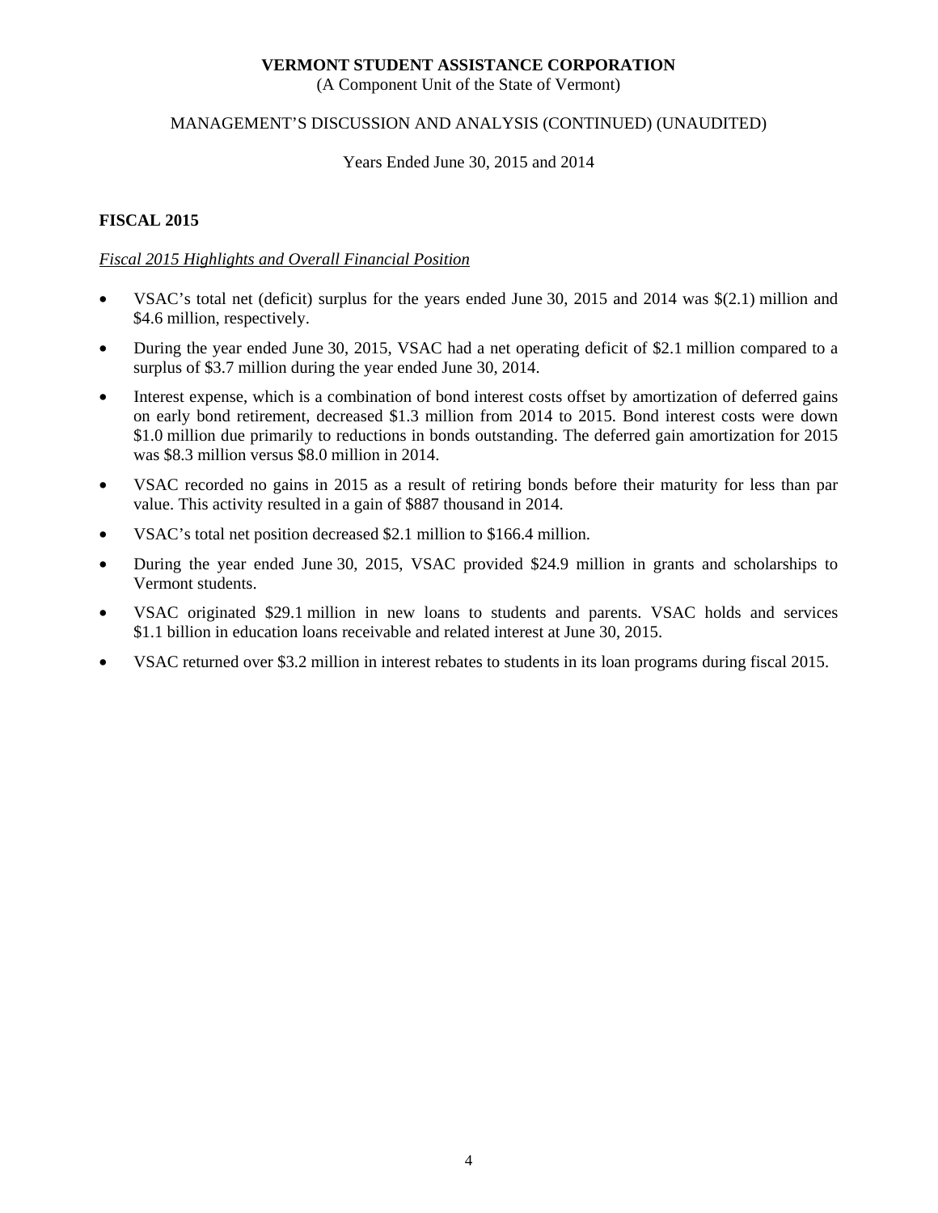## FISCAL 2015

*Fiscal 2015 Highlights and Overall Financial Position*

- VSAC's total net (deficit) surplus for the years ended June 30, 2015 and 2014 was $(2.1) million and $4.6 million, respectively.
- During the year ended June 30, 2015, VSAC had a net operating deficit of $2.1 million compared to a surplus of $3.7 million during the year ended June 30, 2014.
- Interest expense, which is a combination of bond interest costs offset by amortization of deferred gains on early bond retirement, decreased $1.3 million from 2014 to 2015. Bond interest costs were down $1.0 million due primarily to reductions in bonds outstanding. The deferred gain amortization for 2015 was $8.3 million versus $8.0 million in 2014.
- VSAC recorded no gains in 2015 as a result of retiring bonds before their maturity for less than par value. This activity resulted in a gain of $887 thousand in 2014.
- VSAC's total net position decreased $2.1 million to $166.4 million.
- During the year ended June 30, 2015, VSAC provided $24.9 million in grants and scholarships to Vermont students.
- VSAC originated $29.1 million in new loans to students and parents. VSAC holds and services $1.1 billion in education loans receivable and related interest at June 30, 2015.
- VSAC returned over $3.2 million in interest rebates to students in its loan programs during fiscal 2015.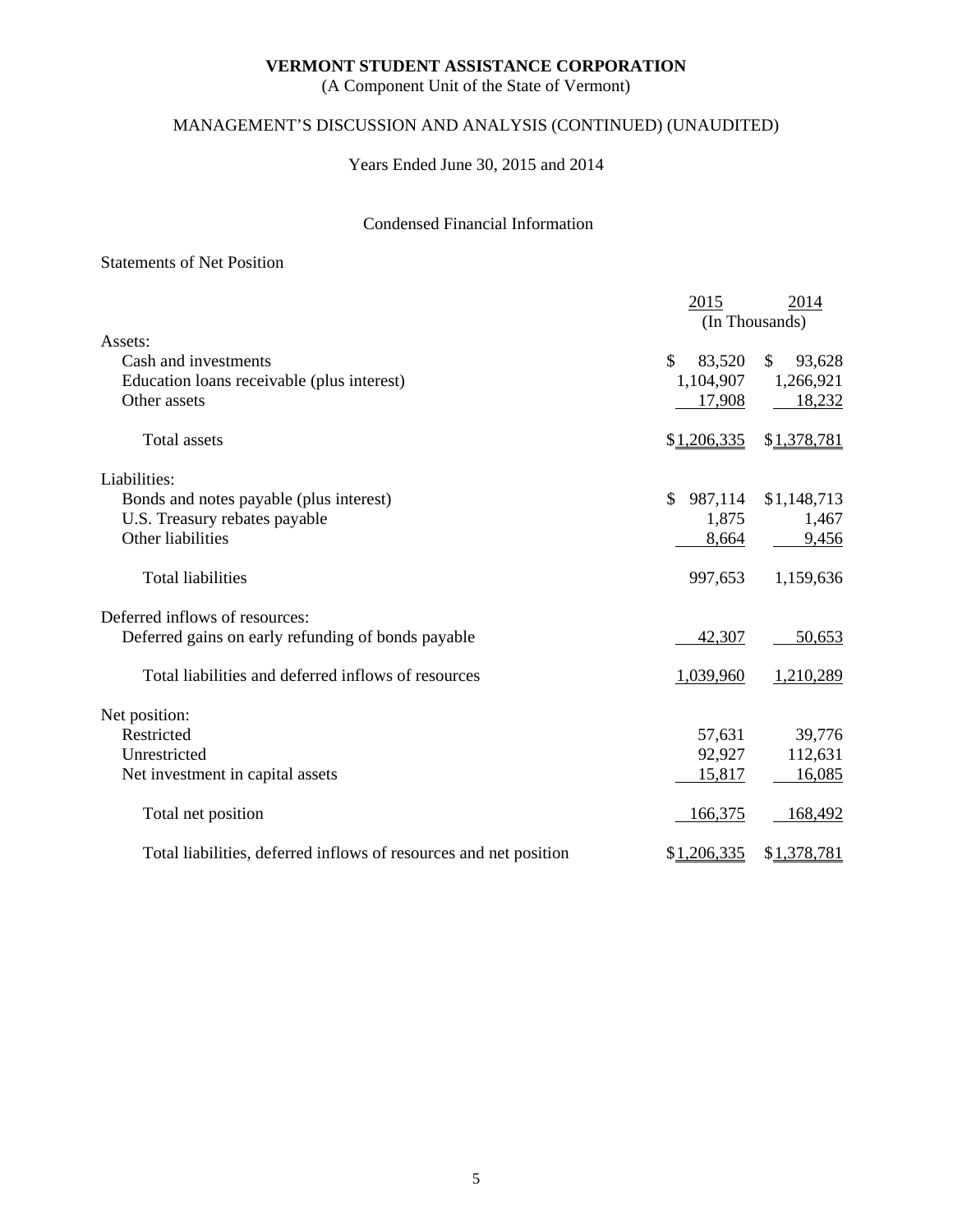**VERMONT STUDENT ASSISTANCE CORPORATION**

(A Component Unit of the State of Vermont)

MANAGEMENT'S DISCUSSION AND ANALYSIS (CONTINUED) (UNAUDITED)

Years Ended June 30, 2015 and 2014

Condensed Financial Information

Statements of Net Position

| | 2015 | 2014 |
|---|---|---|
| | (In Thousands) | |
| Assets: | | |
| Cash and investments | $ 83,520 | $ 93,628 |
| Education loans receivable (plus interest) | 1,104,907 | 1,266,921 |
| Other assets | 17,908 | 18,232 |
| Total assets | $1,206,335 | $1,378,781 |
| Liabilities: | | |
| Bonds and notes payable (plus interest) | $ 987,114 | $1,148,713 |
| U.S. Treasury rebates payable | 1,875 | 1,467 |
| Other liabilities | 8,664 | 9,456 |
| Total liabilities | 997,653 | 1,159,636 |
| Deferred inflows of resources: | | |
| Deferred gains on early refunding of bonds payable | 42,307 | 50,653 |
| Total liabilities and deferred inflows of resources | 1,039,960 | 1,210,289 |
| Net position: | | |
| Restricted | 57,631 | 39,776 |
| Unrestricted | 92,927 | 112,631 |
| Net investment in capital assets | 15,817 | 16,085 |
| Total net position | 166,375 | 168,492 |
| Total liabilities, deferred inflows of resources and net position | $1,206,335 | $1,378,781 |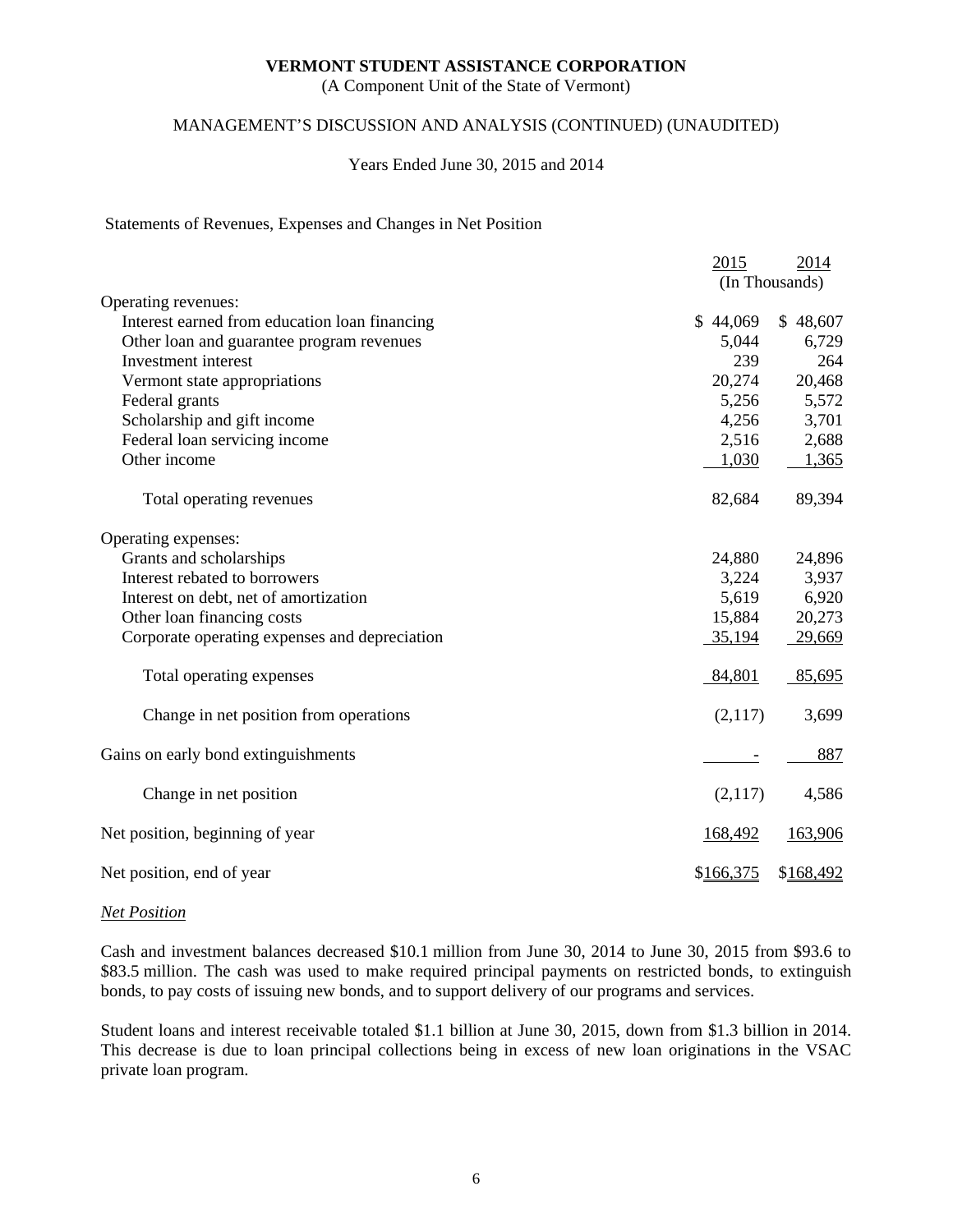**VERMONT STUDENT ASSISTANCE CORPORATION**
(A Component Unit of the State of Vermont)

MANAGEMENT'S DISCUSSION AND ANALYSIS (CONTINUED) (UNAUDITED)

Years Ended June 30, 2015 and 2014

Statements of Revenues, Expenses and Changes in Net Position

| | 2015 | 2014 |
|---|---|---|
| | (In Thousands) | |
| Operating revenues: | | |
| Interest earned from education loan financing | $ 44,069 | $ 48,607 |
| Other loan and guarantee program revenues | 5,044 | 6,729 |
| Investment interest | 239 | 264 |
| Vermont state appropriations | 20,274 | 20,468 |
| Federal grants | 5,256 | 5,572 |
| Scholarship and gift income | 4,256 | 3,701 |
| Federal loan servicing income | 2,516 | 2,688 |
| Other income | 1,030 | 1,365 |
| Total operating revenues | 82,684 | 89,394 |
| Operating expenses: | | |
| Grants and scholarships | 24,880 | 24,896 |
| Interest rebated to borrowers | 3,224 | 3,937 |
| Interest on debt, net of amortization | 5,619 | 6,920 |
| Other loan financing costs | 15,884 | 20,273 |
| Corporate operating expenses and depreciation | 35,194 | 29,669 |
| Total operating expenses | 84,801 | 85,695 |
| Change in net position from operations | (2,117) | 3,699 |
| Gains on early bond extinguishments | - | 887 |
| Change in net position | (2,117) | 4,586 |
| Net position, beginning of year | 168,492 | 163,906 |
| Net position, end of year | $166,375 | $168,492 |

*Net Position*

Cash and investment balances decreased $10.1 million from June 30, 2014 to June 30, 2015 from $93.6 to $83.5 million. The cash was used to make required principal payments on restricted bonds, to extinguish bonds, to pay costs of issuing new bonds, and to support delivery of our programs and services.

Student loans and interest receivable totaled $1.1 billion at June 30, 2015, down from $1.3 billion in 2014. This decrease is due to loan principal collections being in excess of new loan originations in the VSAC private loan program.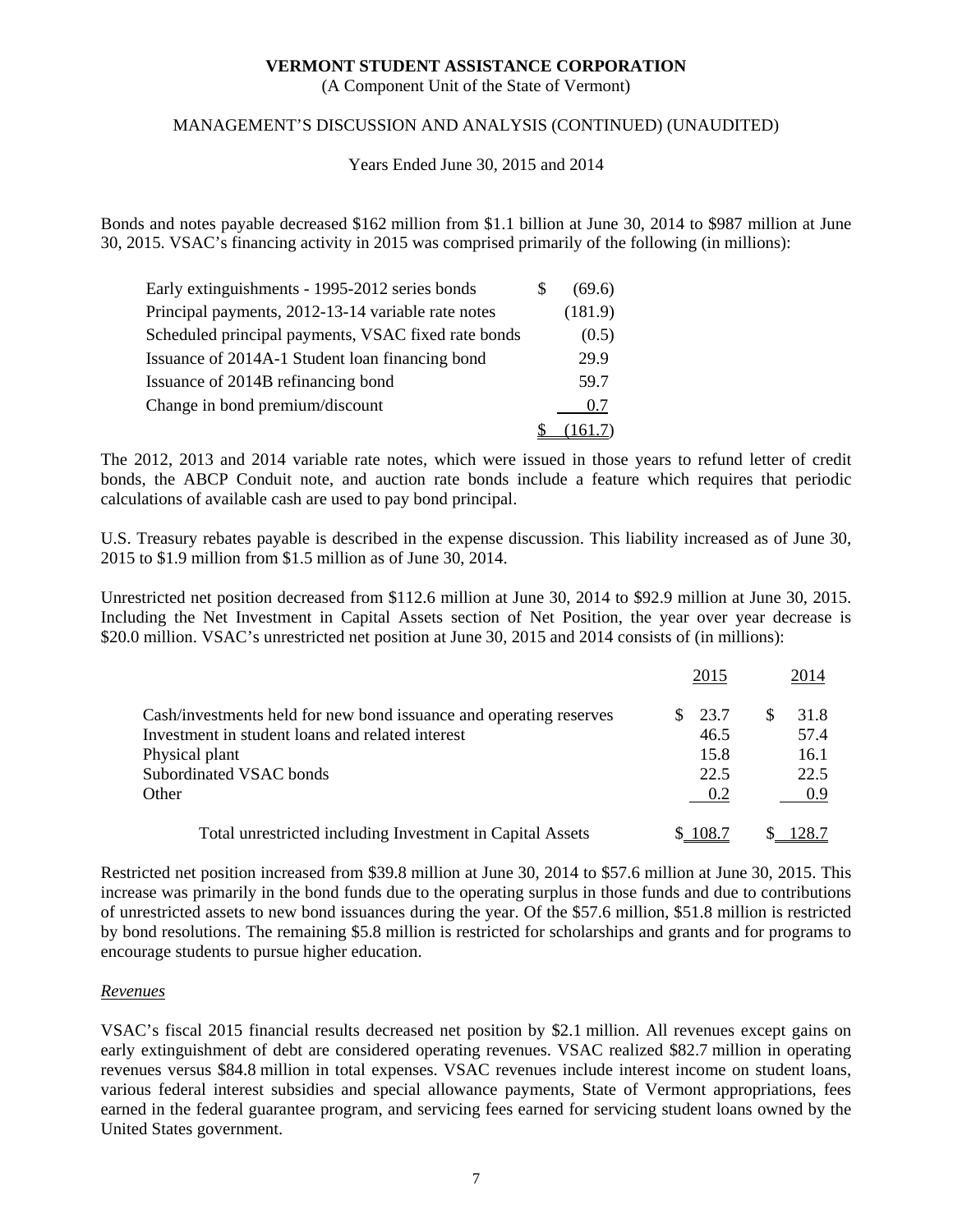**VERMONT STUDENT ASSISTANCE CORPORATION**
(A Component Unit of the State of Vermont)

MANAGEMENT'S DISCUSSION AND ANALYSIS (CONTINUED) (UNAUDITED)

Years Ended June 30, 2015 and 2014

Bonds and notes payable decreased $162 million from $1.1 billion at June 30, 2014 to $987 million at June 30, 2015. VSAC's financing activity in 2015 was comprised primarily of the following (in millions):

| | |
|---|---|
| Early extinguishments - 1995-2012 series bonds | $ (69.6) |
| Principal payments, 2012-13-14 variable rate notes | (181.9) |
| Scheduled principal payments, VSAC fixed rate bonds | (0.5) |
| Issuance of 2014A-1 Student loan financing bond | 29.9 |
| Issuance of 2014B refinancing bond | 59.7 |
| Change in bond premium/discount | 0.7 |
| | $ (161.7) |

The 2012, 2013 and 2014 variable rate notes, which were issued in those years to refund letter of credit bonds, the ABCP Conduit note, and auction rate bonds include a feature which requires that periodic calculations of available cash are used to pay bond principal.

U.S. Treasury rebates payable is described in the expense discussion. This liability increased as of June 30, 2015 to $1.9 million from $1.5 million as of June 30, 2014.

Unrestricted net position decreased from $112.6 million at June 30, 2014 to $92.9 million at June 30, 2015. Including the Net Investment in Capital Assets section of Net Position, the year over year decrease is $20.0 million. VSAC's unrestricted net position at June 30, 2015 and 2014 consists of (in millions):

| | 2015 | 2014 |
|---|---|---|
| Cash/investments held for new bond issuance and operating reserves | $ 23.7 | $ 31.8 |
| Investment in student loans and related interest | 46.5 | 57.4 |
| Physical plant | 15.8 | 16.1 |
| Subordinated VSAC bonds | 22.5 | 22.5 |
| Other | 0.2 | 0.9 |
| Total unrestricted including Investment in Capital Assets | $ 108.7 | $ 128.7 |

Restricted net position increased from $39.8 million at June 30, 2014 to $57.6 million at June 30, 2015. This increase was primarily in the bond funds due to the operating surplus in those funds and due to contributions of unrestricted assets to new bond issuances during the year. Of the $57.6 million, $51.8 million is restricted by bond resolutions. The remaining $5.8 million is restricted for scholarships and grants and for programs to encourage students to pursue higher education.

*Revenues*

VSAC's fiscal 2015 financial results decreased net position by $2.1 million. All revenues except gains on early extinguishment of debt are considered operating revenues. VSAC realized $82.7 million in operating revenues versus $84.8 million in total expenses. VSAC revenues include interest income on student loans, various federal interest subsidies and special allowance payments, State of Vermont appropriations, fees earned in the federal guarantee program, and servicing fees earned for servicing student loans owned by the United States government.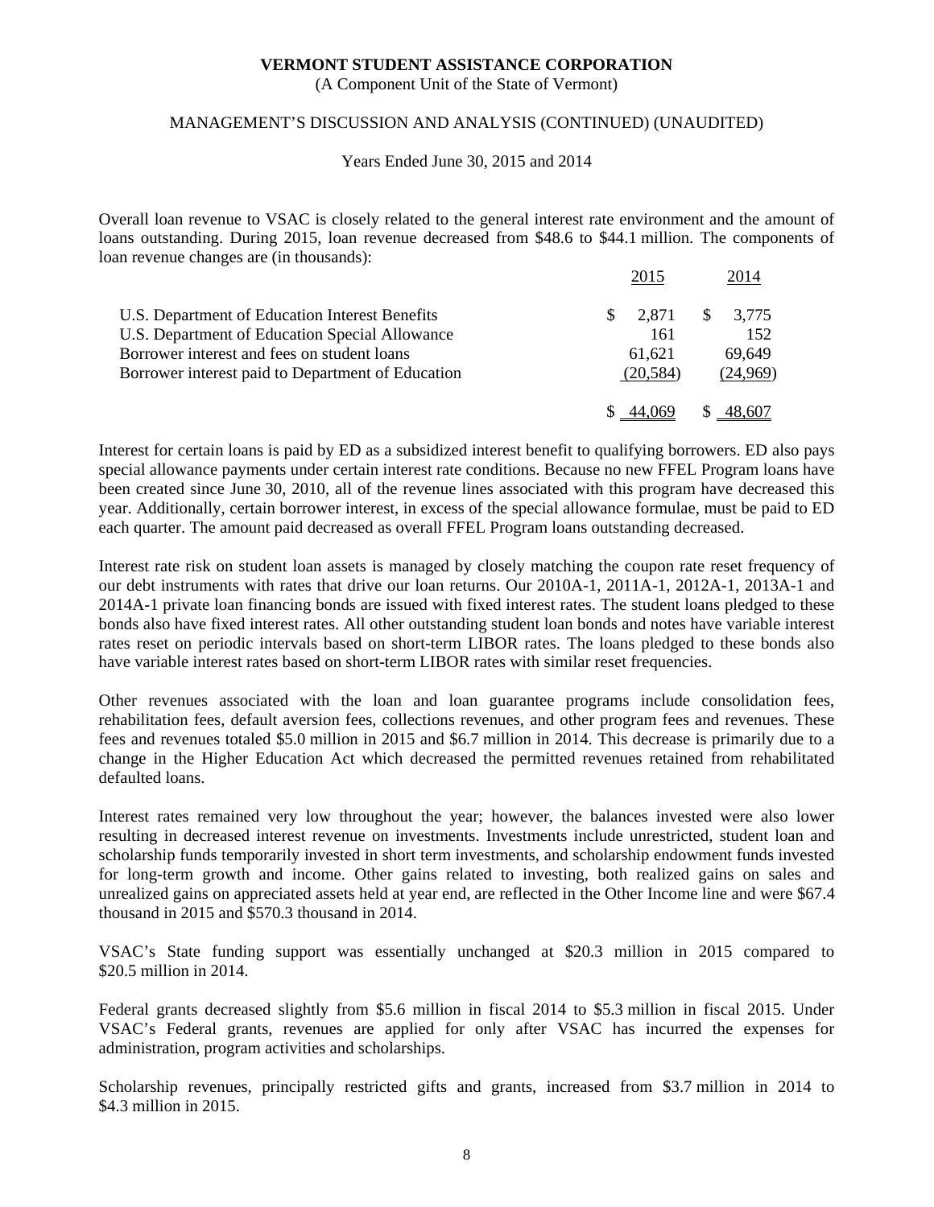Overall loan revenue to VSAC is closely related to the general interest rate environment and the amount of loans outstanding. During 2015, loan revenue decreased from \$48.6 to \$44.1 million. The components of loan revenue changes are (in thousands):

| | 2015 | 2014 |
|---|---|---|
| U.S. Department of Education Interest Benefits | \$ 2,871 | \$ 3,775 |
| U.S. Department of Education Special Allowance | 161 | 152 |
| Borrower interest and fees on student loans | 61,621 | 69,649 |
| Borrower interest paid to Department of Education | (20,584) | (24,969) |
| | \$ 44,069 | \$ 48,607 |

Interest for certain loans is paid by ED as a subsidized interest benefit to qualifying borrowers. ED also pays special allowance payments under certain interest rate conditions. Because no new FFEL Program loans have been created since June 30, 2010, all of the revenue lines associated with this program have decreased this year. Additionally, certain borrower interest, in excess of the special allowance formulae, must be paid to ED each quarter. The amount paid decreased as overall FFEL Program loans outstanding decreased.

Interest rate risk on student loan assets is managed by closely matching the coupon rate reset frequency of our debt instruments with rates that drive our loan returns. Our 2010A-1, 2011A-1, 2012A-1, 2013A-1 and 2014A-1 private loan financing bonds are issued with fixed interest rates. The student loans pledged to these bonds also have fixed interest rates. All other outstanding student loan bonds and notes have variable interest rates reset on periodic intervals based on short-term LIBOR rates. The loans pledged to these bonds also have variable interest rates based on short-term LIBOR rates with similar reset frequencies.

Other revenues associated with the loan and loan guarantee programs include consolidation fees, rehabilitation fees, default aversion fees, collections revenues, and other program fees and revenues. These fees and revenues totaled \$5.0 million in 2015 and \$6.7 million in 2014. This decrease is primarily due to a change in the Higher Education Act which decreased the permitted revenues retained from rehabilitated defaulted loans.

Interest rates remained very low throughout the year; however, the balances invested were also lower resulting in decreased interest revenue on investments. Investments include unrestricted, student loan and scholarship funds temporarily invested in short term investments, and scholarship endowment funds invested for long-term growth and income. Other gains related to investing, both realized gains on sales and unrealized gains on appreciated assets held at year end, are reflected in the Other Income line and were \$67.4 thousand in 2015 and \$570.3 thousand in 2014.

VSAC's State funding support was essentially unchanged at \$20.3 million in 2015 compared to \$20.5 million in 2014.

Federal grants decreased slightly from \$5.6 million in fiscal 2014 to \$5.3 million in fiscal 2015. Under VSAC's Federal grants, revenues are applied for only after VSAC has incurred the expenses for administration, program activities and scholarships.

Scholarship revenues, principally restricted gifts and grants, increased from \$3.7 million in 2014 to \$4.3 million in 2015.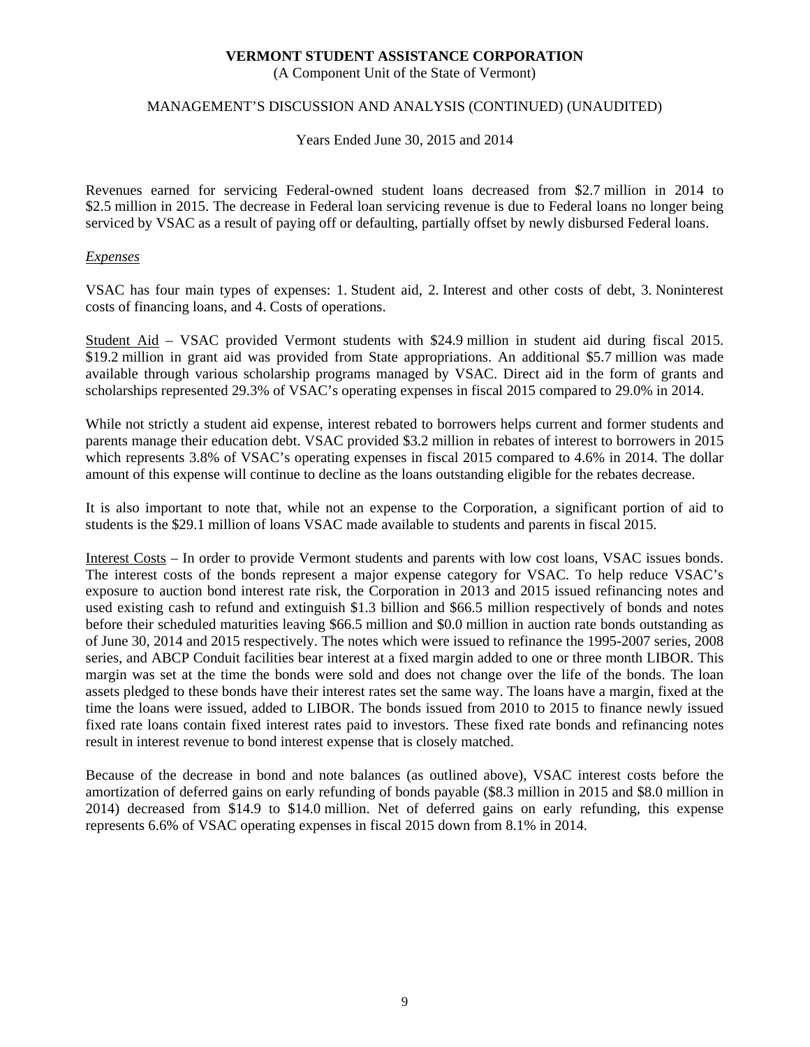Revenues earned for servicing Federal-owned student loans decreased from $2.7 million in 2014 to $2.5 million in 2015. The decrease in Federal loan servicing revenue is due to Federal loans no longer being serviced by VSAC as a result of paying off or defaulting, partially offset by newly disbursed Federal loans.

*Expenses*

VSAC has four main types of expenses: 1. Student aid, 2. Interest and other costs of debt, 3. Noninterest costs of financing loans, and 4. Costs of operations.

Student Aid – VSAC provided Vermont students with $24.9 million in student aid during fiscal 2015. $19.2 million in grant aid was provided from State appropriations. An additional $5.7 million was made available through various scholarship programs managed by VSAC. Direct aid in the form of grants and scholarships represented 29.3% of VSAC's operating expenses in fiscal 2015 compared to 29.0% in 2014.

While not strictly a student aid expense, interest rebated to borrowers helps current and former students and parents manage their education debt. VSAC provided $3.2 million in rebates of interest to borrowers in 2015 which represents 3.8% of VSAC's operating expenses in fiscal 2015 compared to 4.6% in 2014. The dollar amount of this expense will continue to decline as the loans outstanding eligible for the rebates decrease.

It is also important to note that, while not an expense to the Corporation, a significant portion of aid to students is the $29.1 million of loans VSAC made available to students and parents in fiscal 2015.

Interest Costs – In order to provide Vermont students and parents with low cost loans, VSAC issues bonds. The interest costs of the bonds represent a major expense category for VSAC. To help reduce VSAC's exposure to auction bond interest rate risk, the Corporation in 2013 and 2015 issued refinancing notes and used existing cash to refund and extinguish $1.3 billion and $66.5 million respectively of bonds and notes before their scheduled maturities leaving $66.5 million and $0.0 million in auction rate bonds outstanding as of June 30, 2014 and 2015 respectively. The notes which were issued to refinance the 1995-2007 series, 2008 series, and ABCP Conduit facilities bear interest at a fixed margin added to one or three month LIBOR. This margin was set at the time the bonds were sold and does not change over the life of the bonds. The loan assets pledged to these bonds have their interest rates set the same way. The loans have a margin, fixed at the time the loans were issued, added to LIBOR. The bonds issued from 2010 to 2015 to finance newly issued fixed rate loans contain fixed interest rates paid to investors. These fixed rate bonds and refinancing notes result in interest revenue to bond interest expense that is closely matched.

Because of the decrease in bond and note balances (as outlined above), VSAC interest costs before the amortization of deferred gains on early refunding of bonds payable ($8.3 million in 2015 and $8.0 million in 2014) decreased from $14.9 to $14.0 million. Net of deferred gains on early refunding, this expense represents 6.6% of VSAC operating expenses in fiscal 2015 down from 8.1% in 2014.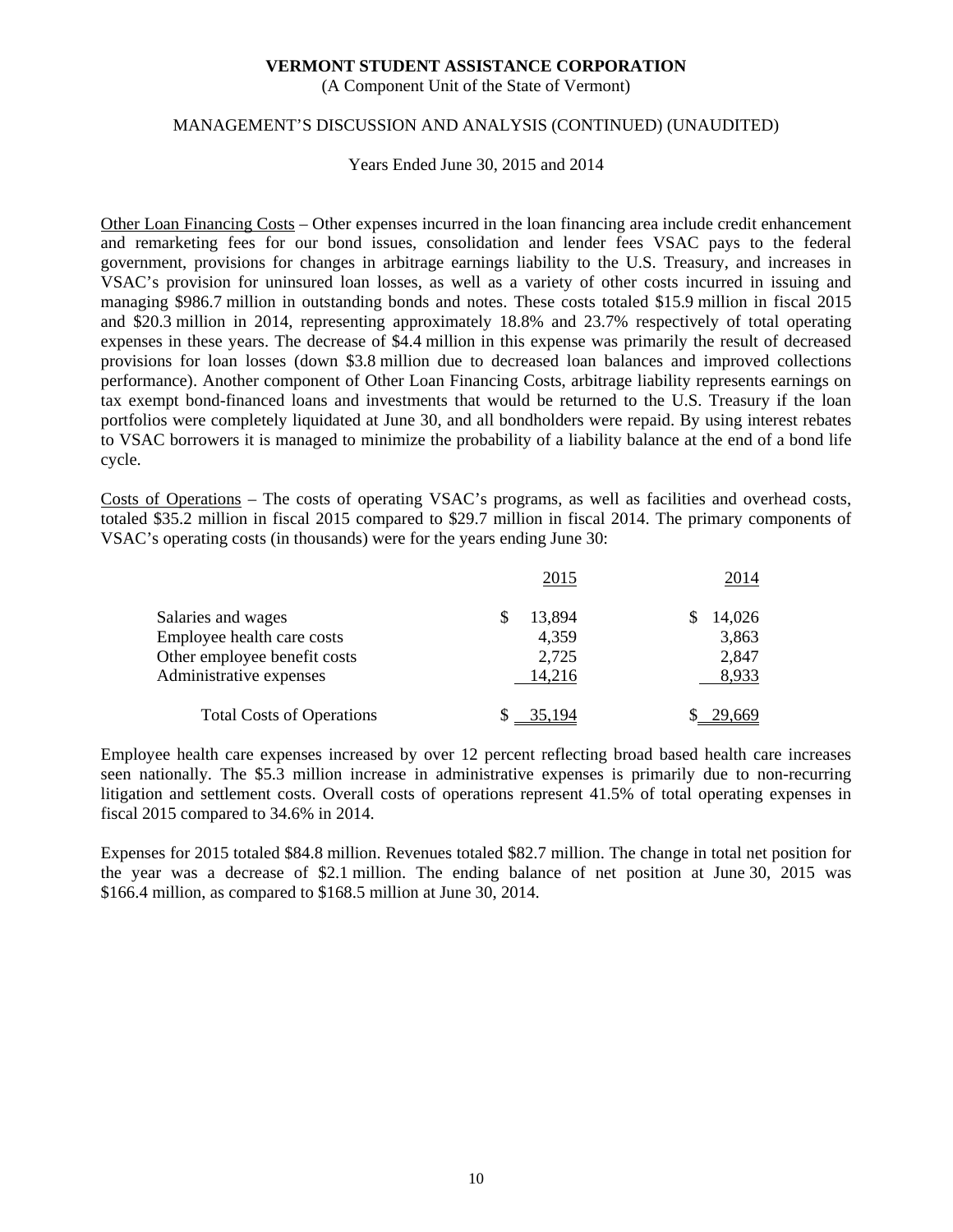Other Loan Financing Costs – Other expenses incurred in the loan financing area include credit enhancement and remarketing fees for our bond issues, consolidation and lender fees VSAC pays to the federal government, provisions for changes in arbitrage earnings liability to the U.S. Treasury, and increases in VSAC's provision for uninsured loan losses, as well as a variety of other costs incurred in issuing and managing \$986.7 million in outstanding bonds and notes. These costs totaled \$15.9 million in fiscal 2015 and \$20.3 million in 2014, representing approximately 18.8% and 23.7% respectively of total operating expenses in these years. The decrease of \$4.4 million in this expense was primarily the result of decreased provisions for loan losses (down \$3.8 million due to decreased loan balances and improved collections performance). Another component of Other Loan Financing Costs, arbitrage liability represents earnings on tax exempt bond-financed loans and investments that would be returned to the U.S. Treasury if the loan portfolios were completely liquidated at June 30, and all bondholders were repaid. By using interest rebates to VSAC borrowers it is managed to minimize the probability of a liability balance at the end of a bond life cycle.

Costs of Operations – The costs of operating VSAC's programs, as well as facilities and overhead costs, totaled \$35.2 million in fiscal 2015 compared to \$29.7 million in fiscal 2014. The primary components of VSAC's operating costs (in thousands) were for the years ending June 30:

| | 2015 | 2014 |
|---|---|---|
| Salaries and wages | $ 13,894 | $ 14,026 |
| Employee health care costs | 4,359 | 3,863 |
| Other employee benefit costs | 2,725 | 2,847 |
| Administrative expenses | 14,216 | 8,933 |
| Total Costs of Operations | $ 35,194 | $ 29,669 |

Employee health care expenses increased by over 12 percent reflecting broad based health care increases seen nationally. The \$5.3 million increase in administrative expenses is primarily due to non-recurring litigation and settlement costs. Overall costs of operations represent 41.5% of total operating expenses in fiscal 2015 compared to 34.6% in 2014.

Expenses for 2015 totaled \$84.8 million. Revenues totaled \$82.7 million. The change in total net position for the year was a decrease of \$2.1 million. The ending balance of net position at June 30, 2015 was \$166.4 million, as compared to \$168.5 million at June 30, 2014.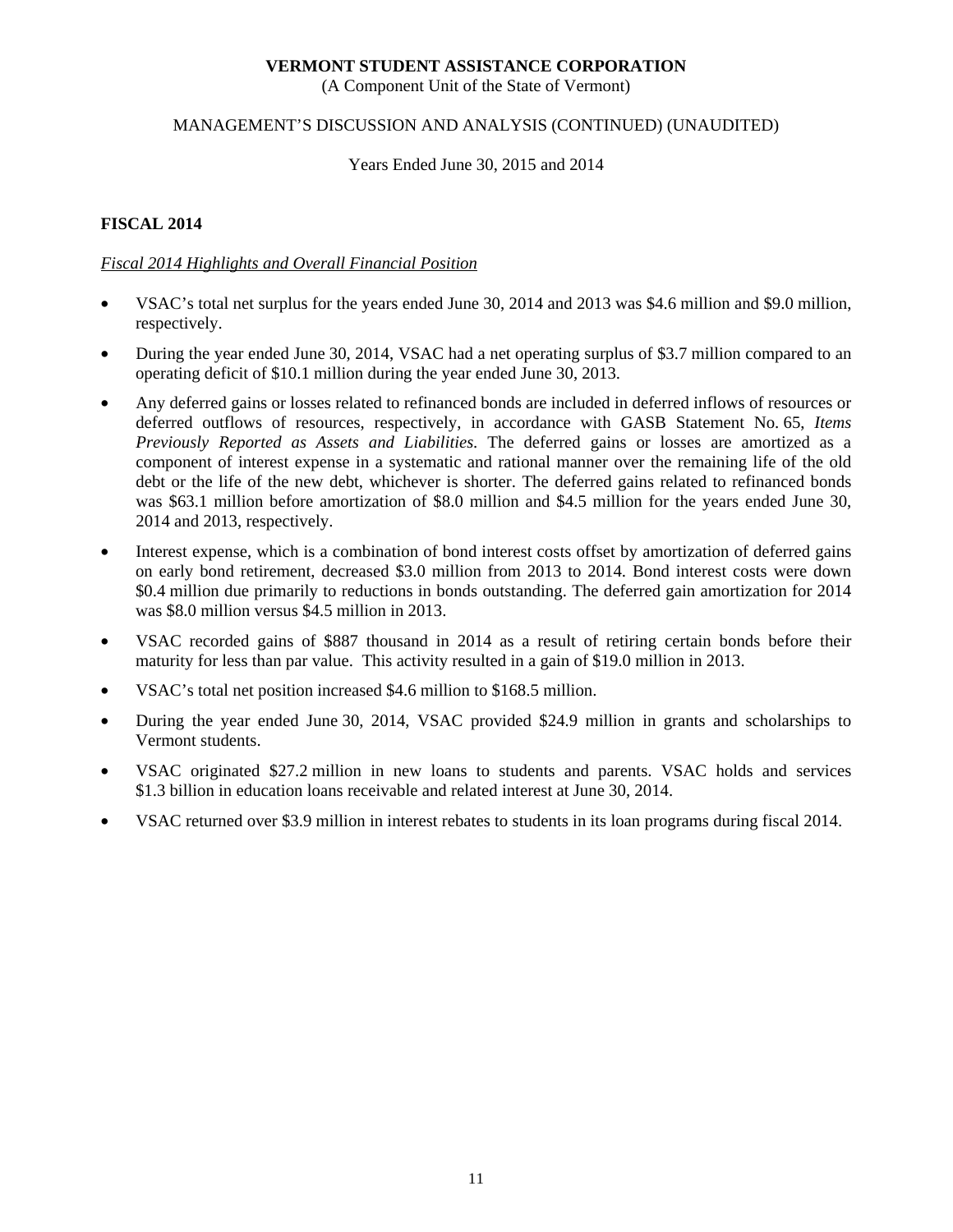## FISCAL 2014

*Fiscal 2014 Highlights and Overall Financial Position*

- VSAC's total net surplus for the years ended June 30, 2014 and 2013 was $4.6 million and $9.0 million, respectively.
- During the year ended June 30, 2014, VSAC had a net operating surplus of $3.7 million compared to an operating deficit of $10.1 million during the year ended June 30, 2013.
- Any deferred gains or losses related to refinanced bonds are included in deferred inflows of resources or deferred outflows of resources, respectively, in accordance with GASB Statement No. 65, *Items Previously Reported as Assets and Liabilities.* The deferred gains or losses are amortized as a component of interest expense in a systematic and rational manner over the remaining life of the old debt or the life of the new debt, whichever is shorter. The deferred gains related to refinanced bonds was $63.1 million before amortization of $8.0 million and $4.5 million for the years ended June 30, 2014 and 2013, respectively.
- Interest expense, which is a combination of bond interest costs offset by amortization of deferred gains on early bond retirement, decreased $3.0 million from 2013 to 2014. Bond interest costs were down $0.4 million due primarily to reductions in bonds outstanding. The deferred gain amortization for 2014 was $8.0 million versus $4.5 million in 2013.
- VSAC recorded gains of $887 thousand in 2014 as a result of retiring certain bonds before their maturity for less than par value. This activity resulted in a gain of $19.0 million in 2013.
- VSAC's total net position increased $4.6 million to $168.5 million.
- During the year ended June 30, 2014, VSAC provided $24.9 million in grants and scholarships to Vermont students.
- VSAC originated $27.2 million in new loans to students and parents. VSAC holds and services $1.3 billion in education loans receivable and related interest at June 30, 2014.
- VSAC returned over $3.9 million in interest rebates to students in its loan programs during fiscal 2014.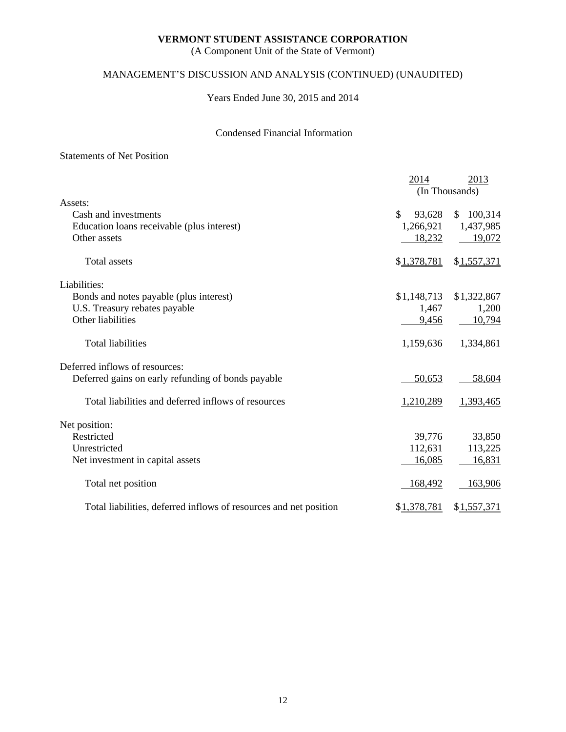**VERMONT STUDENT ASSISTANCE CORPORATION**
(A Component Unit of the State of Vermont)

MANAGEMENT'S DISCUSSION AND ANALYSIS (CONTINUED) (UNAUDITED)

Years Ended June 30, 2015 and 2014

Condensed Financial Information

Statements of Net Position

| | 2014 | 2013 |
|---|---|---|
| | (In Thousands) | |
| Assets: | | |
| Cash and investments | $ 93,628 | $ 100,314 |
| Education loans receivable (plus interest) | 1,266,921 | 1,437,985 |
| Other assets | 18,232 | 19,072 |
| Total assets | $1,378,781 | $1,557,371 |
| Liabilities: | | |
| Bonds and notes payable (plus interest) | $1,148,713 | $1,322,867 |
| U.S. Treasury rebates payable | 1,467 | 1,200 |
| Other liabilities | 9,456 | 10,794 |
| Total liabilities | 1,159,636 | 1,334,861 |
| Deferred inflows of resources: | | |
| Deferred gains on early refunding of bonds payable | 50,653 | 58,604 |
| Total liabilities and deferred inflows of resources | 1,210,289 | 1,393,465 |
| Net position: | | |
| Restricted | 39,776 | 33,850 |
| Unrestricted | 112,631 | 113,225 |
| Net investment in capital assets | 16,085 | 16,831 |
| Total net position | 168,492 | 163,906 |
| Total liabilities, deferred inflows of resources and net position | $1,378,781 | $1,557,371 |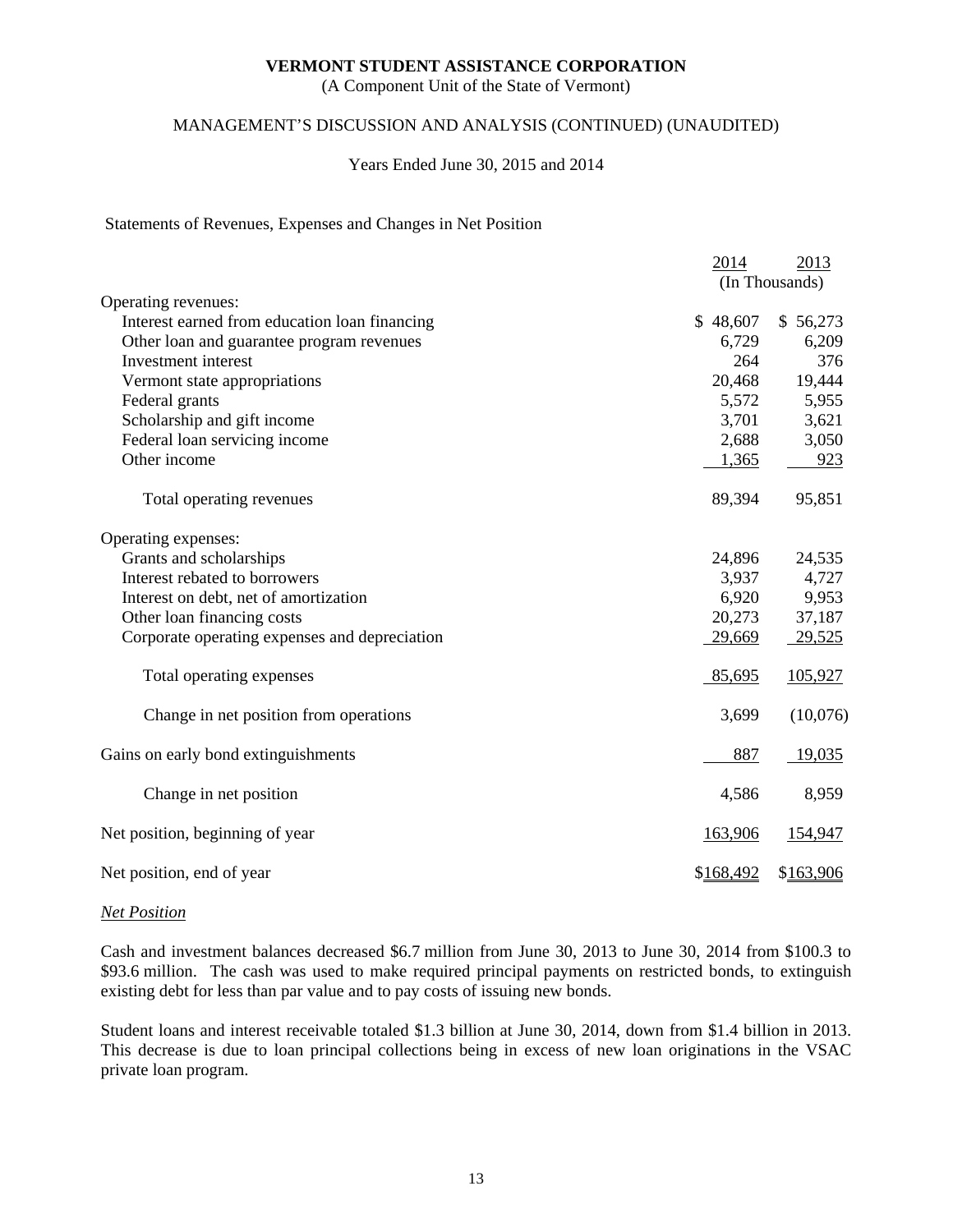**VERMONT STUDENT ASSISTANCE CORPORATION**
(A Component Unit of the State of Vermont)

MANAGEMENT'S DISCUSSION AND ANALYSIS (CONTINUED) (UNAUDITED)

Years Ended June 30, 2015 and 2014

Statements of Revenues, Expenses and Changes in Net Position

| | 2014 | 2013 |
|---|---|---|
| | (In Thousands) | |
| Operating revenues: | | |
| Interest earned from education loan financing | $ 48,607 | $ 56,273 |
| Other loan and guarantee program revenues | 6,729 | 6,209 |
| Investment interest | 264 | 376 |
| Vermont state appropriations | 20,468 | 19,444 |
| Federal grants | 5,572 | 5,955 |
| Scholarship and gift income | 3,701 | 3,621 |
| Federal loan servicing income | 2,688 | 3,050 |
| Other income | 1,365 | 923 |
| Total operating revenues | 89,394 | 95,851 |
| Operating expenses: | | |
| Grants and scholarships | 24,896 | 24,535 |
| Interest rebated to borrowers | 3,937 | 4,727 |
| Interest on debt, net of amortization | 6,920 | 9,953 |
| Other loan financing costs | 20,273 | 37,187 |
| Corporate operating expenses and depreciation | 29,669 | 29,525 |
| Total operating expenses | 85,695 | 105,927 |
| Change in net position from operations | 3,699 | (10,076) |
| Gains on early bond extinguishments | 887 | 19,035 |
| Change in net position | 4,586 | 8,959 |
| Net position, beginning of year | 163,906 | 154,947 |
| Net position, end of year | $168,492 | $163,906 |

*Net Position*

Cash and investment balances decreased $6.7 million from June 30, 2013 to June 30, 2014 from $100.3 to $93.6 million. The cash was used to make required principal payments on restricted bonds, to extinguish existing debt for less than par value and to pay costs of issuing new bonds.

Student loans and interest receivable totaled $1.3 billion at June 30, 2014, down from $1.4 billion in 2013. This decrease is due to loan principal collections being in excess of new loan originations in the VSAC private loan program.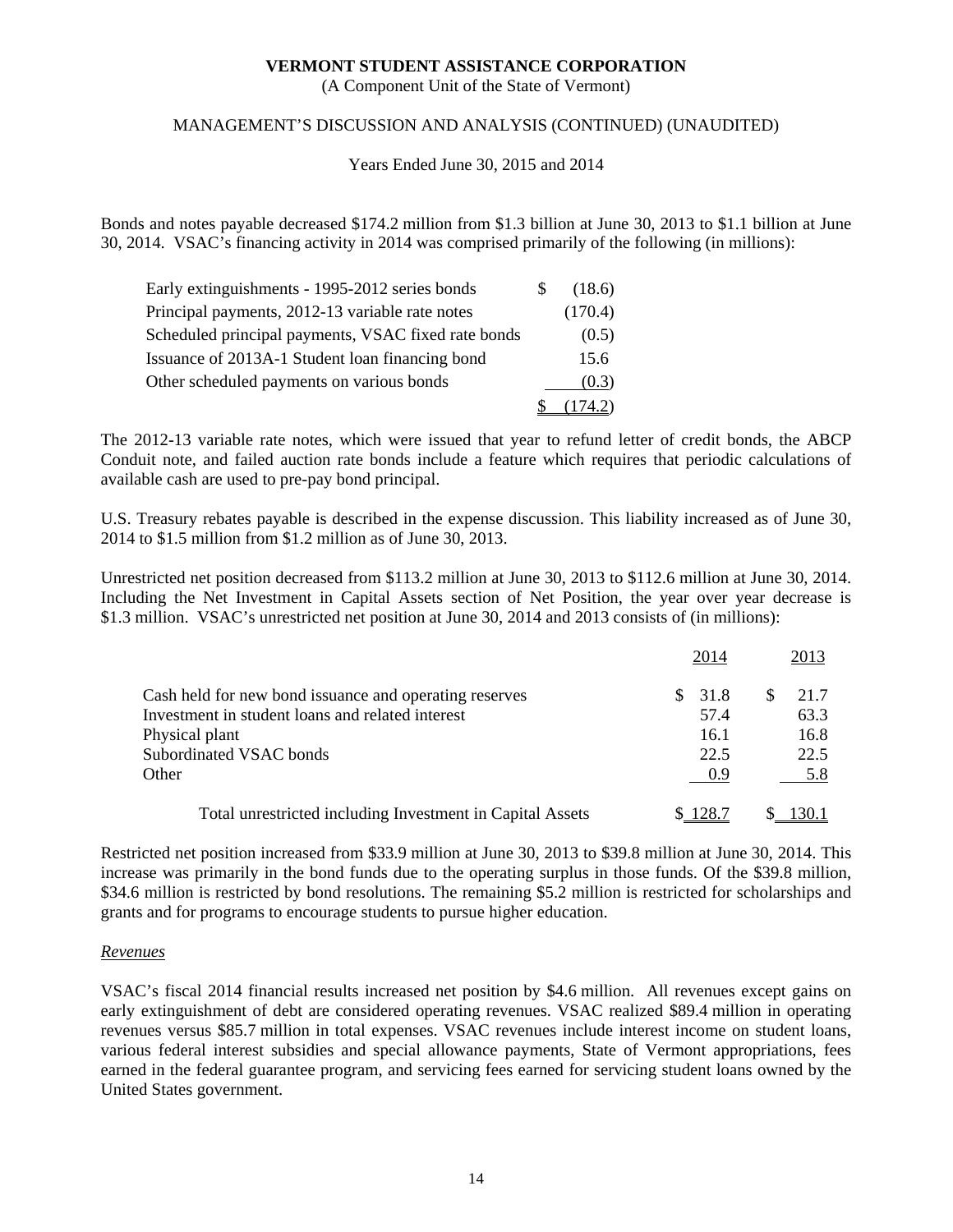**VERMONT STUDENT ASSISTANCE CORPORATION**
(A Component Unit of the State of Vermont)

MANAGEMENT'S DISCUSSION AND ANALYSIS (CONTINUED) (UNAUDITED)

Years Ended June 30, 2015 and 2014

Bonds and notes payable decreased $174.2 million from $1.3 billion at June 30, 2013 to $1.1 billion at June 30, 2014. VSAC's financing activity in 2014 was comprised primarily of the following (in millions):

| | |
|---|---|
| Early extinguishments - 1995-2012 series bonds | $ (18.6) |
| Principal payments, 2012-13 variable rate notes | (170.4) |
| Scheduled principal payments, VSAC fixed rate bonds | (0.5) |
| Issuance of 2013A-1 Student loan financing bond | 15.6 |
| Other scheduled payments on various bonds | (0.3) |
| | $ (174.2) |

The 2012-13 variable rate notes, which were issued that year to refund letter of credit bonds, the ABCP Conduit note, and failed auction rate bonds include a feature which requires that periodic calculations of available cash are used to pre-pay bond principal.

U.S. Treasury rebates payable is described in the expense discussion. This liability increased as of June 30, 2014 to $1.5 million from $1.2 million as of June 30, 2013.

Unrestricted net position decreased from $113.2 million at June 30, 2013 to $112.6 million at June 30, 2014. Including the Net Investment in Capital Assets section of Net Position, the year over year decrease is $1.3 million. VSAC's unrestricted net position at June 30, 2014 and 2013 consists of (in millions):

| | 2014 | 2013 |
|---|---|---|
| Cash held for new bond issuance and operating reserves | $ 31.8 | $ 21.7 |
| Investment in student loans and related interest | 57.4 | 63.3 |
| Physical plant | 16.1 | 16.8 |
| Subordinated VSAC bonds | 22.5 | 22.5 |
| Other | 0.9 | 5.8 |
| Total unrestricted including Investment in Capital Assets | $ 128.7 | $ 130.1 |

Restricted net position increased from $33.9 million at June 30, 2013 to $39.8 million at June 30, 2014. This increase was primarily in the bond funds due to the operating surplus in those funds. Of the $39.8 million, $34.6 million is restricted by bond resolutions. The remaining $5.2 million is restricted for scholarships and grants and for programs to encourage students to pursue higher education.

*Revenues*

VSAC's fiscal 2014 financial results increased net position by $4.6 million. All revenues except gains on early extinguishment of debt are considered operating revenues. VSAC realized $89.4 million in operating revenues versus $85.7 million in total expenses. VSAC revenues include interest income on student loans, various federal interest subsidies and special allowance payments, State of Vermont appropriations, fees earned in the federal guarantee program, and servicing fees earned for servicing student loans owned by the United States government.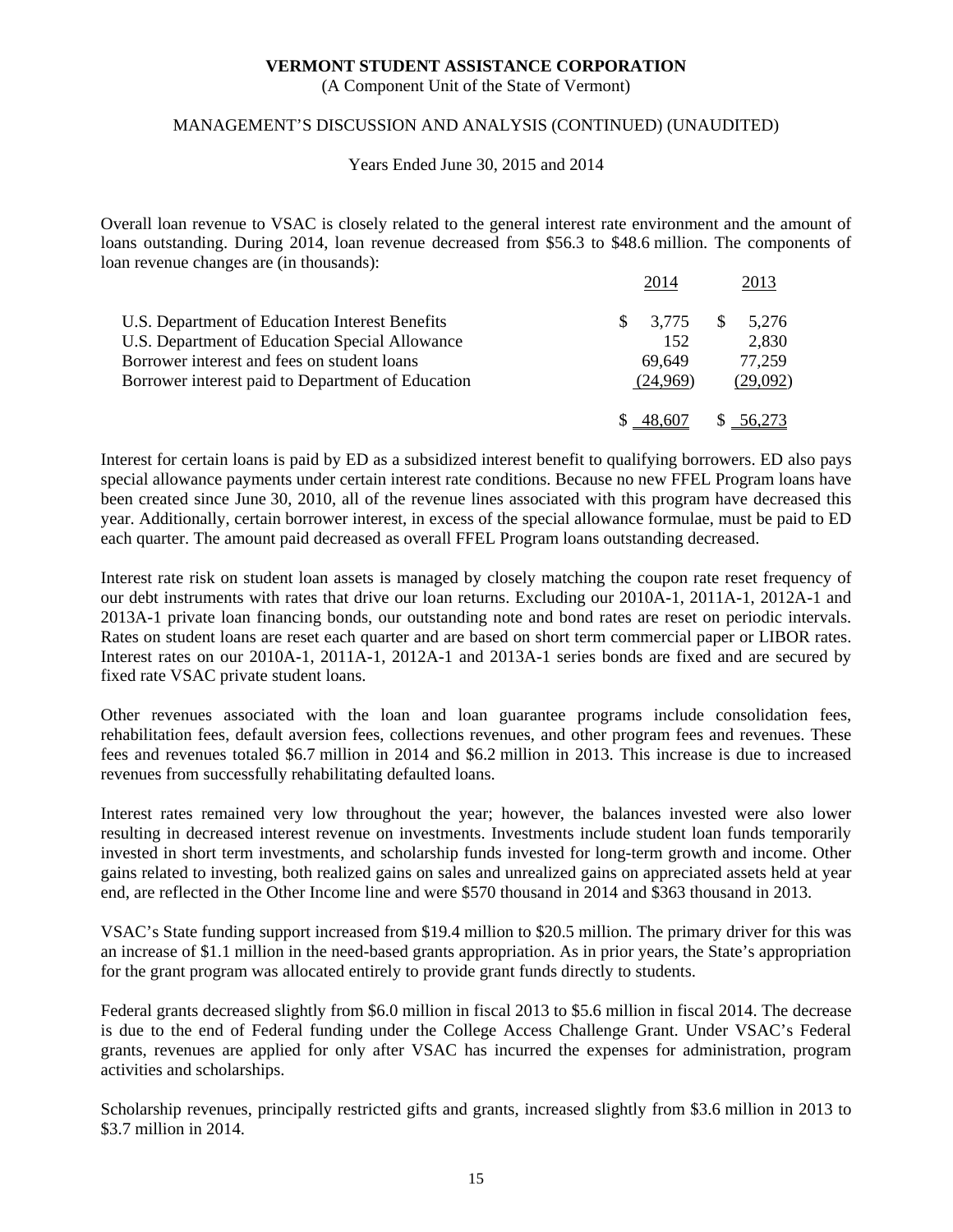**VERMONT STUDENT ASSISTANCE CORPORATION**
(A Component Unit of the State of Vermont)

MANAGEMENT'S DISCUSSION AND ANALYSIS (CONTINUED) (UNAUDITED)

Years Ended June 30, 2015 and 2014

Overall loan revenue to VSAC is closely related to the general interest rate environment and the amount of loans outstanding. During 2014, loan revenue decreased from $56.3 to $48.6 million. The components of loan revenue changes are (in thousands):

| | 2014 | 2013 |
|---|---|---|
| U.S. Department of Education Interest Benefits | $ 3,775 | $ 5,276 |
| U.S. Department of Education Special Allowance | 152 | 2,830 |
| Borrower interest and fees on student loans | 69,649 | 77,259 |
| Borrower interest paid to Department of Education | (24,969) | (29,092) |
| | $ 48,607 | $ 56,273 |

Interest for certain loans is paid by ED as a subsidized interest benefit to qualifying borrowers. ED also pays special allowance payments under certain interest rate conditions. Because no new FFEL Program loans have been created since June 30, 2010, all of the revenue lines associated with this program have decreased this year. Additionally, certain borrower interest, in excess of the special allowance formulae, must be paid to ED each quarter. The amount paid decreased as overall FFEL Program loans outstanding decreased.

Interest rate risk on student loan assets is managed by closely matching the coupon rate reset frequency of our debt instruments with rates that drive our loan returns. Excluding our 2010A-1, 2011A-1, 2012A-1 and 2013A-1 private loan financing bonds, our outstanding note and bond rates are reset on periodic intervals. Rates on student loans are reset each quarter and are based on short term commercial paper or LIBOR rates. Interest rates on our 2010A-1, 2011A-1, 2012A-1 and 2013A-1 series bonds are fixed and are secured by fixed rate VSAC private student loans.

Other revenues associated with the loan and loan guarantee programs include consolidation fees, rehabilitation fees, default aversion fees, collections revenues, and other program fees and revenues. These fees and revenues totaled $6.7 million in 2014 and $6.2 million in 2013. This increase is due to increased revenues from successfully rehabilitating defaulted loans.

Interest rates remained very low throughout the year; however, the balances invested were also lower resulting in decreased interest revenue on investments. Investments include student loan funds temporarily invested in short term investments, and scholarship funds invested for long-term growth and income. Other gains related to investing, both realized gains on sales and unrealized gains on appreciated assets held at year end, are reflected in the Other Income line and were $570 thousand in 2014 and $363 thousand in 2013.

VSAC's State funding support increased from $19.4 million to $20.5 million. The primary driver for this was an increase of $1.1 million in the need-based grants appropriation. As in prior years, the State's appropriation for the grant program was allocated entirely to provide grant funds directly to students.

Federal grants decreased slightly from $6.0 million in fiscal 2013 to $5.6 million in fiscal 2014. The decrease is due to the end of Federal funding under the College Access Challenge Grant. Under VSAC's Federal grants, revenues are applied for only after VSAC has incurred the expenses for administration, program activities and scholarships.

Scholarship revenues, principally restricted gifts and grants, increased slightly from $3.6 million in 2013 to $3.7 million in 2014.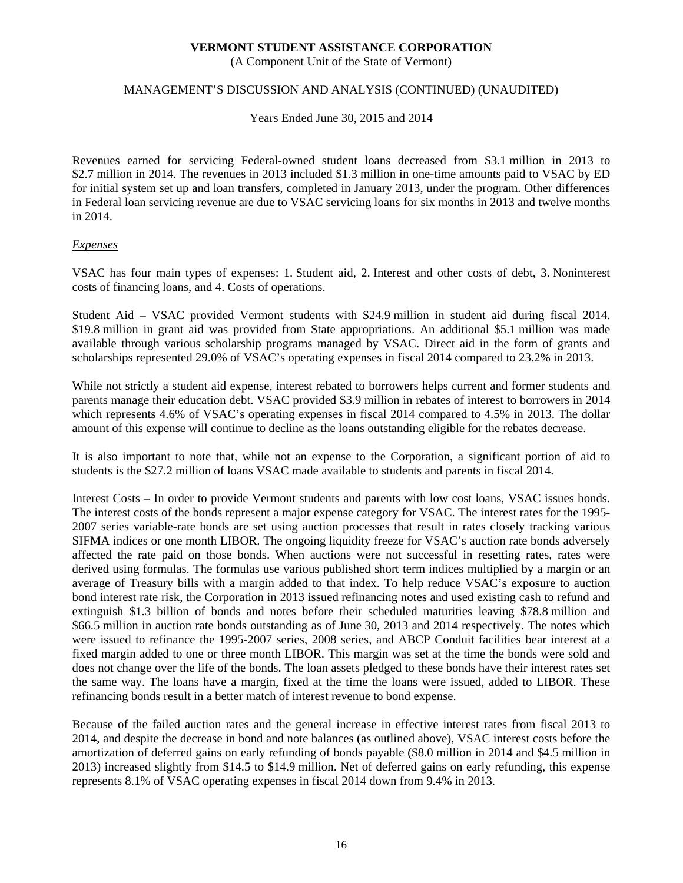Revenues earned for servicing Federal-owned student loans decreased from $3.1 million in 2013 to $2.7 million in 2014. The revenues in 2013 included $1.3 million in one-time amounts paid to VSAC by ED for initial system set up and loan transfers, completed in January 2013, under the program. Other differences in Federal loan servicing revenue are due to VSAC servicing loans for six months in 2013 and twelve months in 2014.

*Expenses*

VSAC has four main types of expenses: 1. Student aid, 2. Interest and other costs of debt, 3. Noninterest costs of financing loans, and 4. Costs of operations.

Student Aid – VSAC provided Vermont students with $24.9 million in student aid during fiscal 2014. $19.8 million in grant aid was provided from State appropriations. An additional $5.1 million was made available through various scholarship programs managed by VSAC. Direct aid in the form of grants and scholarships represented 29.0% of VSAC's operating expenses in fiscal 2014 compared to 23.2% in 2013.

While not strictly a student aid expense, interest rebated to borrowers helps current and former students and parents manage their education debt. VSAC provided $3.9 million in rebates of interest to borrowers in 2014 which represents 4.6% of VSAC's operating expenses in fiscal 2014 compared to 4.5% in 2013. The dollar amount of this expense will continue to decline as the loans outstanding eligible for the rebates decrease.

It is also important to note that, while not an expense to the Corporation, a significant portion of aid to students is the $27.2 million of loans VSAC made available to students and parents in fiscal 2014.

Interest Costs – In order to provide Vermont students and parents with low cost loans, VSAC issues bonds. The interest costs of the bonds represent a major expense category for VSAC. The interest rates for the 1995-2007 series variable-rate bonds are set using auction processes that result in rates closely tracking various SIFMA indices or one month LIBOR. The ongoing liquidity freeze for VSAC's auction rate bonds adversely affected the rate paid on those bonds. When auctions were not successful in resetting rates, rates were derived using formulas. The formulas use various published short term indices multiplied by a margin or an average of Treasury bills with a margin added to that index. To help reduce VSAC's exposure to auction bond interest rate risk, the Corporation in 2013 issued refinancing notes and used existing cash to refund and extinguish $1.3 billion of bonds and notes before their scheduled maturities leaving $78.8 million and $66.5 million in auction rate bonds outstanding as of June 30, 2013 and 2014 respectively. The notes which were issued to refinance the 1995-2007 series, 2008 series, and ABCP Conduit facilities bear interest at a fixed margin added to one or three month LIBOR. This margin was set at the time the bonds were sold and does not change over the life of the bonds. The loan assets pledged to these bonds have their interest rates set the same way. The loans have a margin, fixed at the time the loans were issued, added to LIBOR. These refinancing bonds result in a better match of interest revenue to bond expense.

Because of the failed auction rates and the general increase in effective interest rates from fiscal 2013 to 2014, and despite the decrease in bond and note balances (as outlined above), VSAC interest costs before the amortization of deferred gains on early refunding of bonds payable ($8.0 million in 2014 and $4.5 million in 2013) increased slightly from $14.5 to $14.9 million. Net of deferred gains on early refunding, this expense represents 8.1% of VSAC operating expenses in fiscal 2014 down from 9.4% in 2013.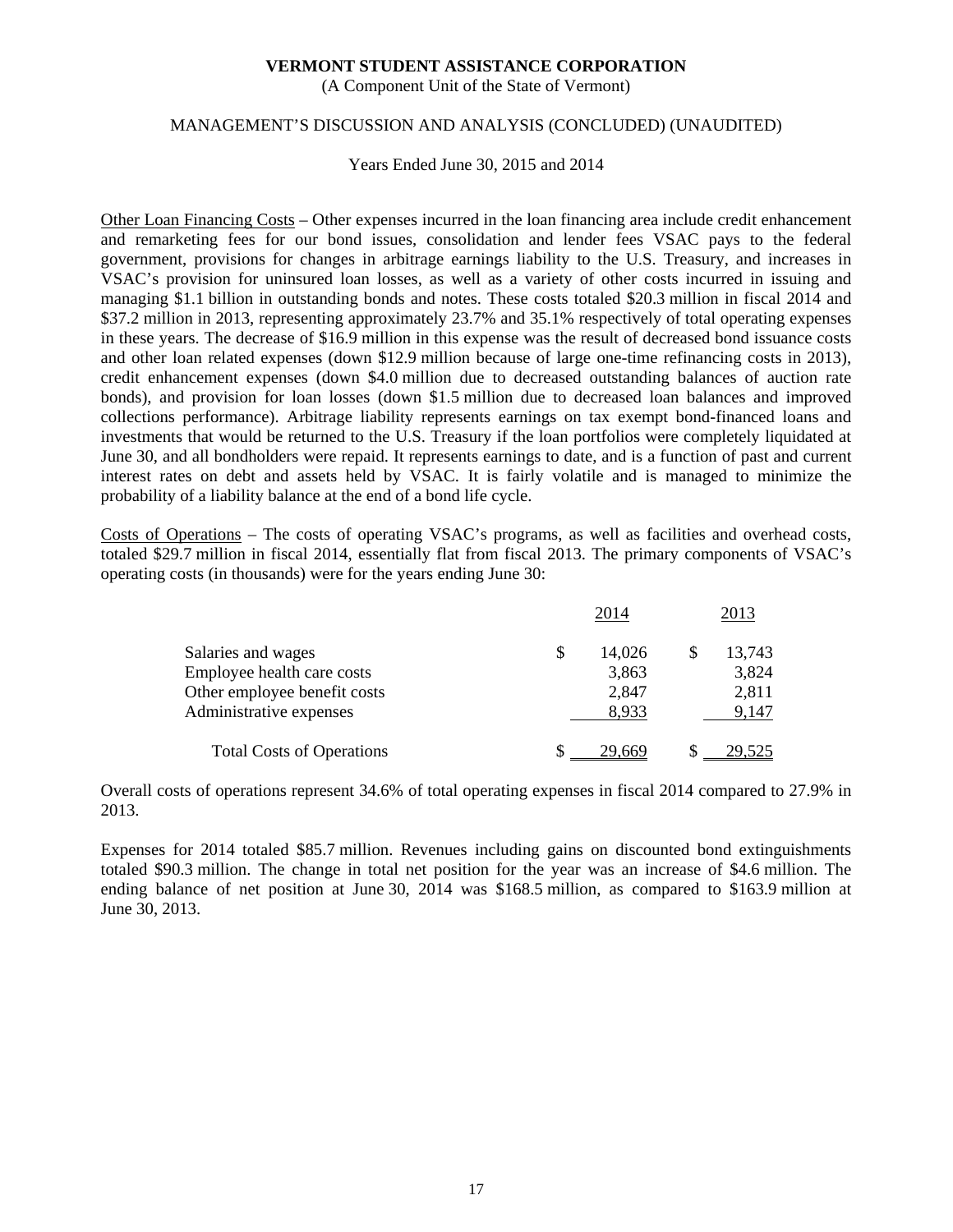**VERMONT STUDENT ASSISTANCE CORPORATION**
(A Component Unit of the State of Vermont)

MANAGEMENT'S DISCUSSION AND ANALYSIS (CONCLUDED) (UNAUDITED)

Years Ended June 30, 2015 and 2014

Other Loan Financing Costs – Other expenses incurred in the loan financing area include credit enhancement and remarketing fees for our bond issues, consolidation and lender fees VSAC pays to the federal government, provisions for changes in arbitrage earnings liability to the U.S. Treasury, and increases in VSAC's provision for uninsured loan losses, as well as a variety of other costs incurred in issuing and managing $1.1 billion in outstanding bonds and notes. These costs totaled $20.3 million in fiscal 2014 and $37.2 million in 2013, representing approximately 23.7% and 35.1% respectively of total operating expenses in these years. The decrease of $16.9 million in this expense was the result of decreased bond issuance costs and other loan related expenses (down $12.9 million because of large one-time refinancing costs in 2013), credit enhancement expenses (down $4.0 million due to decreased outstanding balances of auction rate bonds), and provision for loan losses (down $1.5 million due to decreased loan balances and improved collections performance). Arbitrage liability represents earnings on tax exempt bond-financed loans and investments that would be returned to the U.S. Treasury if the loan portfolios were completely liquidated at June 30, and all bondholders were repaid. It represents earnings to date, and is a function of past and current interest rates on debt and assets held by VSAC. It is fairly volatile and is managed to minimize the probability of a liability balance at the end of a bond life cycle.

Costs of Operations – The costs of operating VSAC's programs, as well as facilities and overhead costs, totaled $29.7 million in fiscal 2014, essentially flat from fiscal 2013. The primary components of VSAC's operating costs (in thousands) were for the years ending June 30:

| | 2014 | 2013 |
|---|---|---|
| Salaries and wages | $ 14,026 | $ 13,743 |
| Employee health care costs | 3,863 | 3,824 |
| Other employee benefit costs | 2,847 | 2,811 |
| Administrative expenses | 8,933 | 9,147 |
| Total Costs of Operations | $ 29,669 | $ 29,525 |

Overall costs of operations represent 34.6% of total operating expenses in fiscal 2014 compared to 27.9% in 2013.

Expenses for 2014 totaled $85.7 million. Revenues including gains on discounted bond extinguishments totaled $90.3 million. The change in total net position for the year was an increase of $4.6 million. The ending balance of net position at June 30, 2014 was $168.5 million, as compared to $163.9 million at June 30, 2013.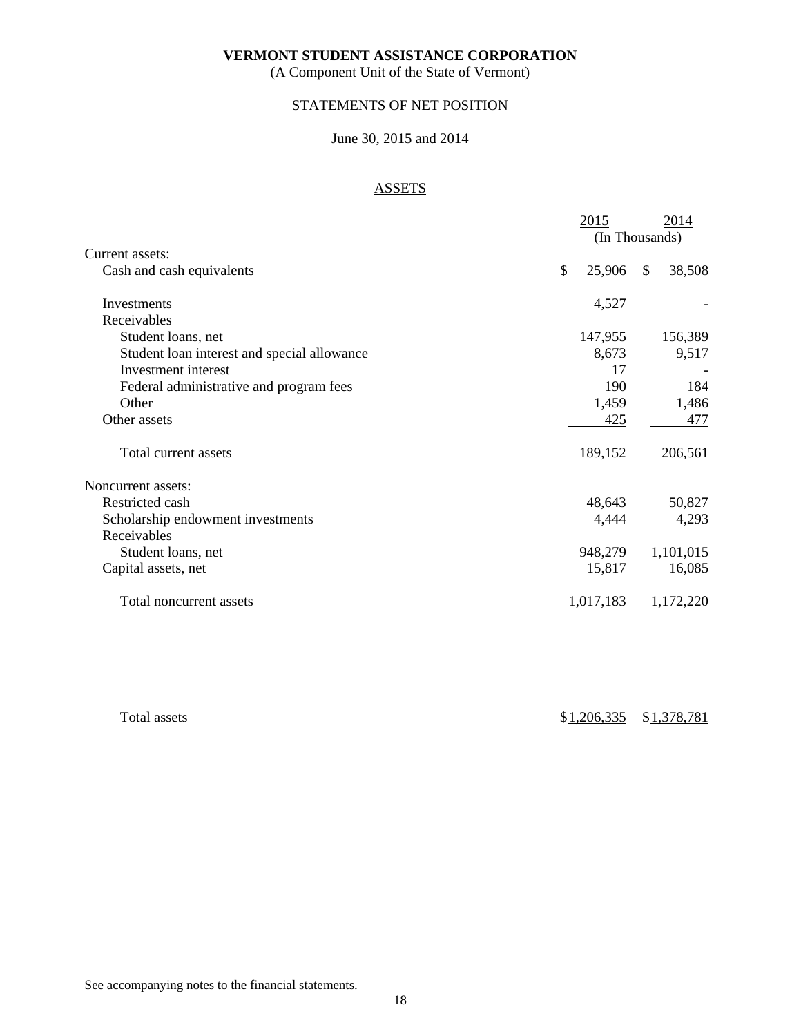**VERMONT STUDENT ASSISTANCE CORPORATION**
(A Component Unit of the State of Vermont)

STATEMENTS OF NET POSITION

June 30, 2015 and 2014

ASSETS

| | 2015 | 2014 |
|---|---|---|
| | (In Thousands) | |
| Current assets: | | |
| Cash and cash equivalents | $ 25,906 | $ 38,508 |
| Investments | 4,527 | - |
| Receivables | | |
| Student loans, net | 147,955 | 156,389 |
| Student loan interest and special allowance | 8,673 | 9,517 |
| Investment interest | 17 | - |
| Federal administrative and program fees | 190 | 184 |
| Other | 1,459 | 1,486 |
| Other assets | 425 | 477 |
| Total current assets | 189,152 | 206,561 |
| Noncurrent assets: | | |
| Restricted cash | 48,643 | 50,827 |
| Scholarship endowment investments | 4,444 | 4,293 |
| Receivables | | |
| Student loans, net | 948,279 | 1,101,015 |
| Capital assets, net | 15,817 | 16,085 |
| Total noncurrent assets | 1,017,183 | 1,172,220 |
| Total assets | $1,206,335 | $1,378,781 |

See accompanying notes to the financial statements.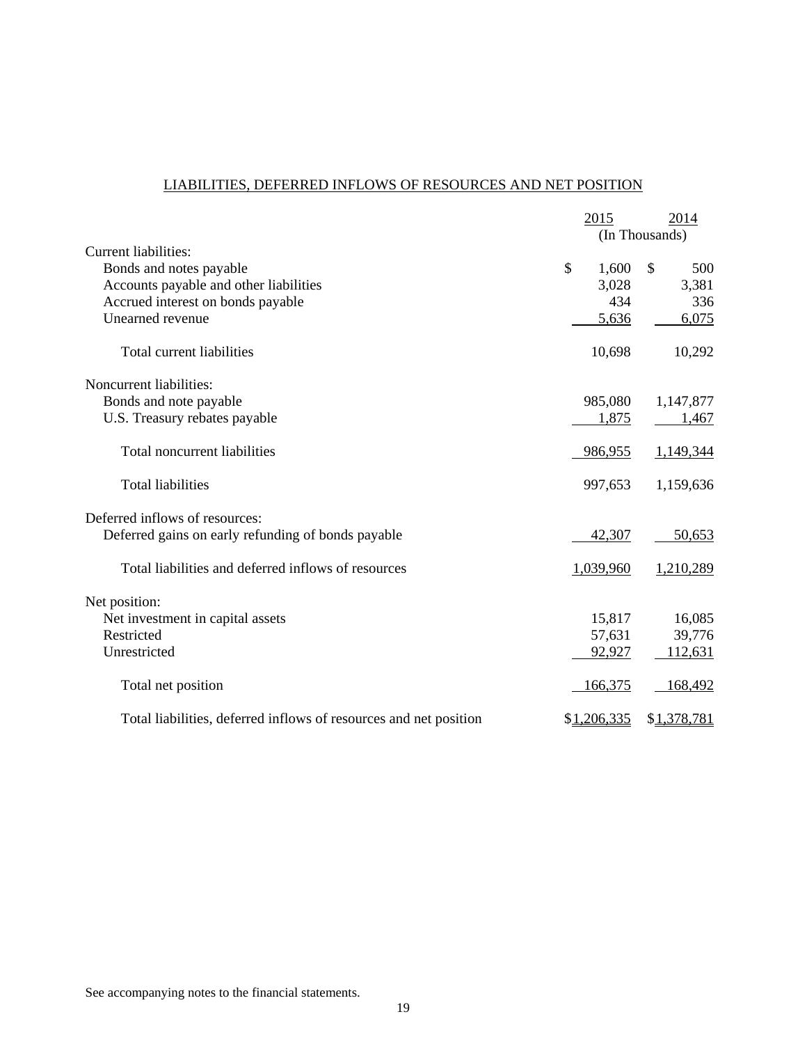## LIABILITIES, DEFERRED INFLOWS OF RESOURCES AND NET POSITION

| | 2015 | 2014 |
|---|---|---|
| | (In Thousands) | |
| Current liabilities: | | |
| Bonds and notes payable | $ 1,600 | $ 500 |
| Accounts payable and other liabilities | 3,028 | 3,381 |
| Accrued interest on bonds payable | 434 | 336 |
| Unearned revenue | 5,636 | 6,075 |
| Total current liabilities | 10,698 | 10,292 |
| Noncurrent liabilities: | | |
| Bonds and note payable | 985,080 | 1,147,877 |
| U.S. Treasury rebates payable | 1,875 | 1,467 |
| Total noncurrent liabilities | 986,955 | 1,149,344 |
| Total liabilities | 997,653 | 1,159,636 |
| Deferred inflows of resources: | | |
| Deferred gains on early refunding of bonds payable | 42,307 | 50,653 |
| Total liabilities and deferred inflows of resources | 1,039,960 | 1,210,289 |
| Net position: | | |
| Net investment in capital assets | 15,817 | 16,085 |
| Restricted | 57,631 | 39,776 |
| Unrestricted | 92,927 | 112,631 |
| Total net position | 166,375 | 168,492 |
| Total liabilities, deferred inflows of resources and net position | $1,206,335 | $1,378,781 |

See accompanying notes to the financial statements.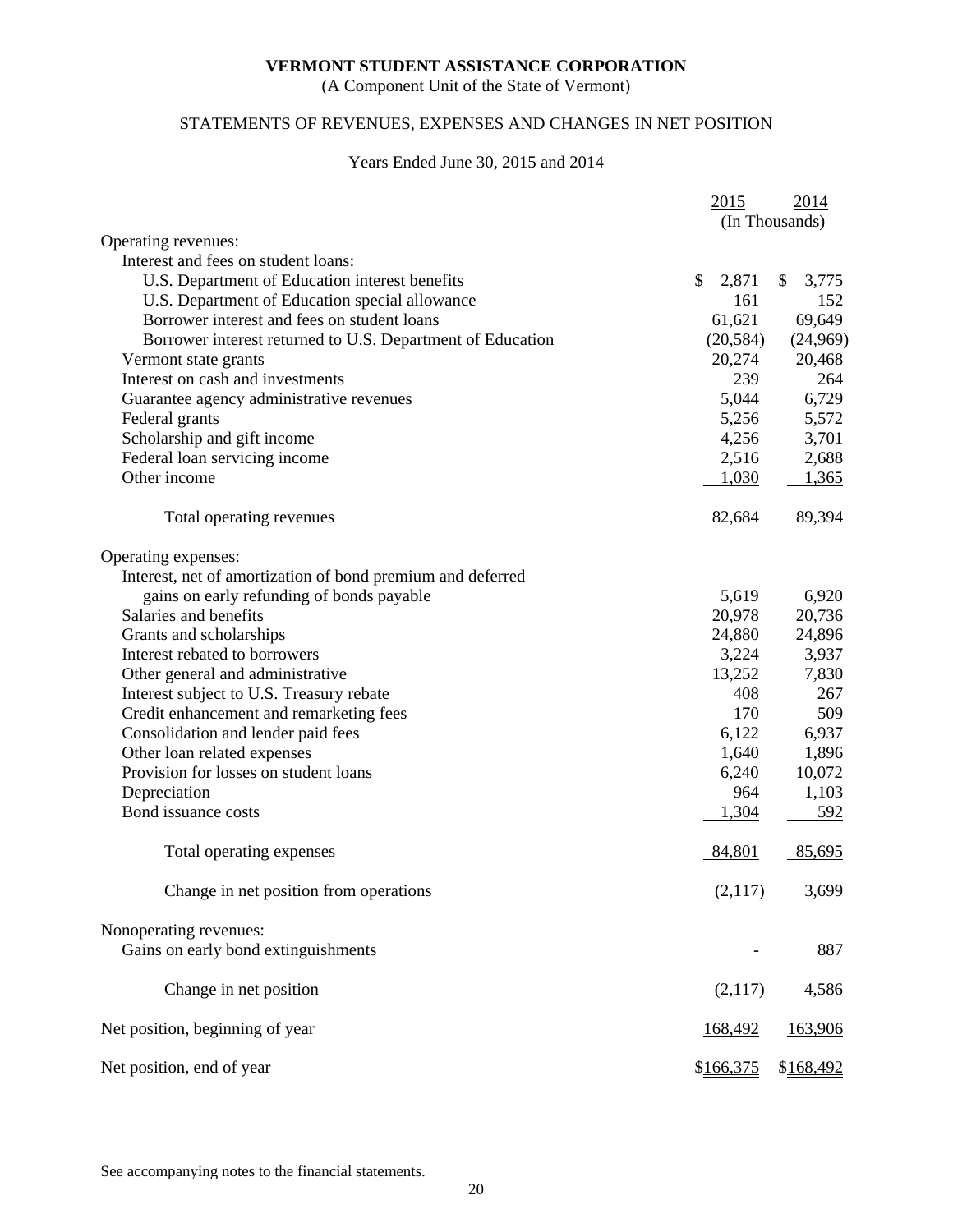# VERMONT STUDENT ASSISTANCE CORPORATION

(A Component Unit of the State of Vermont)

## STATEMENTS OF REVENUES, EXPENSES AND CHANGES IN NET POSITION

Years Ended June 30, 2015 and 2014

| | 2015 | 2014 |
|---|---|---|
| | (In Thousands) | |
| Operating revenues: | | |
| Interest and fees on student loans: | | |
| U.S. Department of Education interest benefits | $ 2,871 | $ 3,775 |
| U.S. Department of Education special allowance | 161 | 152 |
| Borrower interest and fees on student loans | 61,621 | 69,649 |
| Borrower interest returned to U.S. Department of Education | (20,584) | (24,969) |
| Vermont state grants | 20,274 | 20,468 |
| Interest on cash and investments | 239 | 264 |
| Guarantee agency administrative revenues | 5,044 | 6,729 |
| Federal grants | 5,256 | 5,572 |
| Scholarship and gift income | 4,256 | 3,701 |
| Federal loan servicing income | 2,516 | 2,688 |
| Other income | 1,030 | 1,365 |
| Total operating revenues | 82,684 | 89,394 |
| Operating expenses: | | |
| Interest, net of amortization of bond premium and deferred gains on early refunding of bonds payable | 5,619 | 6,920 |
| Salaries and benefits | 20,978 | 20,736 |
| Grants and scholarships | 24,880 | 24,896 |
| Interest rebated to borrowers | 3,224 | 3,937 |
| Other general and administrative | 13,252 | 7,830 |
| Interest subject to U.S. Treasury rebate | 408 | 267 |
| Credit enhancement and remarketing fees | 170 | 509 |
| Consolidation and lender paid fees | 6,122 | 6,937 |
| Other loan related expenses | 1,640 | 1,896 |
| Provision for losses on student loans | 6,240 | 10,072 |
| Depreciation | 964 | 1,103 |
| Bond issuance costs | 1,304 | 592 |
| Total operating expenses | 84,801 | 85,695 |
| Change in net position from operations | (2,117) | 3,699 |
| Nonoperating revenues: | | |
| Gains on early bond extinguishments | - | 887 |
| Change in net position | (2,117) | 4,586 |
| Net position, beginning of year | 168,492 | 163,906 |
| Net position, end of year | $166,375 | $168,492 |

See accompanying notes to the financial statements.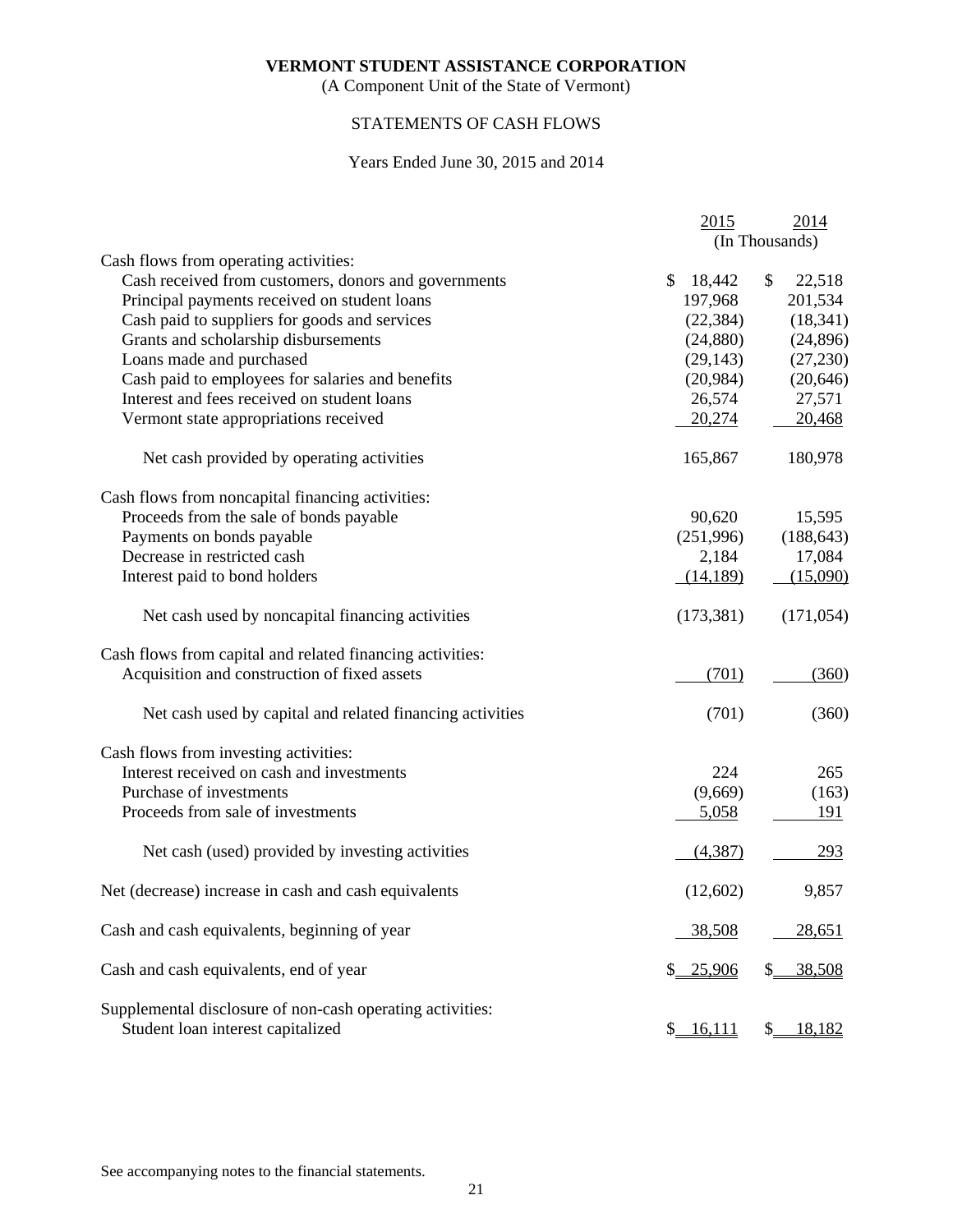**VERMONT STUDENT ASSISTANCE CORPORATION**

(A Component Unit of the State of Vermont)

STATEMENTS OF CASH FLOWS

Years Ended June 30, 2015 and 2014

| | 2015 | 2014 |
|---|---|---|
| | (In Thousands) | |
| Cash flows from operating activities: | | |
| Cash received from customers, donors and governments | $ 18,442 | $ 22,518 |
| Principal payments received on student loans | 197,968 | 201,534 |
| Cash paid to suppliers for goods and services | (22,384) | (18,341) |
| Grants and scholarship disbursements | (24,880) | (24,896) |
| Loans made and purchased | (29,143) | (27,230) |
| Cash paid to employees for salaries and benefits | (20,984) | (20,646) |
| Interest and fees received on student loans | 26,574 | 27,571 |
| Vermont state appropriations received | 20,274 | 20,468 |
| Net cash provided by operating activities | 165,867 | 180,978 |
| Cash flows from noncapital financing activities: | | |
| Proceeds from the sale of bonds payable | 90,620 | 15,595 |
| Payments on bonds payable | (251,996) | (188,643) |
| Decrease in restricted cash | 2,184 | 17,084 |
| Interest paid to bond holders | (14,189) | (15,090) |
| Net cash used by noncapital financing activities | (173,381) | (171,054) |
| Cash flows from capital and related financing activities: | | |
| Acquisition and construction of fixed assets | (701) | (360) |
| Net cash used by capital and related financing activities | (701) | (360) |
| Cash flows from investing activities: | | |
| Interest received on cash and investments | 224 | 265 |
| Purchase of investments | (9,669) | (163) |
| Proceeds from sale of investments | 5,058 | 191 |
| Net cash (used) provided by investing activities | (4,387) | 293 |
| Net (decrease) increase in cash and cash equivalents | (12,602) | 9,857 |
| Cash and cash equivalents, beginning of year | 38,508 | 28,651 |
| Cash and cash equivalents, end of year | $ 25,906 | $ 38,508 |
| Supplemental disclosure of non-cash operating activities: | | |
| Student loan interest capitalized | $ 16,111 | $ 18,182 |

See accompanying notes to the financial statements.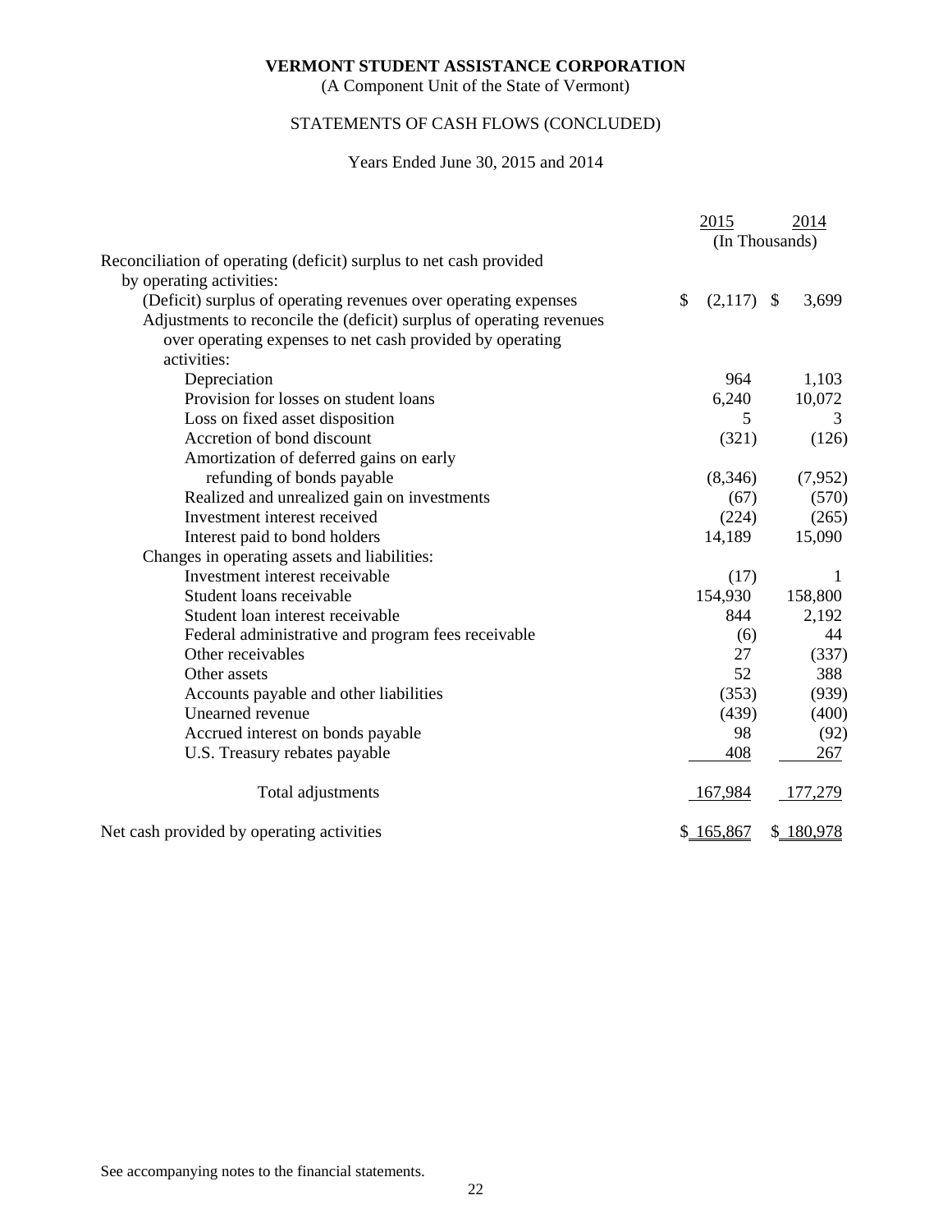**VERMONT STUDENT ASSISTANCE CORPORATION**

(A Component Unit of the State of Vermont)

STATEMENTS OF CASH FLOWS (CONCLUDED)

Years Ended June 30, 2015 and 2014

| | 2015 | 2014 |
|---|---|---|
| | (In Thousands) | |
| Reconciliation of operating (deficit) surplus to net cash provided by operating activities: | | |
| (Deficit) surplus of operating revenues over operating expenses | $ (2,117) | $ 3,699 |
| Adjustments to reconcile the (deficit) surplus of operating revenues over operating expenses to net cash provided by operating activities: | | |
| Depreciation | 964 | 1,103 |
| Provision for losses on student loans | 6,240 | 10,072 |
| Loss on fixed asset disposition | 5 | 3 |
| Accretion of bond discount | (321) | (126) |
| Amortization of deferred gains on early refunding of bonds payable | (8,346) | (7,952) |
| Realized and unrealized gain on investments | (67) | (570) |
| Investment interest received | (224) | (265) |
| Interest paid to bond holders | 14,189 | 15,090 |
| Changes in operating assets and liabilities: | | |
| Investment interest receivable | (17) | 1 |
| Student loans receivable | 154,930 | 158,800 |
| Student loan interest receivable | 844 | 2,192 |
| Federal administrative and program fees receivable | (6) | 44 |
| Other receivables | 27 | (337) |
| Other assets | 52 | 388 |
| Accounts payable and other liabilities | (353) | (939) |
| Unearned revenue | (439) | (400) |
| Accrued interest on bonds payable | 98 | (92) |
| U.S. Treasury rebates payable | 408 | 267 |
| Total adjustments | 167,984 | 177,279 |
| Net cash provided by operating activities | $ 165,867 | $ 180,978 |

See accompanying notes to the financial statements.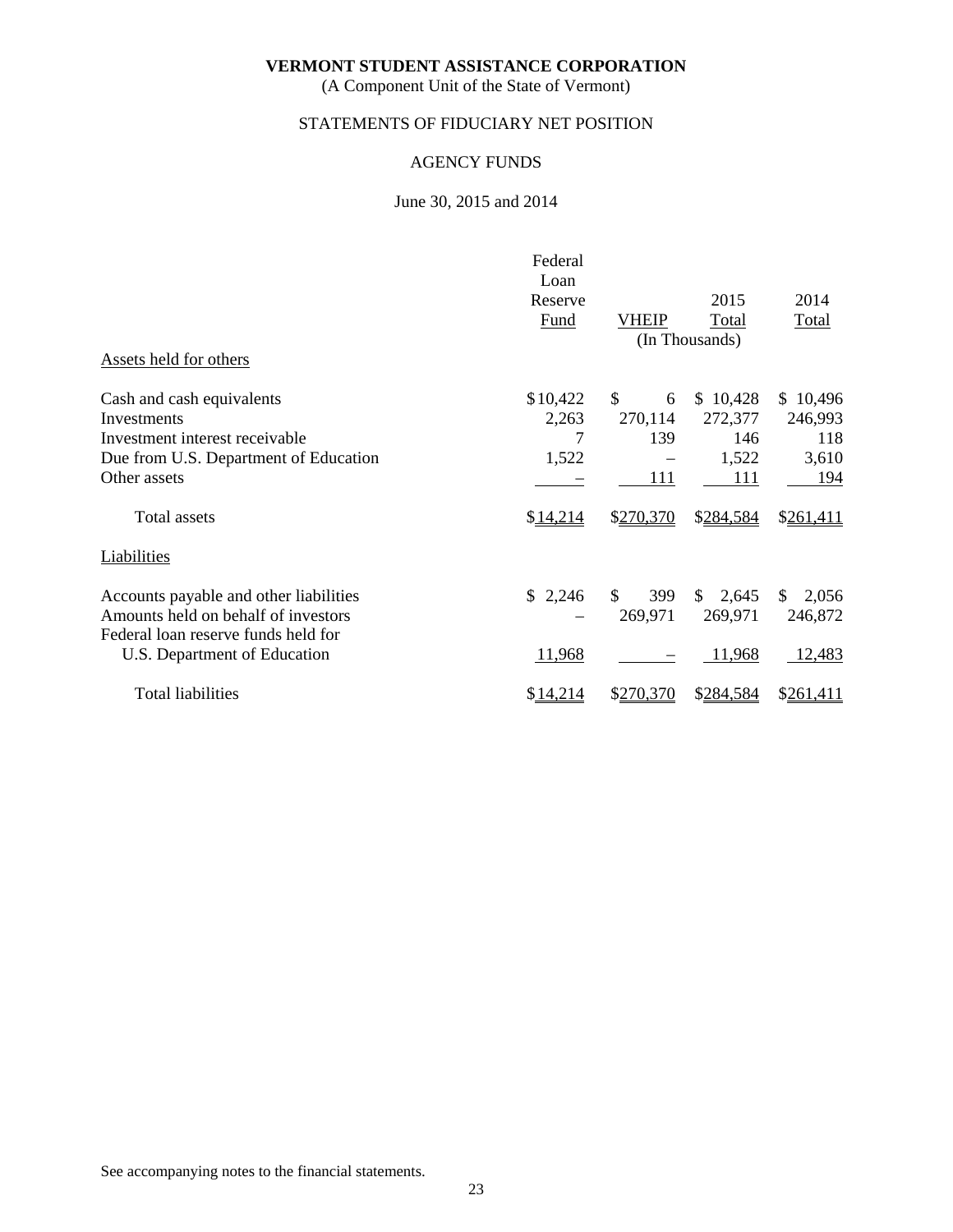**VERMONT STUDENT ASSISTANCE CORPORATION**
(A Component Unit of the State of Vermont)

STATEMENTS OF FIDUCIARY NET POSITION

AGENCY FUNDS

June 30, 2015 and 2014

| | Federal Loan Reserve Fund | VHEIP | 2015 Total | 2014 Total |
|---|---|---|---|---|
| | (In Thousands) | | | |
| Assets held for others | | | | |
| Cash and cash equivalents | $10,422 | $ 6 | $ 10,428 | $ 10,496 |
| Investments | 2,263 | 270,114 | 272,377 | 246,993 |
| Investment interest receivable | 7 | 139 | 146 | 118 |
| Due from U.S. Department of Education | 1,522 | – | 1,522 | 3,610 |
| Other assets | – | 111 | 111 | 194 |
| Total assets | $14,214 | $270,370 | $284,584 | $261,411 |
| Liabilities | | | | |
| Accounts payable and other liabilities | $ 2,246 | $ 399 | $ 2,645 | $ 2,056 |
| Amounts held on behalf of investors | – | 269,971 | 269,971 | 246,872 |
| Federal loan reserve funds held for U.S. Department of Education | 11,968 | – | 11,968 | 12,483 |
| Total liabilities | $14,214 | $270,370 | $284,584 | $261,411 |

See accompanying notes to the financial statements.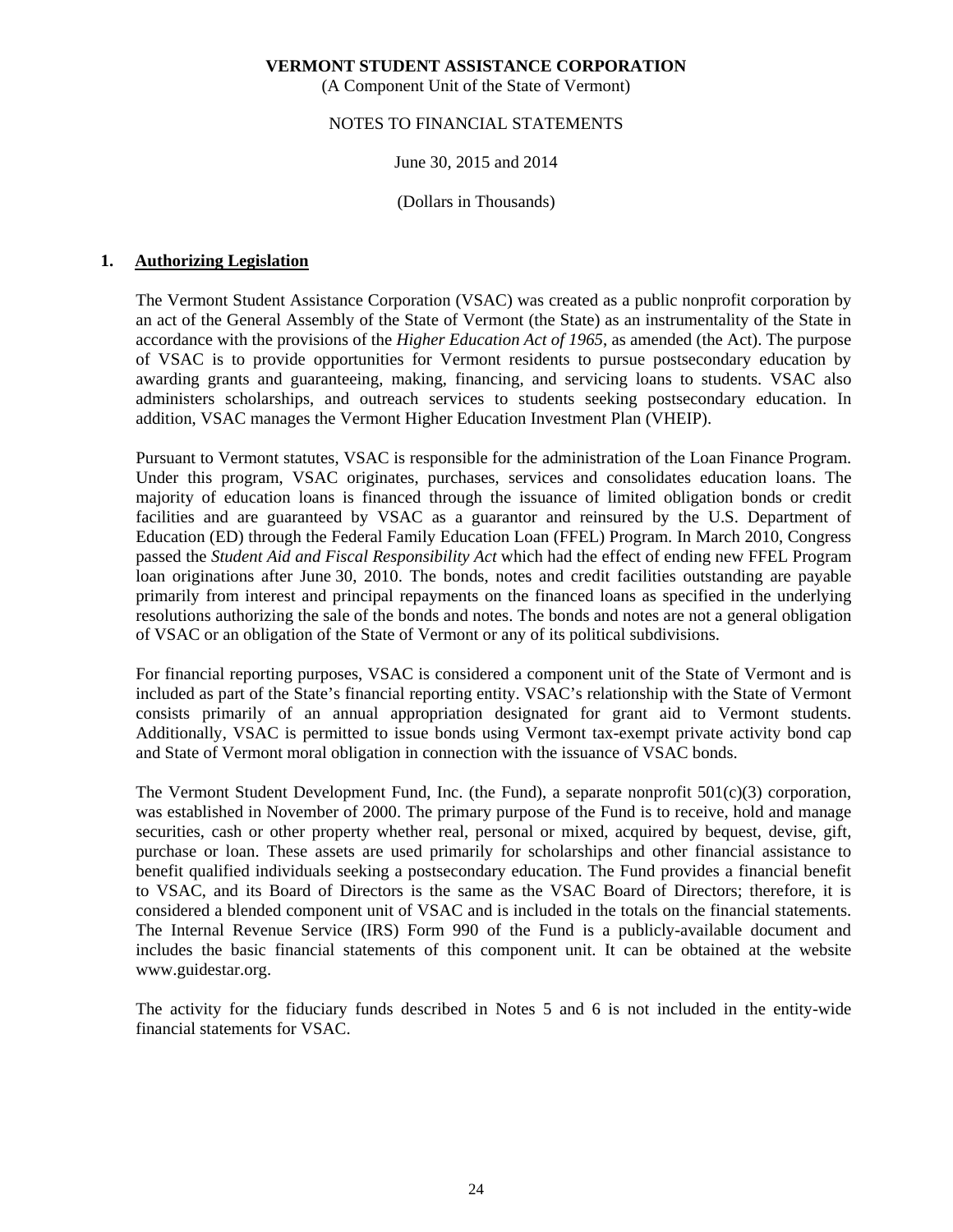**VERMONT STUDENT ASSISTANCE CORPORATION**
(A Component Unit of the State of Vermont)

NOTES TO FINANCIAL STATEMENTS

June 30, 2015 and 2014

(Dollars in Thousands)

## 1. Authorizing Legislation

The Vermont Student Assistance Corporation (VSAC) was created as a public nonprofit corporation by an act of the General Assembly of the State of Vermont (the State) as an instrumentality of the State in accordance with the provisions of the *Higher Education Act of 1965*, as amended (the Act). The purpose of VSAC is to provide opportunities for Vermont residents to pursue postsecondary education by awarding grants and guaranteeing, making, financing, and servicing loans to students. VSAC also administers scholarships, and outreach services to students seeking postsecondary education. In addition, VSAC manages the Vermont Higher Education Investment Plan (VHEIP).

Pursuant to Vermont statutes, VSAC is responsible for the administration of the Loan Finance Program. Under this program, VSAC originates, purchases, services and consolidates education loans. The majority of education loans is financed through the issuance of limited obligation bonds or credit facilities and are guaranteed by VSAC as a guarantor and reinsured by the U.S. Department of Education (ED) through the Federal Family Education Loan (FFEL) Program. In March 2010, Congress passed the *Student Aid and Fiscal Responsibility Act* which had the effect of ending new FFEL Program loan originations after June 30, 2010. The bonds, notes and credit facilities outstanding are payable primarily from interest and principal repayments on the financed loans as specified in the underlying resolutions authorizing the sale of the bonds and notes. The bonds and notes are not a general obligation of VSAC or an obligation of the State of Vermont or any of its political subdivisions.

For financial reporting purposes, VSAC is considered a component unit of the State of Vermont and is included as part of the State's financial reporting entity. VSAC's relationship with the State of Vermont consists primarily of an annual appropriation designated for grant aid to Vermont students. Additionally, VSAC is permitted to issue bonds using Vermont tax-exempt private activity bond cap and State of Vermont moral obligation in connection with the issuance of VSAC bonds.

The Vermont Student Development Fund, Inc. (the Fund), a separate nonprofit 501(c)(3) corporation, was established in November of 2000. The primary purpose of the Fund is to receive, hold and manage securities, cash or other property whether real, personal or mixed, acquired by bequest, devise, gift, purchase or loan. These assets are used primarily for scholarships and other financial assistance to benefit qualified individuals seeking a postsecondary education. The Fund provides a financial benefit to VSAC, and its Board of Directors is the same as the VSAC Board of Directors; therefore, it is considered a blended component unit of VSAC and is included in the totals on the financial statements. The Internal Revenue Service (IRS) Form 990 of the Fund is a publicly-available document and includes the basic financial statements of this component unit. It can be obtained at the website www.guidestar.org.

The activity for the fiduciary funds described in Notes 5 and 6 is not included in the entity-wide financial statements for VSAC.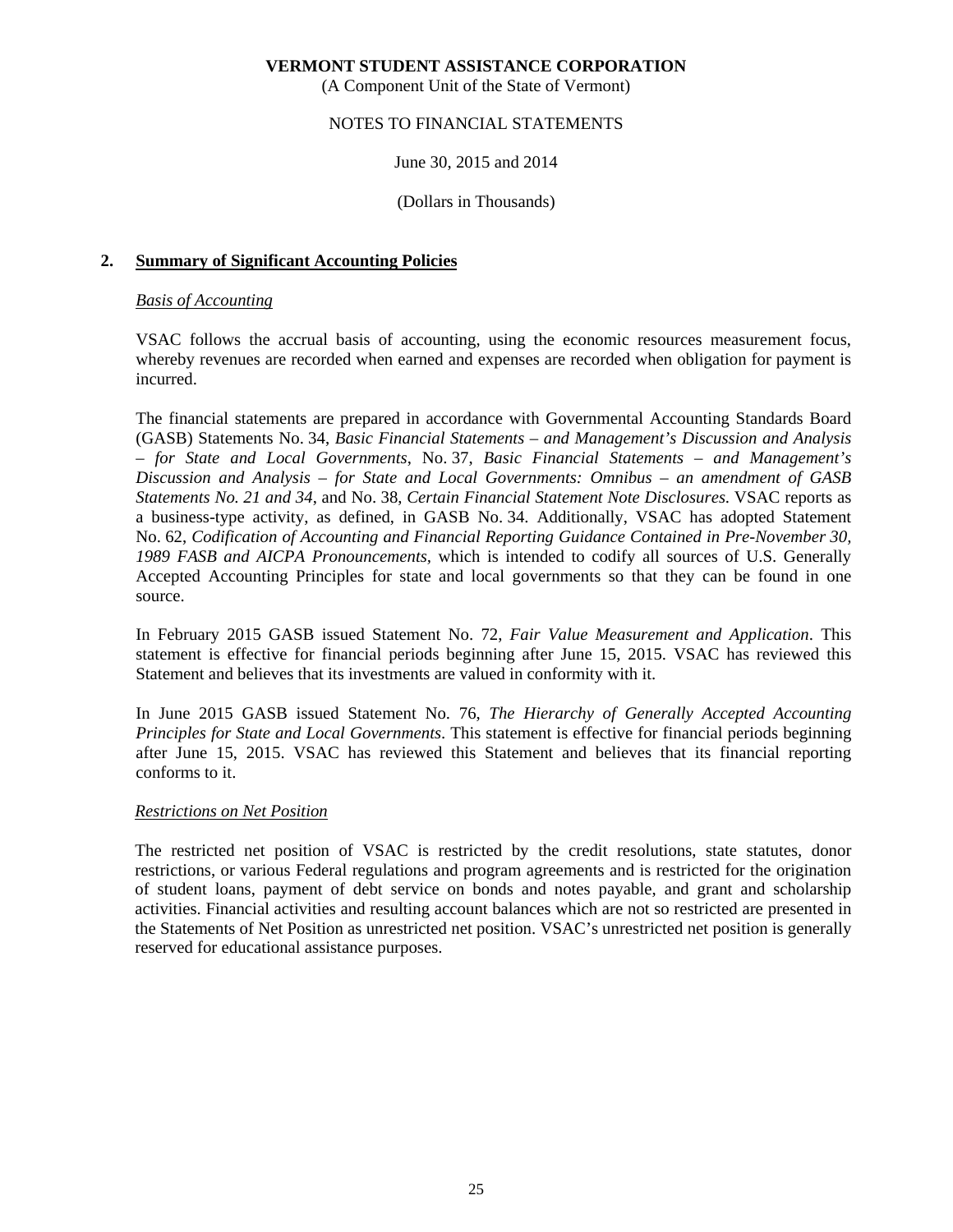# VERMONT STUDENT ASSISTANCE CORPORATION

(A Component Unit of the State of Vermont)

NOTES TO FINANCIAL STATEMENTS

June 30, 2015 and 2014

(Dollars in Thousands)

## 2. Summary of Significant Accounting Policies

### *Basis of Accounting*

VSAC follows the accrual basis of accounting, using the economic resources measurement focus, whereby revenues are recorded when earned and expenses are recorded when obligation for payment is incurred.

The financial statements are prepared in accordance with Governmental Accounting Standards Board (GASB) Statements No. 34, *Basic Financial Statements – and Management's Discussion and Analysis – for State and Local Governments*, No. 37, *Basic Financial Statements – and Management's Discussion and Analysis – for State and Local Governments: Omnibus – an amendment of GASB Statements No. 21 and 34*, and No. 38, *Certain Financial Statement Note Disclosures*. VSAC reports as a business-type activity, as defined, in GASB No. 34. Additionally, VSAC has adopted Statement No. 62, *Codification of Accounting and Financial Reporting Guidance Contained in Pre-November 30, 1989 FASB and AICPA Pronouncements*, which is intended to codify all sources of U.S. Generally Accepted Accounting Principles for state and local governments so that they can be found in one source.

In February 2015 GASB issued Statement No. 72, *Fair Value Measurement and Application*. This statement is effective for financial periods beginning after June 15, 2015. VSAC has reviewed this Statement and believes that its investments are valued in conformity with it.

In June 2015 GASB issued Statement No. 76, *The Hierarchy of Generally Accepted Accounting Principles for State and Local Governments*. This statement is effective for financial periods beginning after June 15, 2015. VSAC has reviewed this Statement and believes that its financial reporting conforms to it.

### *Restrictions on Net Position*

The restricted net position of VSAC is restricted by the credit resolutions, state statutes, donor restrictions, or various Federal regulations and program agreements and is restricted for the origination of student loans, payment of debt service on bonds and notes payable, and grant and scholarship activities. Financial activities and resulting account balances which are not so restricted are presented in the Statements of Net Position as unrestricted net position. VSAC's unrestricted net position is generally reserved for educational assistance purposes.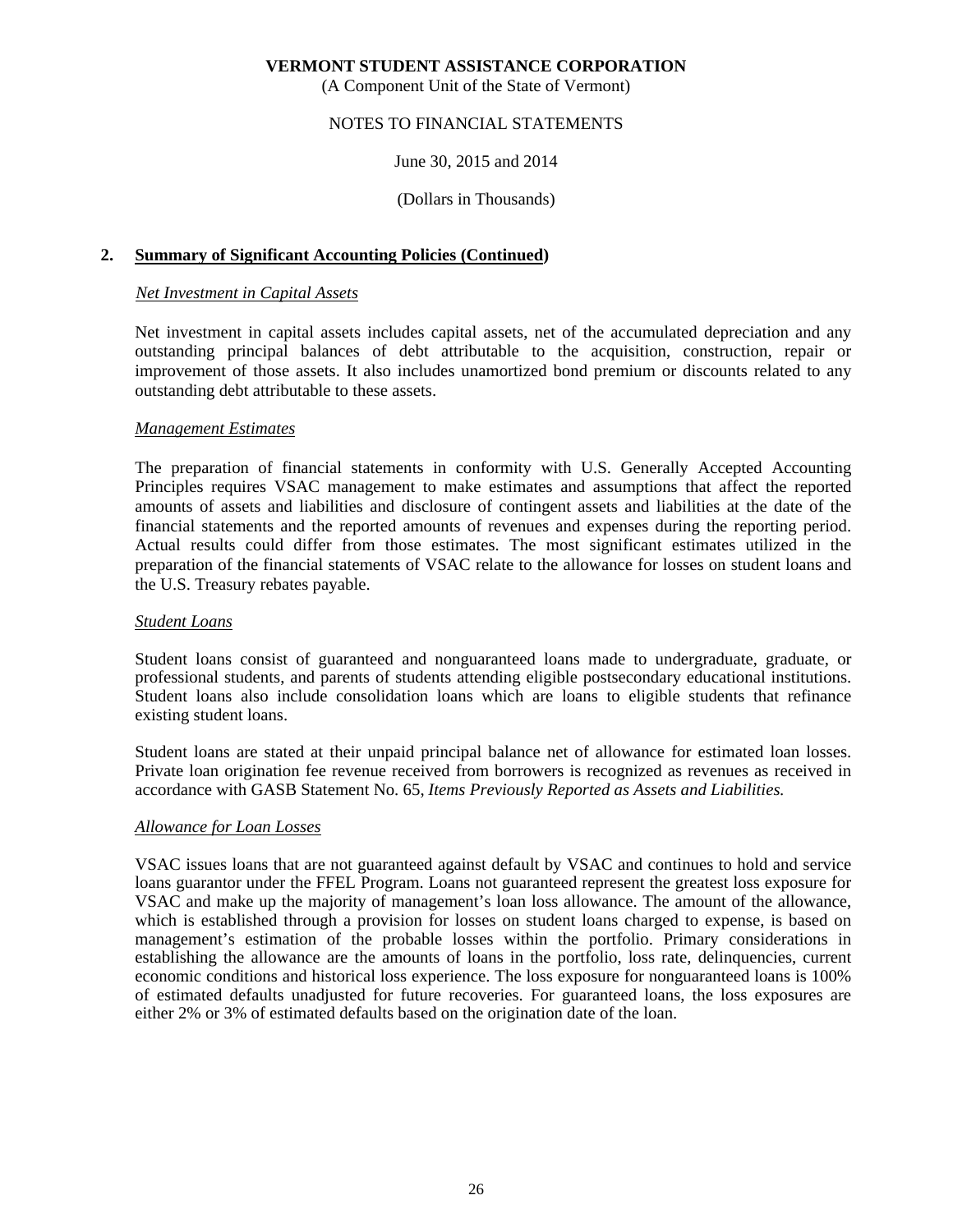## 2. Summary of Significant Accounting Policies (Continued)

*Net Investment in Capital Assets*

Net investment in capital assets includes capital assets, net of the accumulated depreciation and any outstanding principal balances of debt attributable to the acquisition, construction, repair or improvement of those assets. It also includes unamortized bond premium or discounts related to any outstanding debt attributable to these assets.

*Management Estimates*

The preparation of financial statements in conformity with U.S. Generally Accepted Accounting Principles requires VSAC management to make estimates and assumptions that affect the reported amounts of assets and liabilities and disclosure of contingent assets and liabilities at the date of the financial statements and the reported amounts of revenues and expenses during the reporting period. Actual results could differ from those estimates. The most significant estimates utilized in the preparation of the financial statements of VSAC relate to the allowance for losses on student loans and the U.S. Treasury rebates payable.

*Student Loans*

Student loans consist of guaranteed and nonguaranteed loans made to undergraduate, graduate, or professional students, and parents of students attending eligible postsecondary educational institutions. Student loans also include consolidation loans which are loans to eligible students that refinance existing student loans.

Student loans are stated at their unpaid principal balance net of allowance for estimated loan losses. Private loan origination fee revenue received from borrowers is recognized as revenues as received in accordance with GASB Statement No. 65, *Items Previously Reported as Assets and Liabilities.*

*Allowance for Loan Losses*

VSAC issues loans that are not guaranteed against default by VSAC and continues to hold and service loans guarantor under the FFEL Program. Loans not guaranteed represent the greatest loss exposure for VSAC and make up the majority of management's loan loss allowance. The amount of the allowance, which is established through a provision for losses on student loans charged to expense, is based on management's estimation of the probable losses within the portfolio. Primary considerations in establishing the allowance are the amounts of loans in the portfolio, loss rate, delinquencies, current economic conditions and historical loss experience. The loss exposure for nonguaranteed loans is 100% of estimated defaults unadjusted for future recoveries. For guaranteed loans, the loss exposures are either 2% or 3% of estimated defaults based on the origination date of the loan.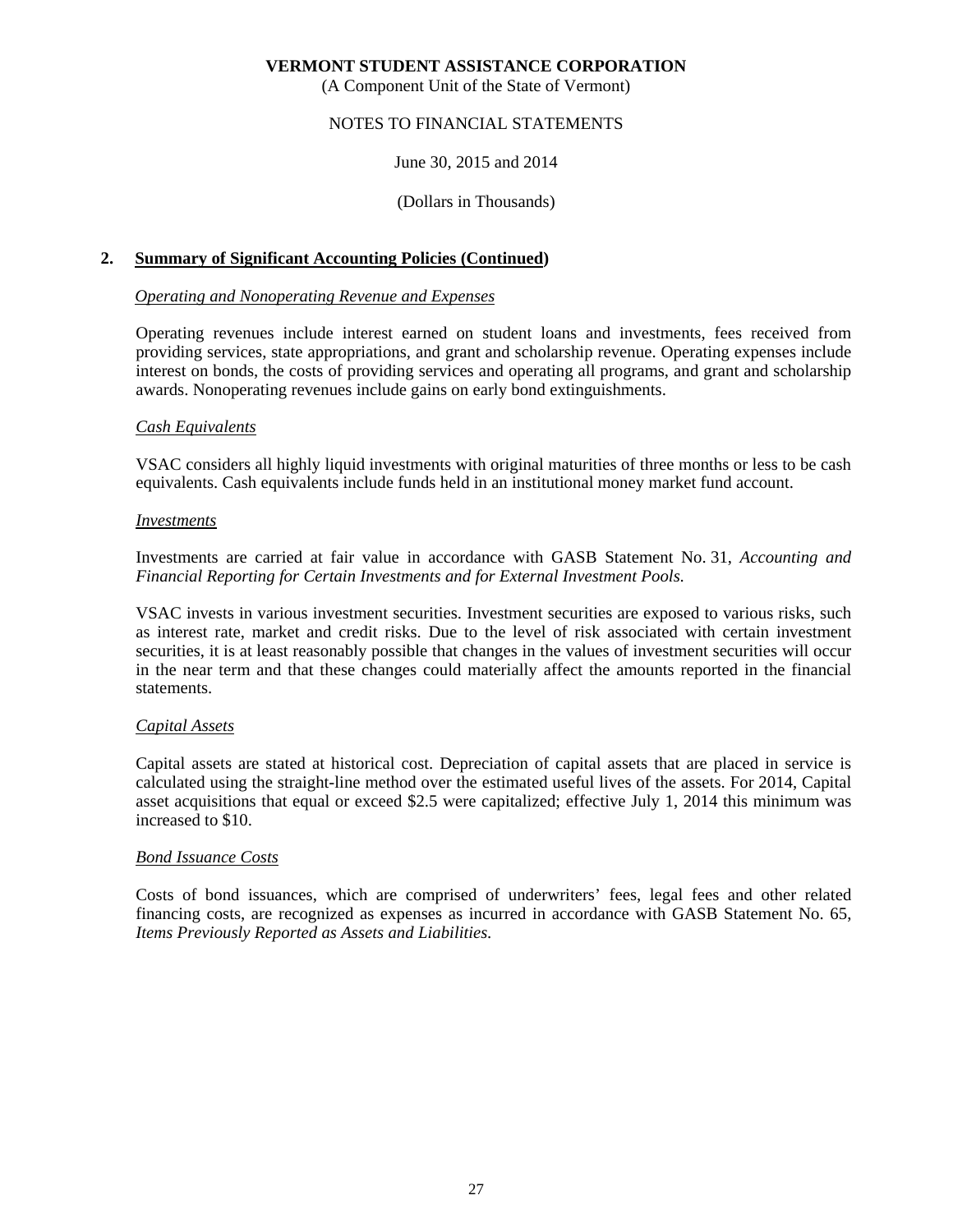## 2. Summary of Significant Accounting Policies (Continued)

### *Operating and Nonoperating Revenue and Expenses*

Operating revenues include interest earned on student loans and investments, fees received from providing services, state appropriations, and grant and scholarship revenue. Operating expenses include interest on bonds, the costs of providing services and operating all programs, and grant and scholarship awards. Nonoperating revenues include gains on early bond extinguishments.

### *Cash Equivalents*

VSAC considers all highly liquid investments with original maturities of three months or less to be cash equivalents. Cash equivalents include funds held in an institutional money market fund account.

### *Investments*

Investments are carried at fair value in accordance with GASB Statement No. 31, *Accounting and Financial Reporting for Certain Investments and for External Investment Pools.*

VSAC invests in various investment securities. Investment securities are exposed to various risks, such as interest rate, market and credit risks. Due to the level of risk associated with certain investment securities, it is at least reasonably possible that changes in the values of investment securities will occur in the near term and that these changes could materially affect the amounts reported in the financial statements.

### *Capital Assets*

Capital assets are stated at historical cost. Depreciation of capital assets that are placed in service is calculated using the straight-line method over the estimated useful lives of the assets. For 2014, Capital asset acquisitions that equal or exceed $2.5 were capitalized; effective July 1, 2014 this minimum was increased to $10.

### *Bond Issuance Costs*

Costs of bond issuances, which are comprised of underwriters' fees, legal fees and other related financing costs, are recognized as expenses as incurred in accordance with GASB Statement No. 65, *Items Previously Reported as Assets and Liabilities.*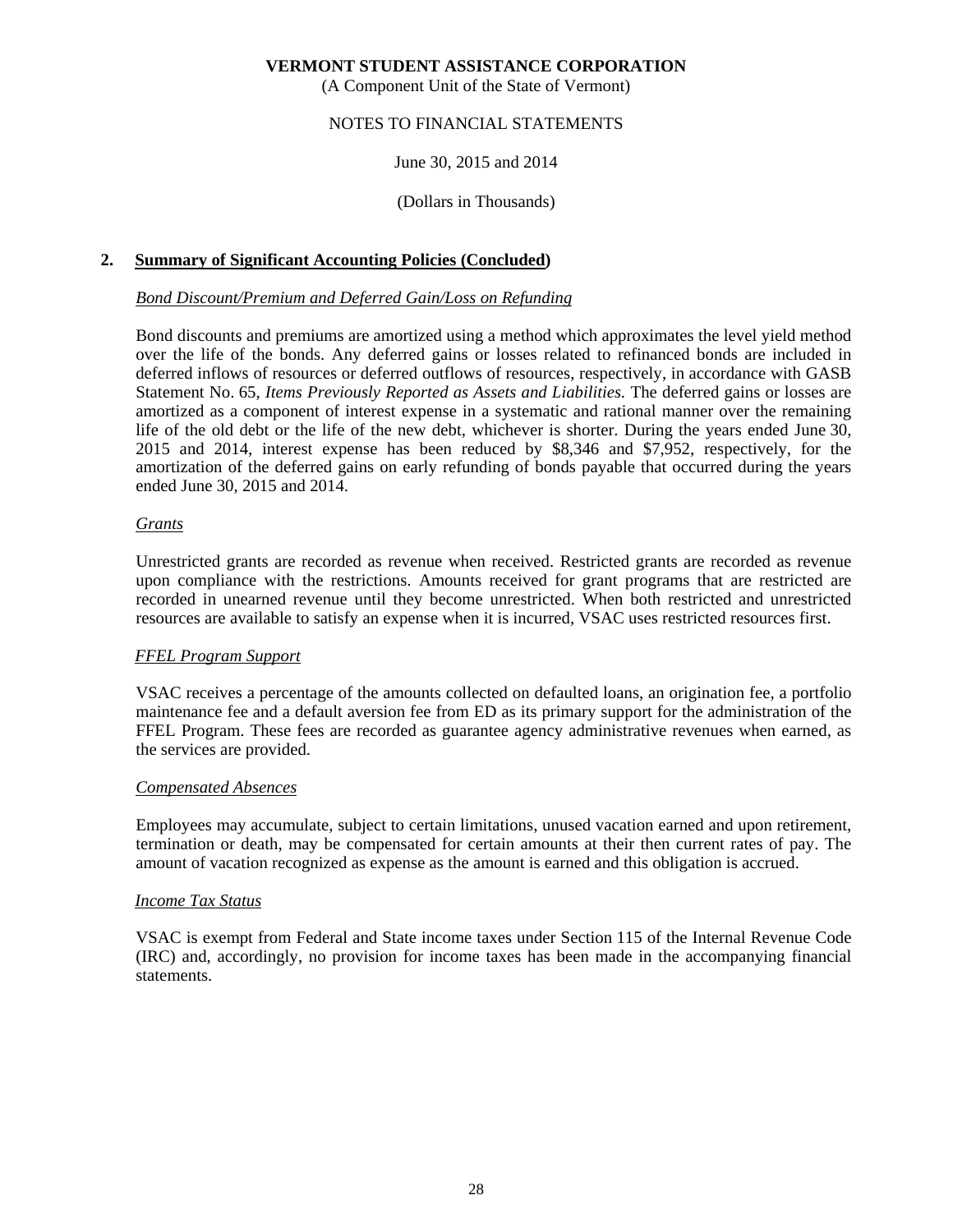**VERMONT STUDENT ASSISTANCE CORPORATION**
(A Component Unit of the State of Vermont)

NOTES TO FINANCIAL STATEMENTS

June 30, 2015 and 2014

(Dollars in Thousands)

## 2. Summary of Significant Accounting Policies (Concluded)

### *Bond Discount/Premium and Deferred Gain/Loss on Refunding*

Bond discounts and premiums are amortized using a method which approximates the level yield method over the life of the bonds. Any deferred gains or losses related to refinanced bonds are included in deferred inflows of resources or deferred outflows of resources, respectively, in accordance with GASB Statement No. 65, *Items Previously Reported as Assets and Liabilities*. The deferred gains or losses are amortized as a component of interest expense in a systematic and rational manner over the remaining life of the old debt or the life of the new debt, whichever is shorter. During the years ended June 30, 2015 and 2014, interest expense has been reduced by $8,346 and $7,952, respectively, for the amortization of the deferred gains on early refunding of bonds payable that occurred during the years ended June 30, 2015 and 2014.

### *Grants*

Unrestricted grants are recorded as revenue when received. Restricted grants are recorded as revenue upon compliance with the restrictions. Amounts received for grant programs that are restricted are recorded in unearned revenue until they become unrestricted. When both restricted and unrestricted resources are available to satisfy an expense when it is incurred, VSAC uses restricted resources first.

### *FFEL Program Support*

VSAC receives a percentage of the amounts collected on defaulted loans, an origination fee, a portfolio maintenance fee and a default aversion fee from ED as its primary support for the administration of the FFEL Program. These fees are recorded as guarantee agency administrative revenues when earned, as the services are provided.

### *Compensated Absences*

Employees may accumulate, subject to certain limitations, unused vacation earned and upon retirement, termination or death, may be compensated for certain amounts at their then current rates of pay. The amount of vacation recognized as expense as the amount is earned and this obligation is accrued.

### *Income Tax Status*

VSAC is exempt from Federal and State income taxes under Section 115 of the Internal Revenue Code (IRC) and, accordingly, no provision for income taxes has been made in the accompanying financial statements.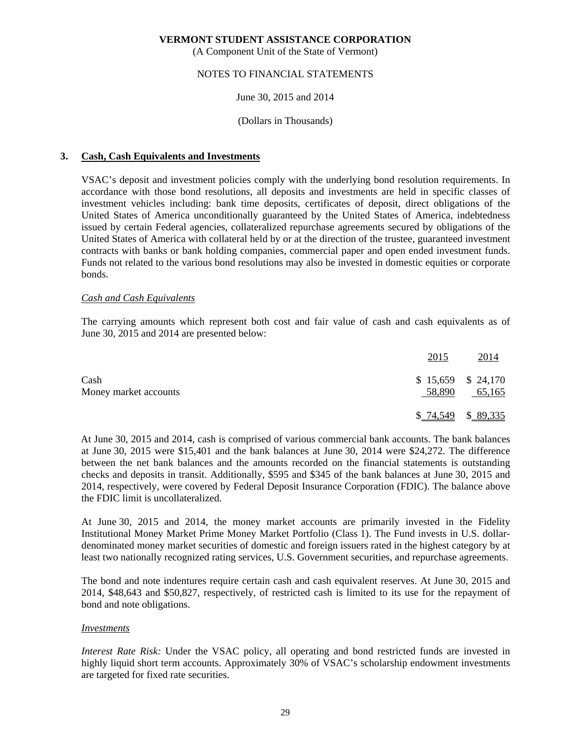**VERMONT STUDENT ASSISTANCE CORPORATION**
(A Component Unit of the State of Vermont)

NOTES TO FINANCIAL STATEMENTS

June 30, 2015 and 2014

(Dollars in Thousands)

## 3. Cash, Cash Equivalents and Investments

VSAC's deposit and investment policies comply with the underlying bond resolution requirements. In accordance with those bond resolutions, all deposits and investments are held in specific classes of investment vehicles including: bank time deposits, certificates of deposit, direct obligations of the United States of America unconditionally guaranteed by the United States of America, indebtedness issued by certain Federal agencies, collateralized repurchase agreements secured by obligations of the United States of America with collateral held by or at the direction of the trustee, guaranteed investment contracts with banks or bank holding companies, commercial paper and open ended investment funds. Funds not related to the various bond resolutions may also be invested in domestic equities or corporate bonds.

*Cash and Cash Equivalents*

The carrying amounts which represent both cost and fair value of cash and cash equivalents as of June 30, 2015 and 2014 are presented below:

| | 2015 | 2014 |
|---|---|---|
| Cash | $ 15,659 | $ 24,170 |
| Money market accounts | 58,890 | 65,165 |
| | $ 74,549 | $ 89,335 |

At June 30, 2015 and 2014, cash is comprised of various commercial bank accounts. The bank balances at June 30, 2015 were $15,401 and the bank balances at June 30, 2014 were $24,272. The difference between the net bank balances and the amounts recorded on the financial statements is outstanding checks and deposits in transit. Additionally, $595 and $345 of the bank balances at June 30, 2015 and 2014, respectively, were covered by Federal Deposit Insurance Corporation (FDIC). The balance above the FDIC limit is uncollateralized.

At June 30, 2015 and 2014, the money market accounts are primarily invested in the Fidelity Institutional Money Market Prime Money Market Portfolio (Class 1). The Fund invests in U.S. dollar-denominated money market securities of domestic and foreign issuers rated in the highest category by at least two nationally recognized rating services, U.S. Government securities, and repurchase agreements.

The bond and note indentures require certain cash and cash equivalent reserves. At June 30, 2015 and 2014, $48,643 and $50,827, respectively, of restricted cash is limited to its use for the repayment of bond and note obligations.

*Investments*

*Interest Rate Risk:* Under the VSAC policy, all operating and bond restricted funds are invested in highly liquid short term accounts. Approximately 30% of VSAC's scholarship endowment investments are targeted for fixed rate securities.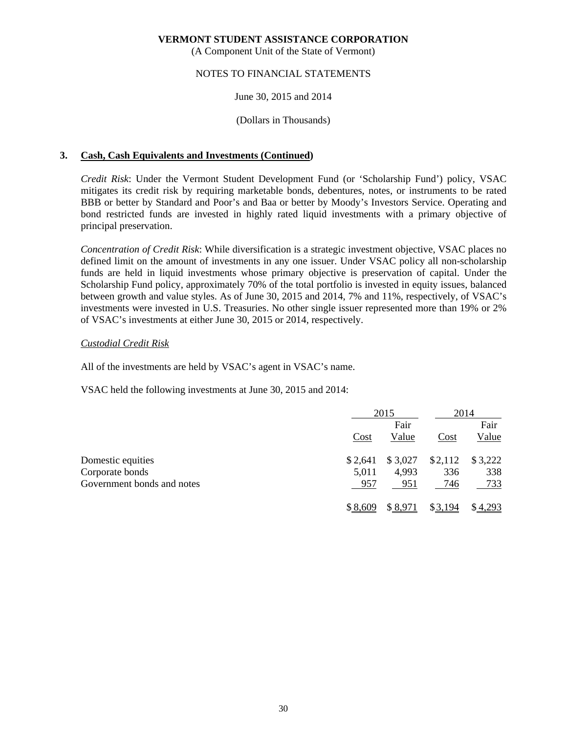# VERMONT STUDENT ASSISTANCE CORPORATION

(A Component Unit of the State of Vermont)

NOTES TO FINANCIAL STATEMENTS

June 30, 2015 and 2014

(Dollars in Thousands)

## 3. Cash, Cash Equivalents and Investments (Continued)

*Credit Risk*: Under the Vermont Student Development Fund (or 'Scholarship Fund') policy, VSAC mitigates its credit risk by requiring marketable bonds, debentures, notes, or instruments to be rated BBB or better by Standard and Poor's and Baa or better by Moody's Investors Service. Operating and bond restricted funds are invested in highly rated liquid investments with a primary objective of principal preservation.

*Concentration of Credit Risk*: While diversification is a strategic investment objective, VSAC places no defined limit on the amount of investments in any one issuer. Under VSAC policy all non-scholarship funds are held in liquid investments whose primary objective is preservation of capital. Under the Scholarship Fund policy, approximately 70% of the total portfolio is invested in equity issues, balanced between growth and value styles. As of June 30, 2015 and 2014, 7% and 11%, respectively, of VSAC's investments were invested in U.S. Treasuries. No other single issuer represented more than 19% or 2% of VSAC's investments at either June 30, 2015 or 2014, respectively.

*Custodial Credit Risk*

All of the investments are held by VSAC's agent in VSAC's name.

VSAC held the following investments at June 30, 2015 and 2014:

| | 2015 | | 2014 | |
|---|---|---|---|---|
| | Cost | Fair Value | Cost | Fair Value |
| Domestic equities | $ 2,641 | $ 3,027 | $ 2,112 | $ 3,222 |
| Corporate bonds | 5,011 | 4,993 | 336 | 338 |
| Government bonds and notes | 957 | 951 | 746 | 733 |
| | $ 8,609 | $ 8,971 | $ 3,194 | $ 4,293 |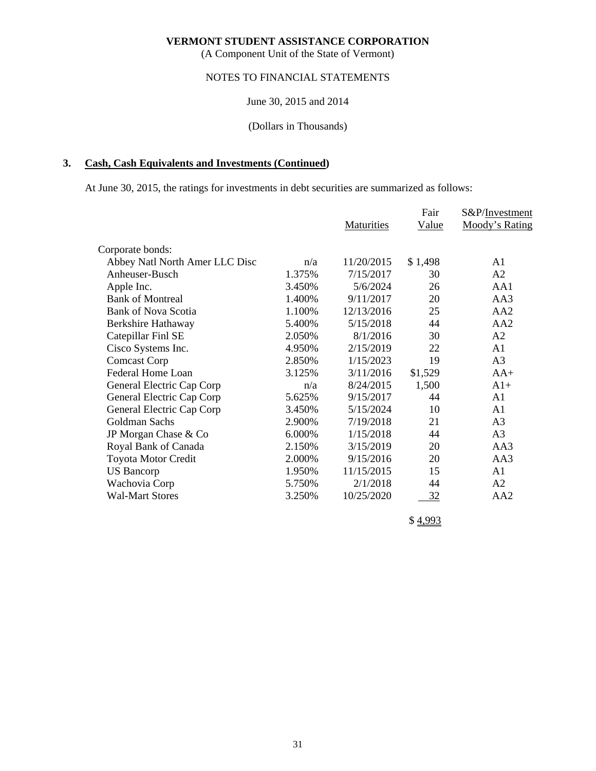**VERMONT STUDENT ASSISTANCE CORPORATION**
(A Component Unit of the State of Vermont)

NOTES TO FINANCIAL STATEMENTS

June 30, 2015 and 2014

(Dollars in Thousands)

## 3. Cash, Cash Equivalents and Investments (Continued)

At June 30, 2015, the ratings for investments in debt securities are summarized as follows:

| | | Maturities | Fair Value | S&P/Investment Moody's Rating |
|---|---|---|---|---|
| Corporate bonds: | | | | |
| Abbey Natl North Amer LLC Disc | n/a | 11/20/2015 | $ 1,498 | A1 |
| Anheuser-Busch | 1.375% | 7/15/2017 | 30 | A2 |
| Apple Inc. | 3.450% | 5/6/2024 | 26 | AA1 |
| Bank of Montreal | 1.400% | 9/11/2017 | 20 | AA3 |
| Bank of Nova Scotia | 1.100% | 12/13/2016 | 25 | AA2 |
| Berkshire Hathaway | 5.400% | 5/15/2018 | 44 | AA2 |
| Catepillar Finl SE | 2.050% | 8/1/2016 | 30 | A2 |
| Cisco Systems Inc. | 4.950% | 2/15/2019 | 22 | A1 |
| Comcast Corp | 2.850% | 1/15/2023 | 19 | A3 |
| Federal Home Loan | 3.125% | 3/11/2016 | $1,529 | AA+ |
| General Electric Cap Corp | n/a | 8/24/2015 | 1,500 | A1+ |
| General Electric Cap Corp | 5.625% | 9/15/2017 | 44 | A1 |
| General Electric Cap Corp | 3.450% | 5/15/2024 | 10 | A1 |
| Goldman Sachs | 2.900% | 7/19/2018 | 21 | A3 |
| JP Morgan Chase & Co | 6.000% | 1/15/2018 | 44 | A3 |
| Royal Bank of Canada | 2.150% | 3/15/2019 | 20 | AA3 |
| Toyota Motor Credit | 2.000% | 9/15/2016 | 20 | AA3 |
| US Bancorp | 1.950% | 11/15/2015 | 15 | A1 |
| Wachovia Corp | 5.750% | 2/1/2018 | 44 | A2 |
| Wal-Mart Stores | 3.250% | 10/25/2020 | 32 | AA2 |
| | | | $ 4,993 | |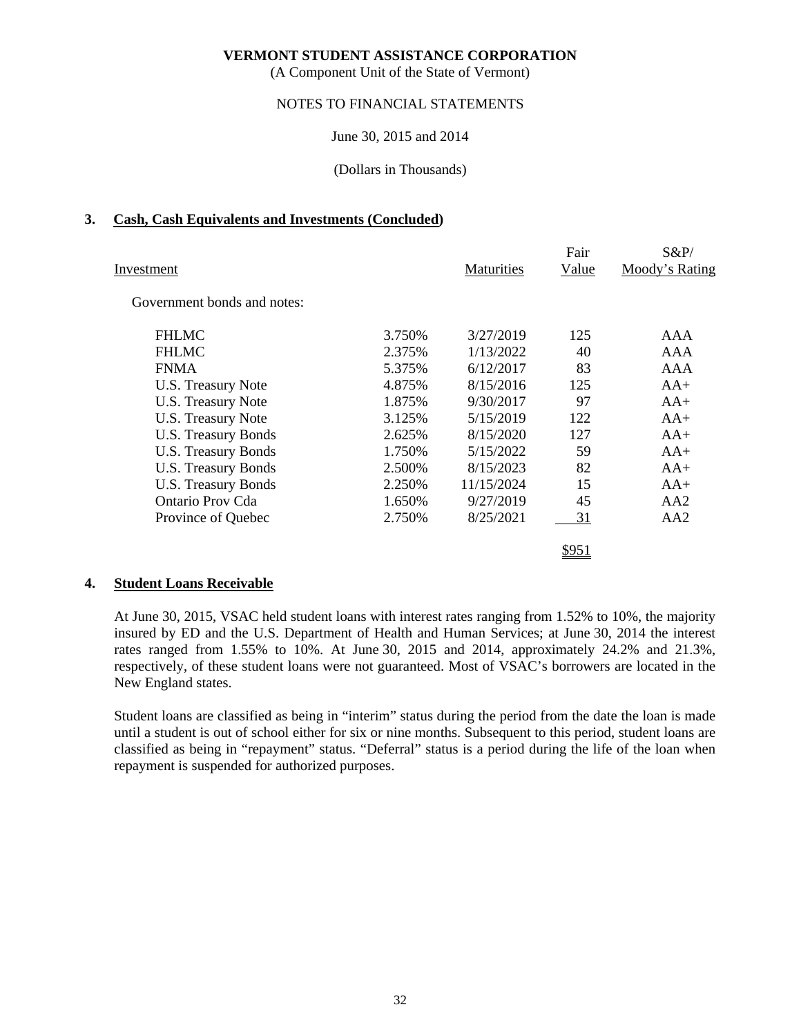**VERMONT STUDENT ASSISTANCE CORPORATION**
(A Component Unit of the State of Vermont)

NOTES TO FINANCIAL STATEMENTS

June 30, 2015 and 2014

(Dollars in Thousands)

## 3. Cash, Cash Equivalents and Investments (Concluded)

| Investment | | Maturities | Fair Value | S&P/ Moody's Rating |
|---|---|---|---|---|
| Government bonds and notes: | | | | |
| FHLMC | 3.750% | 3/27/2019 | 125 | AAA |
| FHLMC | 2.375% | 1/13/2022 | 40 | AAA |
| FNMA | 5.375% | 6/12/2017 | 83 | AAA |
| U.S. Treasury Note | 4.875% | 8/15/2016 | 125 | AA+ |
| U.S. Treasury Note | 1.875% | 9/30/2017 | 97 | AA+ |
| U.S. Treasury Note | 3.125% | 5/15/2019 | 122 | AA+ |
| U.S. Treasury Bonds | 2.625% | 8/15/2020 | 127 | AA+ |
| U.S. Treasury Bonds | 1.750% | 5/15/2022 | 59 | AA+ |
| U.S. Treasury Bonds | 2.500% | 8/15/2023 | 82 | AA+ |
| U.S. Treasury Bonds | 2.250% | 11/15/2024 | 15 | AA+ |
| Ontario Prov Cda | 1.650% | 9/27/2019 | 45 | AA2 |
| Province of Quebec | 2.750% | 8/25/2021 | 31 | AA2 |
| | | | $951 | |

## 4. Student Loans Receivable

At June 30, 2015, VSAC held student loans with interest rates ranging from 1.52% to 10%, the majority insured by ED and the U.S. Department of Health and Human Services; at June 30, 2014 the interest rates ranged from 1.55% to 10%. At June 30, 2015 and 2014, approximately 24.2% and 21.3%, respectively, of these student loans were not guaranteed. Most of VSAC's borrowers are located in the New England states.

Student loans are classified as being in "interim" status during the period from the date the loan is made until a student is out of school either for six or nine months. Subsequent to this period, student loans are classified as being in "repayment" status. "Deferral" status is a period during the life of the loan when repayment is suspended for authorized purposes.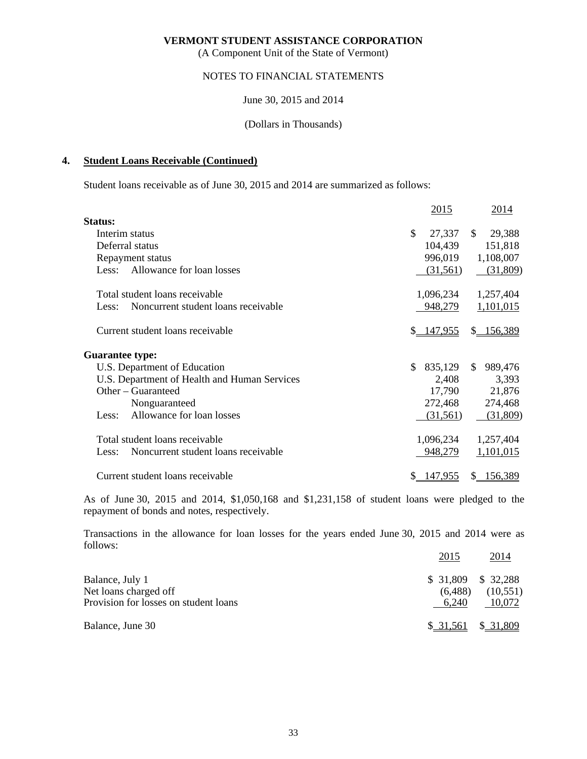**VERMONT STUDENT ASSISTANCE CORPORATION**
(A Component Unit of the State of Vermont)

NOTES TO FINANCIAL STATEMENTS

June 30, 2015 and 2014

(Dollars in Thousands)

## 4. Student Loans Receivable (Continued)

Student loans receivable as of June 30, 2015 and 2014 are summarized as follows:

| | 2015 | 2014 |
|---|---|---|
| **Status:** | | |
| Interim status | $ 27,337 | $ 29,388 |
| Deferral status | 104,439 | 151,818 |
| Repayment status | 996,019 | 1,108,007 |
| Less: Allowance for loan losses | (31,561) | (31,809) |
| Total student loans receivable | 1,096,234 | 1,257,404 |
| Less: Noncurrent student loans receivable | 948,279 | 1,101,015 |
| Current student loans receivable | $ 147,955 | $ 156,389 |
| **Guarantee type:** | | |
| U.S. Department of Education | $ 835,129 | $ 989,476 |
| U.S. Department of Health and Human Services | 2,408 | 3,393 |
| Other – Guaranteed | 17,790 | 21,876 |
| Nonguaranteed | 272,468 | 274,468 |
| Less: Allowance for loan losses | (31,561) | (31,809) |
| Total student loans receivable | 1,096,234 | 1,257,404 |
| Less: Noncurrent student loans receivable | 948,279 | 1,101,015 |
| Current student loans receivable | $ 147,955 | $ 156,389 |

As of June 30, 2015 and 2014, $1,050,168 and $1,231,158 of student loans were pledged to the repayment of bonds and notes, respectively.

Transactions in the allowance for loan losses for the years ended June 30, 2015 and 2014 were as follows:

| | 2015 | 2014 |
|---|---|---|
| Balance, July 1 | $ 31,809 | $ 32,288 |
| Net loans charged off | (6,488) | (10,551) |
| Provision for losses on student loans | 6,240 | 10,072 |
| Balance, June 30 | $ 31,561 | $ 31,809 |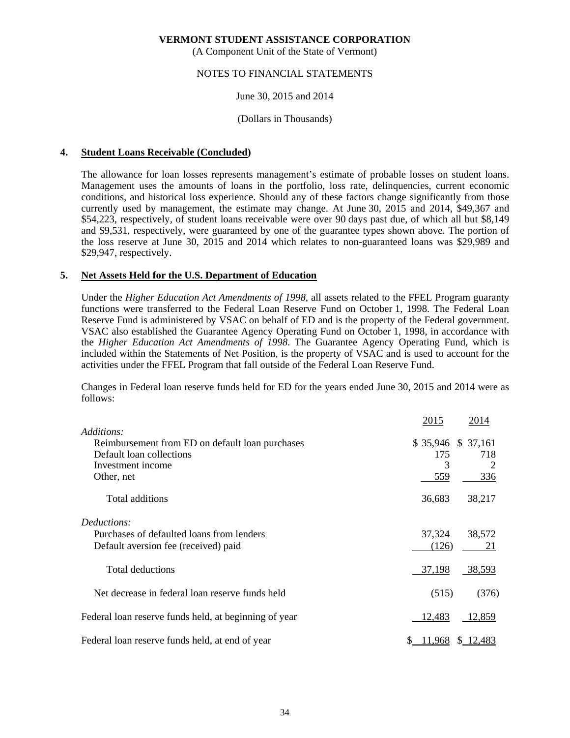**VERMONT STUDENT ASSISTANCE CORPORATION**
(A Component Unit of the State of Vermont)

NOTES TO FINANCIAL STATEMENTS

June 30, 2015 and 2014

(Dollars in Thousands)

## 4. Student Loans Receivable (Concluded)

The allowance for loan losses represents management's estimate of probable losses on student loans. Management uses the amounts of loans in the portfolio, loss rate, delinquencies, current economic conditions, and historical loss experience. Should any of these factors change significantly from those currently used by management, the estimate may change. At June 30, 2015 and 2014, $49,367 and $54,223, respectively, of student loans receivable were over 90 days past due, of which all but $8,149 and $9,531, respectively, were guaranteed by one of the guarantee types shown above. The portion of the loss reserve at June 30, 2015 and 2014 which relates to non-guaranteed loans was $29,989 and $29,947, respectively.

## 5. Net Assets Held for the U.S. Department of Education

Under the *Higher Education Act Amendments of 1998*, all assets related to the FFEL Program guaranty functions were transferred to the Federal Loan Reserve Fund on October 1, 1998. The Federal Loan Reserve Fund is administered by VSAC on behalf of ED and is the property of the Federal government. VSAC also established the Guarantee Agency Operating Fund on October 1, 1998, in accordance with the *Higher Education Act Amendments of 1998*. The Guarantee Agency Operating Fund, which is included within the Statements of Net Position, is the property of VSAC and is used to account for the activities under the FFEL Program that fall outside of the Federal Loan Reserve Fund.

Changes in Federal loan reserve funds held for ED for the years ended June 30, 2015 and 2014 were as follows:

| | 2015 | 2014 |
|---|---|---|
| *Additions:* | | |
| Reimbursement from ED on default loan purchases | $ 35,946 | $ 37,161 |
| Default loan collections | 175 | 718 |
| Investment income | 3 | 2 |
| Other, net | 559 | 336 |
| Total additions | 36,683 | 38,217 |
| *Deductions:* | | |
| Purchases of defaulted loans from lenders | 37,324 | 38,572 |
| Default aversion fee (received) paid | (126) | 21 |
| Total deductions | 37,198 | 38,593 |
| Net decrease in federal loan reserve funds held | (515) | (376) |
| Federal loan reserve funds held, at beginning of year | 12,483 | 12,859 |
| Federal loan reserve funds held, at end of year | $ 11,968 | $ 12,483 |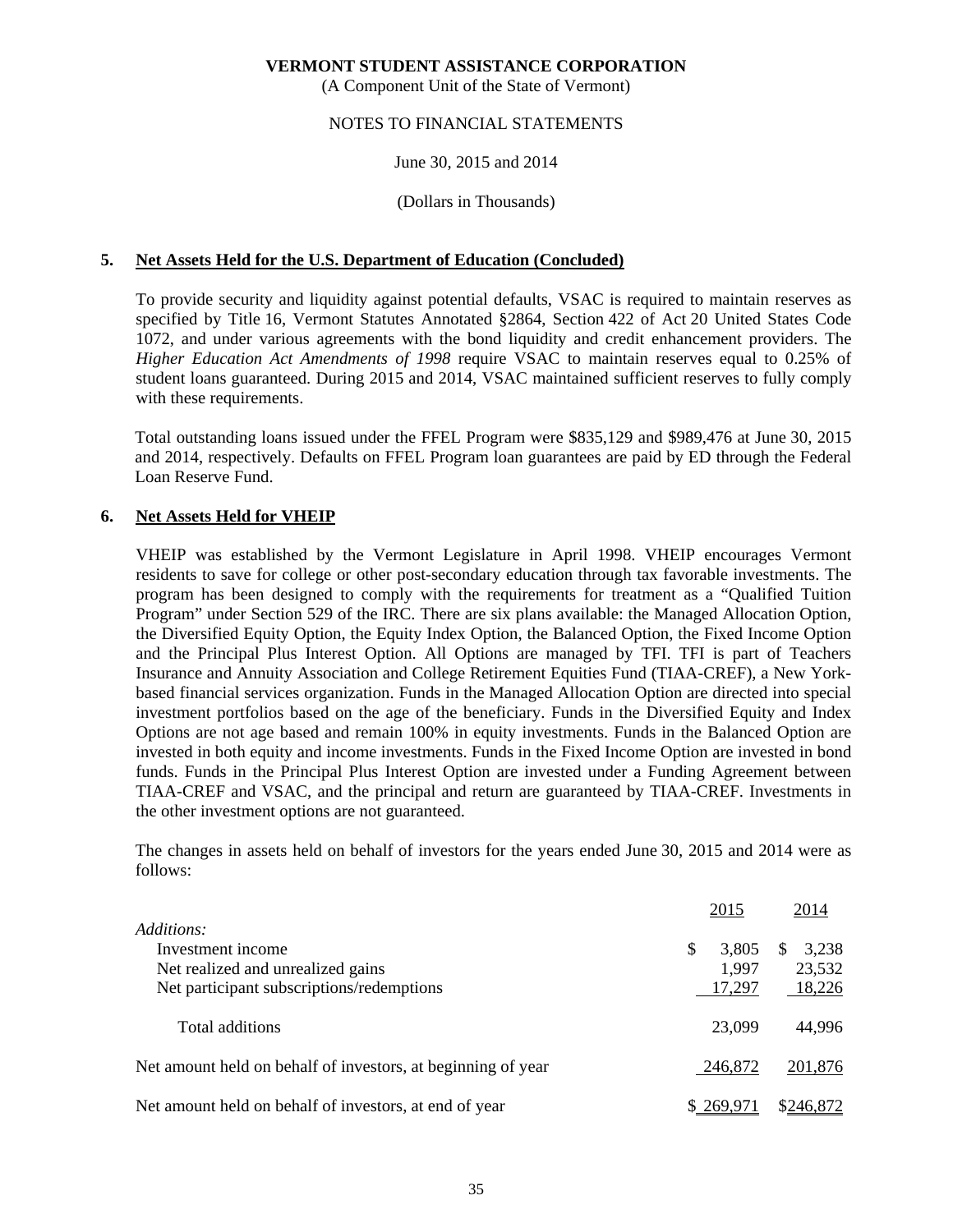**VERMONT STUDENT ASSISTANCE CORPORATION**

(A Component Unit of the State of Vermont)

NOTES TO FINANCIAL STATEMENTS

June 30, 2015 and 2014

(Dollars in Thousands)

## 5. Net Assets Held for the U.S. Department of Education (Concluded)

To provide security and liquidity against potential defaults, VSAC is required to maintain reserves as specified by Title 16, Vermont Statutes Annotated §2864, Section 422 of Act 20 United States Code 1072, and under various agreements with the bond liquidity and credit enhancement providers. The *Higher Education Act Amendments of 1998* require VSAC to maintain reserves equal to 0.25% of student loans guaranteed. During 2015 and 2014, VSAC maintained sufficient reserves to fully comply with these requirements.

Total outstanding loans issued under the FFEL Program were $835,129 and $989,476 at June 30, 2015 and 2014, respectively. Defaults on FFEL Program loan guarantees are paid by ED through the Federal Loan Reserve Fund.

## 6. Net Assets Held for VHEIP

VHEIP was established by the Vermont Legislature in April 1998. VHEIP encourages Vermont residents to save for college or other post-secondary education through tax favorable investments. The program has been designed to comply with the requirements for treatment as a "Qualified Tuition Program" under Section 529 of the IRC. There are six plans available: the Managed Allocation Option, the Diversified Equity Option, the Equity Index Option, the Balanced Option, the Fixed Income Option and the Principal Plus Interest Option. All Options are managed by TFI. TFI is part of Teachers Insurance and Annuity Association and College Retirement Equities Fund (TIAA-CREF), a New York-based financial services organization. Funds in the Managed Allocation Option are directed into special investment portfolios based on the age of the beneficiary. Funds in the Diversified Equity and Index Options are not age based and remain 100% in equity investments. Funds in the Balanced Option are invested in both equity and income investments. Funds in the Fixed Income Option are invested in bond funds. Funds in the Principal Plus Interest Option are invested under a Funding Agreement between TIAA-CREF and VSAC, and the principal and return are guaranteed by TIAA-CREF. Investments in the other investment options are not guaranteed.

The changes in assets held on behalf of investors for the years ended June 30, 2015 and 2014 were as follows:

| | 2015 | 2014 |
|---|---|---|
| *Additions:* | | |
| Investment income | $ 3,805 | $ 3,238 |
| Net realized and unrealized gains | 1,997 | 23,532 |
| Net participant subscriptions/redemptions | 17,297 | 18,226 |
| Total additions | 23,099 | 44,996 |
| Net amount held on behalf of investors, at beginning of year | 246,872 | 201,876 |
| Net amount held on behalf of investors, at end of year | $ 269,971 | $ 246,872 |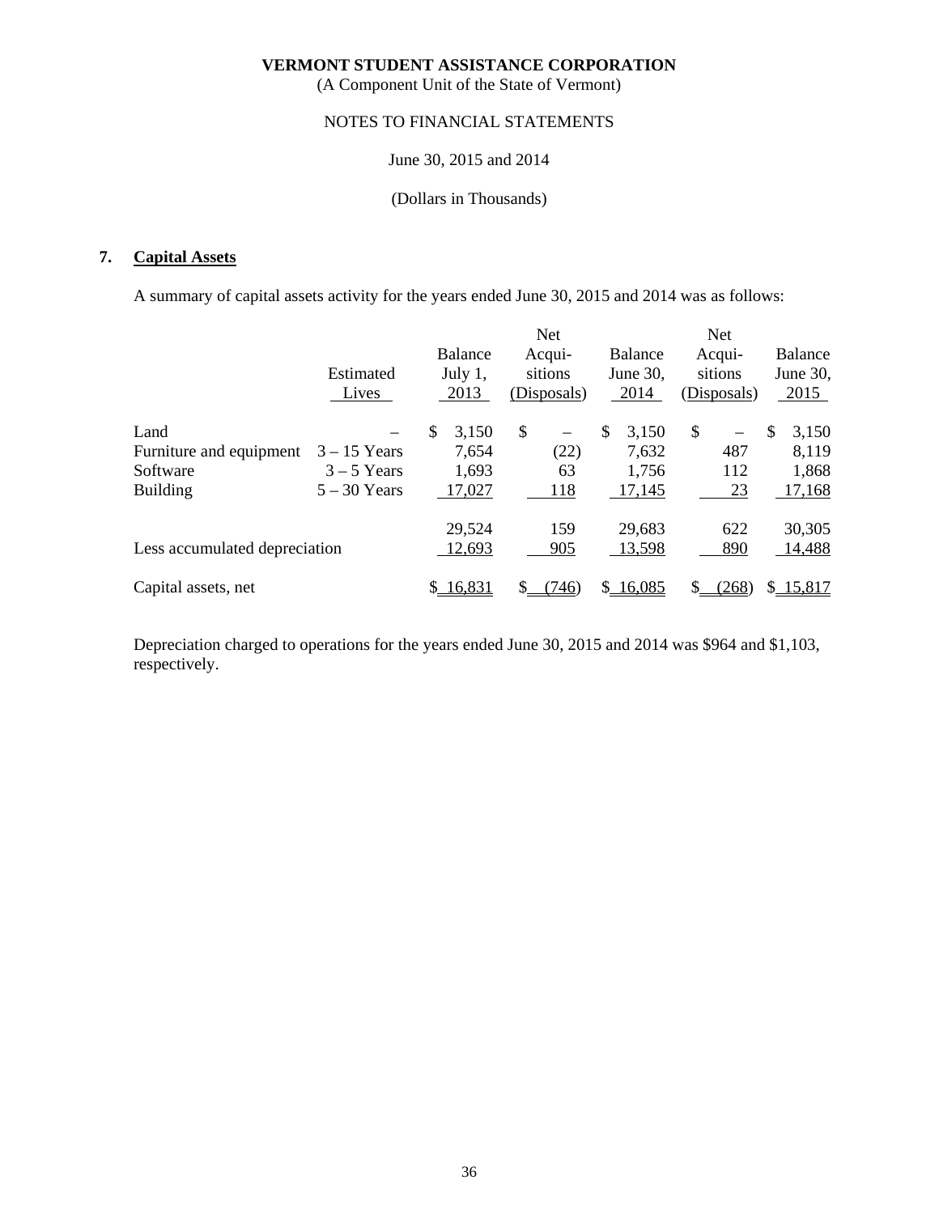**VERMONT STUDENT ASSISTANCE CORPORATION**
(A Component Unit of the State of Vermont)

NOTES TO FINANCIAL STATEMENTS

June 30, 2015 and 2014

(Dollars in Thousands)

## 7. Capital Assets

A summary of capital assets activity for the years ended June 30, 2015 and 2014 was as follows:

| | Estimated Lives | Balance July 1, 2013 | Net Acquisitions (Disposals) | Balance June 30, 2014 | Net Acquisitions (Disposals) | Balance June 30, 2015 |
|---|---|---|---|---|---|---|
| Land | – | $ 3,150 | $ – | $ 3,150 | $ – | $ 3,150 |
| Furniture and equipment | 3 – 15 Years | 7,654 | (22) | 7,632 | 487 | 8,119 |
| Software | 3 – 5 Years | 1,693 | 63 | 1,756 | 112 | 1,868 |
| Building | 5 – 30 Years | 17,027 | 118 | 17,145 | 23 | 17,168 |
| | | 29,524 | 159 | 29,683 | 622 | 30,305 |
| Less accumulated depreciation | | 12,693 | 905 | 13,598 | 890 | 14,488 |
| Capital assets, net | | $ 16,831 | $ (746) | $ 16,085 | $ (268) | $ 15,817 |

Depreciation charged to operations for the years ended June 30, 2015 and 2014 was $964 and $1,103, respectively.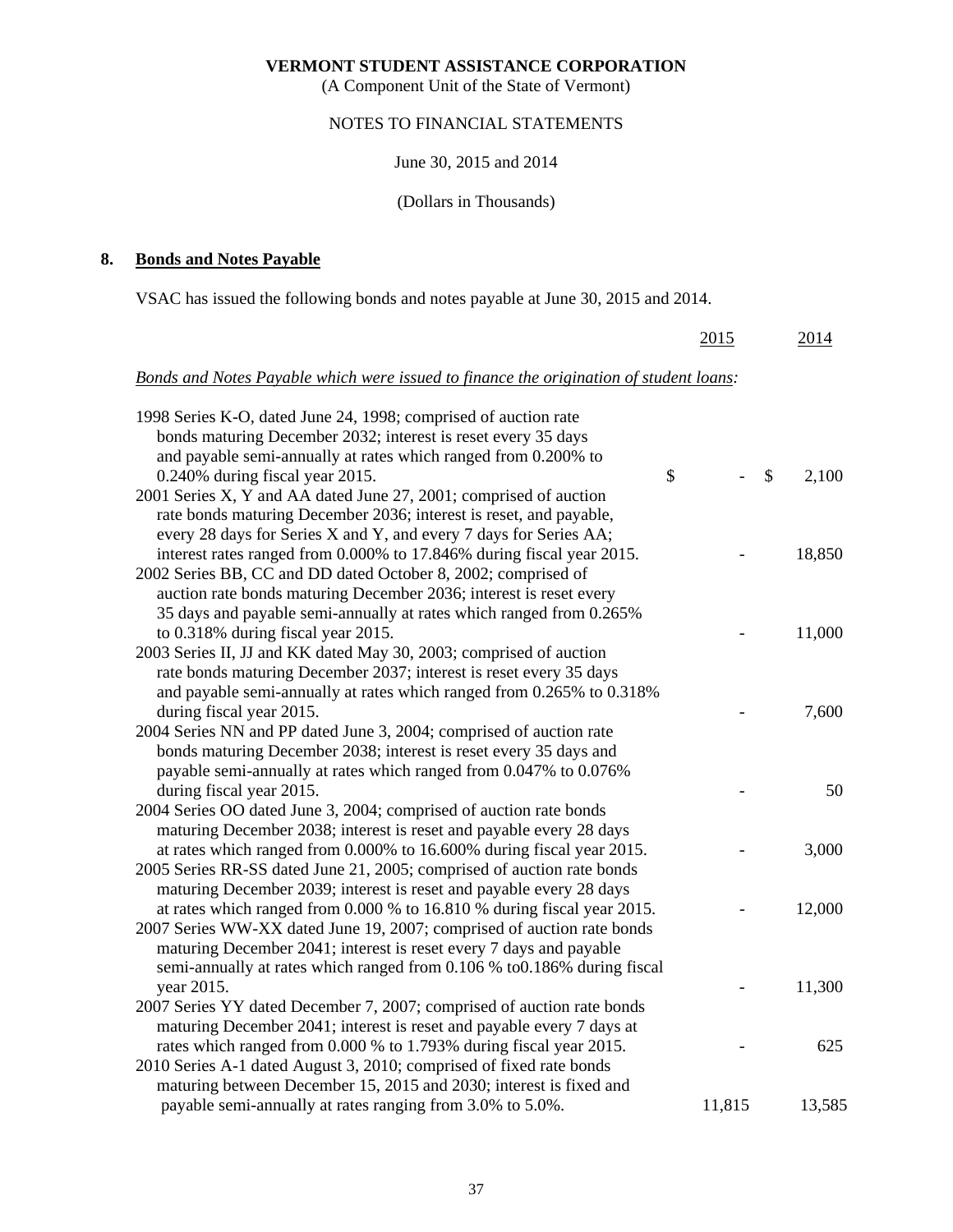**VERMONT STUDENT ASSISTANCE CORPORATION**
(A Component Unit of the State of Vermont)

NOTES TO FINANCIAL STATEMENTS

June 30, 2015 and 2014

(Dollars in Thousands)

## 8. Bonds and Notes Payable

VSAC has issued the following bonds and notes payable at June 30, 2015 and 2014.

| | 2015 | 2014 |
|---|---|---|
| *Bonds and Notes Payable which were issued to finance the origination of student loans:* | | |
| 1998 Series K-O, dated June 24, 1998; comprised of auction rate bonds maturing December 2032; interest is reset every 35 days and payable semi-annually at rates which ranged from 0.200% to 0.240% during fiscal year 2015. | $ - | $ 2,100 |
| 2001 Series X, Y and AA dated June 27, 2001; comprised of auction rate bonds maturing December 2036; interest is reset, and payable, every 28 days for Series X and Y, and every 7 days for Series AA; interest rates ranged from 0.000% to 17.846% during fiscal year 2015. | - | 18,850 |
| 2002 Series BB, CC and DD dated October 8, 2002; comprised of auction rate bonds maturing December 2036; interest is reset every 35 days and payable semi-annually at rates which ranged from 0.265% to 0.318% during fiscal year 2015. | - | 11,000 |
| 2003 Series II, JJ and KK dated May 30, 2003; comprised of auction rate bonds maturing December 2037; interest is reset every 35 days and payable semi-annually at rates which ranged from 0.265% to 0.318% during fiscal year 2015. | - | 7,600 |
| 2004 Series NN and PP dated June 3, 2004; comprised of auction rate bonds maturing December 2038; interest is reset every 35 days and payable semi-annually at rates which ranged from 0.047% to 0.076% during fiscal year 2015. | - | 50 |
| 2004 Series OO dated June 3, 2004; comprised of auction rate bonds maturing December 2038; interest is reset and payable every 28 days at rates which ranged from 0.000% to 16.600% during fiscal year 2015. | - | 3,000 |
| 2005 Series RR-SS dated June 21, 2005; comprised of auction rate bonds maturing December 2039; interest is reset and payable every 28 days at rates which ranged from 0.000 % to 16.810 % during fiscal year 2015. | - | 12,000 |
| 2007 Series WW-XX dated June 19, 2007; comprised of auction rate bonds maturing December 2041; interest is reset every 7 days and payable semi-annually at rates which ranged from 0.106 % to0.186% during fiscal year 2015. | - | 11,300 |
| 2007 Series YY dated December 7, 2007; comprised of auction rate bonds maturing December 2041; interest is reset and payable every 7 days at rates which ranged from 0.000 % to 1.793% during fiscal year 2015. | - | 625 |
| 2010 Series A-1 dated August 3, 2010; comprised of fixed rate bonds maturing between December 15, 2015 and 2030; interest is fixed and payable semi-annually at rates ranging from 3.0% to 5.0%. | 11,815 | 13,585 |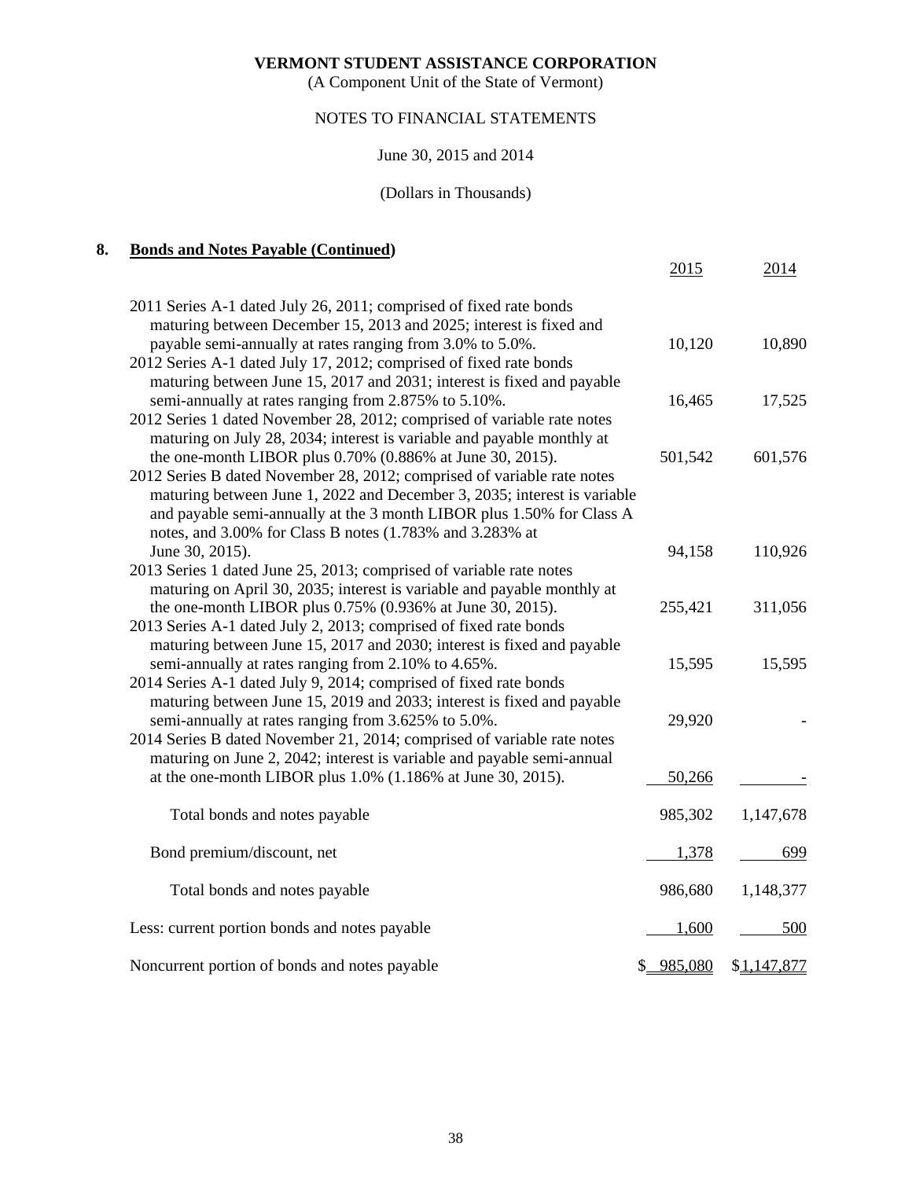**VERMONT STUDENT ASSISTANCE CORPORATION**
(A Component Unit of the State of Vermont)

NOTES TO FINANCIAL STATEMENTS

June 30, 2015 and 2014

(Dollars in Thousands)

## 8. Bonds and Notes Payable (Continued)

| | 2015 | 2014 |
|---|---|---|
| 2011 Series A-1 dated July 26, 2011; comprised of fixed rate bonds maturing between December 15, 2013 and 2025; interest is fixed and payable semi-annually at rates ranging from 3.0% to 5.0%. | 10,120 | 10,890 |
| 2012 Series A-1 dated July 17, 2012; comprised of fixed rate bonds maturing between June 15, 2017 and 2031; interest is fixed and payable semi-annually at rates ranging from 2.875% to 5.10%. | 16,465 | 17,525 |
| 2012 Series 1 dated November 28, 2012; comprised of variable rate notes maturing on July 28, 2034; interest is variable and payable monthly at the one-month LIBOR plus 0.70% (0.886% at June 30, 2015). | 501,542 | 601,576 |
| 2012 Series B dated November 28, 2012; comprised of variable rate notes maturing between June 1, 2022 and December 3, 2035; interest is variable and payable semi-annually at the 3 month LIBOR plus 1.50% for Class A notes, and 3.00% for Class B notes (1.783% and 3.283% at June 30, 2015). | 94,158 | 110,926 |
| 2013 Series 1 dated June 25, 2013; comprised of variable rate notes maturing on April 30, 2035; interest is variable and payable monthly at the one-month LIBOR plus 0.75% (0.936% at June 30, 2015). | 255,421 | 311,056 |
| 2013 Series A-1 dated July 2, 2013; comprised of fixed rate bonds maturing between June 15, 2017 and 2030; interest is fixed and payable semi-annually at rates ranging from 2.10% to 4.65%. | 15,595 | 15,595 |
| 2014 Series A-1 dated July 9, 2014; comprised of fixed rate bonds maturing between June 15, 2019 and 2033; interest is fixed and payable semi-annually at rates ranging from 3.625% to 5.0%. | 29,920 | - |
| 2014 Series B dated November 21, 2014; comprised of variable rate notes maturing on June 2, 2042; interest is variable and payable semi-annual at the one-month LIBOR plus 1.0% (1.186% at June 30, 2015). | 50,266 | - |
| Total bonds and notes payable | 985,302 | 1,147,678 |
| Bond premium/discount, net | 1,378 | 699 |
| Total bonds and notes payable | 986,680 | 1,148,377 |
| Less: current portion bonds and notes payable | 1,600 | 500 |
| Noncurrent portion of bonds and notes payable | $ 985,080 | $1,147,877 |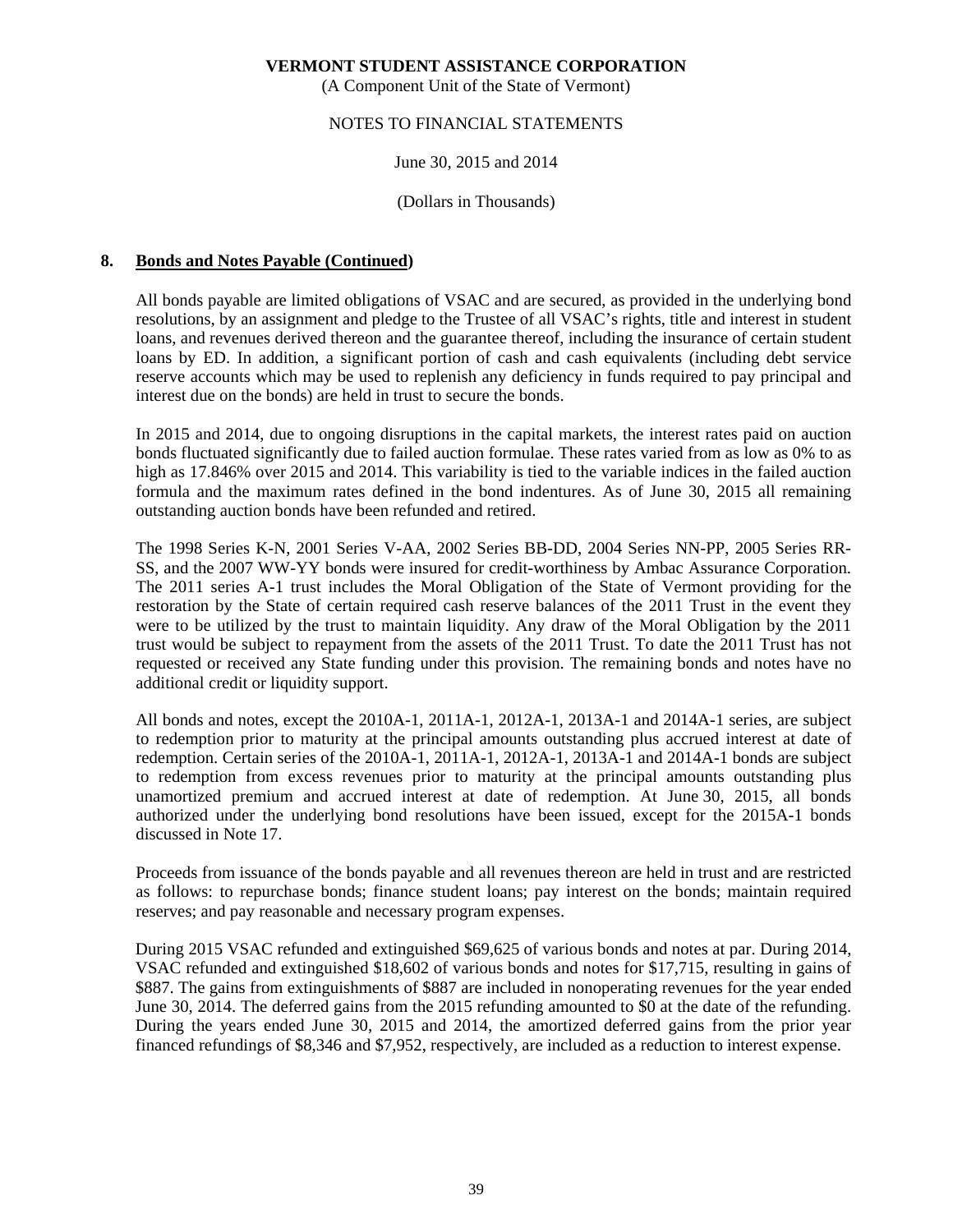# VERMONT STUDENT ASSISTANCE CORPORATION

(A Component Unit of the State of Vermont)

NOTES TO FINANCIAL STATEMENTS

June 30, 2015 and 2014

(Dollars in Thousands)

## 8. Bonds and Notes Payable (Continued)

All bonds payable are limited obligations of VSAC and are secured, as provided in the underlying bond resolutions, by an assignment and pledge to the Trustee of all VSAC's rights, title and interest in student loans, and revenues derived thereon and the guarantee thereof, including the insurance of certain student loans by ED. In addition, a significant portion of cash and cash equivalents (including debt service reserve accounts which may be used to replenish any deficiency in funds required to pay principal and interest due on the bonds) are held in trust to secure the bonds.

In 2015 and 2014, due to ongoing disruptions in the capital markets, the interest rates paid on auction bonds fluctuated significantly due to failed auction formulae. These rates varied from as low as 0% to as high as 17.846% over 2015 and 2014. This variability is tied to the variable indices in the failed auction formula and the maximum rates defined in the bond indentures. As of June 30, 2015 all remaining outstanding auction bonds have been refunded and retired.

The 1998 Series K-N, 2001 Series V-AA, 2002 Series BB-DD, 2004 Series NN-PP, 2005 Series RR-SS, and the 2007 WW-YY bonds were insured for credit-worthiness by Ambac Assurance Corporation. The 2011 series A-1 trust includes the Moral Obligation of the State of Vermont providing for the restoration by the State of certain required cash reserve balances of the 2011 Trust in the event they were to be utilized by the trust to maintain liquidity. Any draw of the Moral Obligation by the 2011 trust would be subject to repayment from the assets of the 2011 Trust. To date the 2011 Trust has not requested or received any State funding under this provision. The remaining bonds and notes have no additional credit or liquidity support.

All bonds and notes, except the 2010A-1, 2011A-1, 2012A-1, 2013A-1 and 2014A-1 series, are subject to redemption prior to maturity at the principal amounts outstanding plus accrued interest at date of redemption. Certain series of the 2010A-1, 2011A-1, 2012A-1, 2013A-1 and 2014A-1 bonds are subject to redemption from excess revenues prior to maturity at the principal amounts outstanding plus unamortized premium and accrued interest at date of redemption. At June 30, 2015, all bonds authorized under the underlying bond resolutions have been issued, except for the 2015A-1 bonds discussed in Note 17.

Proceeds from issuance of the bonds payable and all revenues thereon are held in trust and are restricted as follows: to repurchase bonds; finance student loans; pay interest on the bonds; maintain required reserves; and pay reasonable and necessary program expenses.

During 2015 VSAC refunded and extinguished $69,625 of various bonds and notes at par. During 2014, VSAC refunded and extinguished $18,602 of various bonds and notes for $17,715, resulting in gains of $887. The gains from extinguishments of $887 are included in nonoperating revenues for the year ended June 30, 2014. The deferred gains from the 2015 refunding amounted to $0 at the date of the refunding. During the years ended June 30, 2015 and 2014, the amortized deferred gains from the prior year financed refundings of $8,346 and $7,952, respectively, are included as a reduction to interest expense.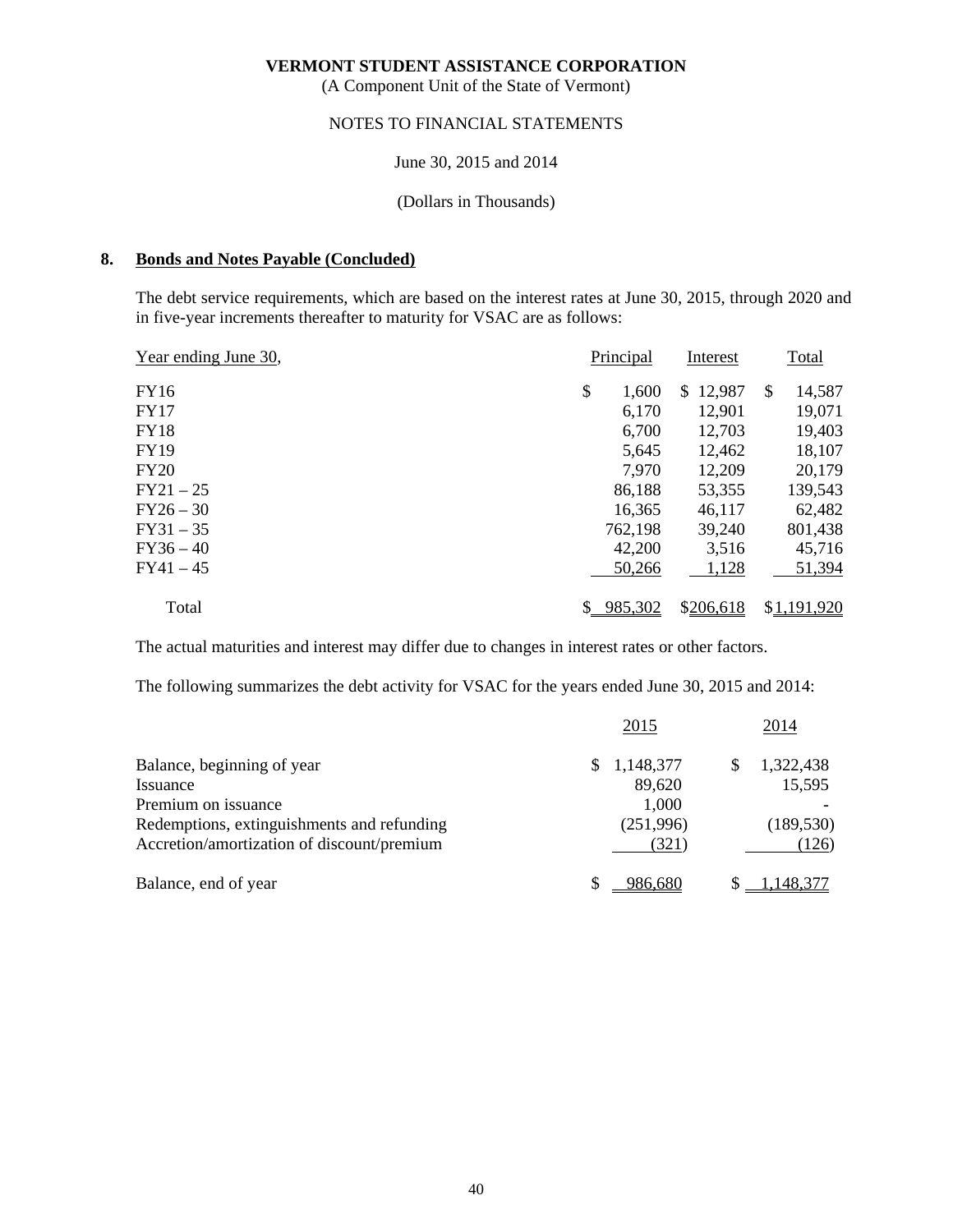**VERMONT STUDENT ASSISTANCE CORPORATION**
(A Component Unit of the State of Vermont)

NOTES TO FINANCIAL STATEMENTS

June 30, 2015 and 2014

(Dollars in Thousands)

## 8. Bonds and Notes Payable (Concluded)

The debt service requirements, which are based on the interest rates at June 30, 2015, through 2020 and in five-year increments thereafter to maturity for VSAC are as follows:

| Year ending June 30, | Principal | Interest | Total |
|---|---|---|---|
| FY16 | $ 1,600 | $ 12,987 | $ 14,587 |
| FY17 | 6,170 | 12,901 | 19,071 |
| FY18 | 6,700 | 12,703 | 19,403 |
| FY19 | 5,645 | 12,462 | 18,107 |
| FY20 | 7,970 | 12,209 | 20,179 |
| FY21 – 25 | 86,188 | 53,355 | 139,543 |
| FY26 – 30 | 16,365 | 46,117 | 62,482 |
| FY31 – 35 | 762,198 | 39,240 | 801,438 |
| FY36 – 40 | 42,200 | 3,516 | 45,716 |
| FY41 – 45 | 50,266 | 1,128 | 51,394 |
| Total | $ 985,302 | $206,618 | $1,191,920 |

The actual maturities and interest may differ due to changes in interest rates or other factors.

The following summarizes the debt activity for VSAC for the years ended June 30, 2015 and 2014:

| | 2015 | 2014 |
|---|---|---|
| Balance, beginning of year | $ 1,148,377 | $ 1,322,438 |
| Issuance | 89,620 | 15,595 |
| Premium on issuance | 1,000 | - |
| Redemptions, extinguishments and refunding | (251,996) | (189,530) |
| Accretion/amortization of discount/premium | (321) | (126) |
| Balance, end of year | $ 986,680 | $ 1,148,377 |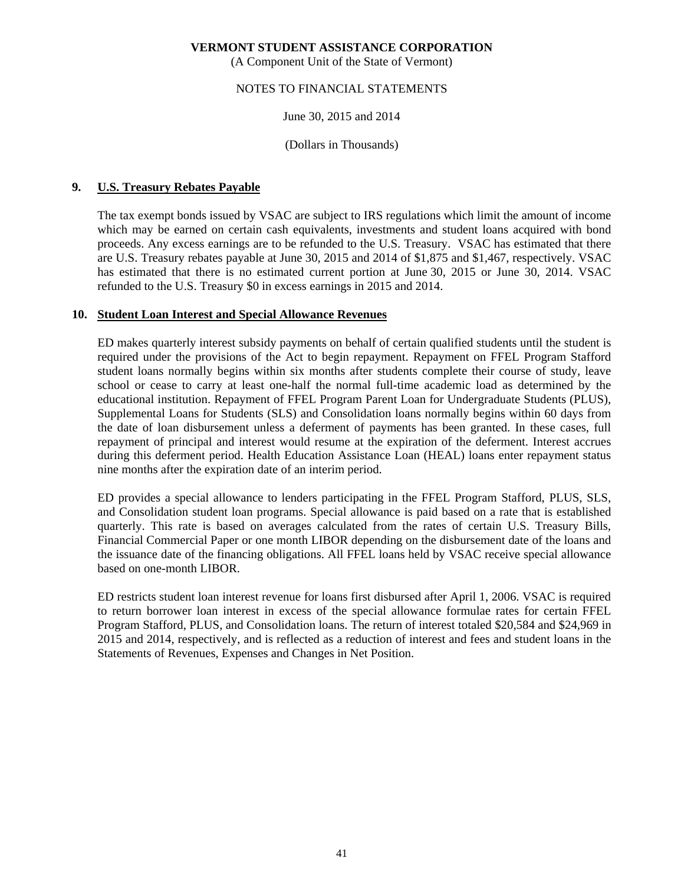## 9. U.S. Treasury Rebates Payable

The tax exempt bonds issued by VSAC are subject to IRS regulations which limit the amount of income which may be earned on certain cash equivalents, investments and student loans acquired with bond proceeds. Any excess earnings are to be refunded to the U.S. Treasury. VSAC has estimated that there are U.S. Treasury rebates payable at June 30, 2015 and 2014 of $1,875 and $1,467, respectively. VSAC has estimated that there is no estimated current portion at June 30, 2015 or June 30, 2014. VSAC refunded to the U.S. Treasury $0 in excess earnings in 2015 and 2014.

## 10. Student Loan Interest and Special Allowance Revenues

ED makes quarterly interest subsidy payments on behalf of certain qualified students until the student is required under the provisions of the Act to begin repayment. Repayment on FFEL Program Stafford student loans normally begins within six months after students complete their course of study, leave school or cease to carry at least one-half the normal full-time academic load as determined by the educational institution. Repayment of FFEL Program Parent Loan for Undergraduate Students (PLUS), Supplemental Loans for Students (SLS) and Consolidation loans normally begins within 60 days from the date of loan disbursement unless a deferment of payments has been granted. In these cases, full repayment of principal and interest would resume at the expiration of the deferment. Interest accrues during this deferment period. Health Education Assistance Loan (HEAL) loans enter repayment status nine months after the expiration date of an interim period.

ED provides a special allowance to lenders participating in the FFEL Program Stafford, PLUS, SLS, and Consolidation student loan programs. Special allowance is paid based on a rate that is established quarterly. This rate is based on averages calculated from the rates of certain U.S. Treasury Bills, Financial Commercial Paper or one month LIBOR depending on the disbursement date of the loans and the issuance date of the financing obligations. All FFEL loans held by VSAC receive special allowance based on one-month LIBOR.

ED restricts student loan interest revenue for loans first disbursed after April 1, 2006. VSAC is required to return borrower loan interest in excess of the special allowance formulae rates for certain FFEL Program Stafford, PLUS, and Consolidation loans. The return of interest totaled $20,584 and $24,969 in 2015 and 2014, respectively, and is reflected as a reduction of interest and fees and student loans in the Statements of Revenues, Expenses and Changes in Net Position.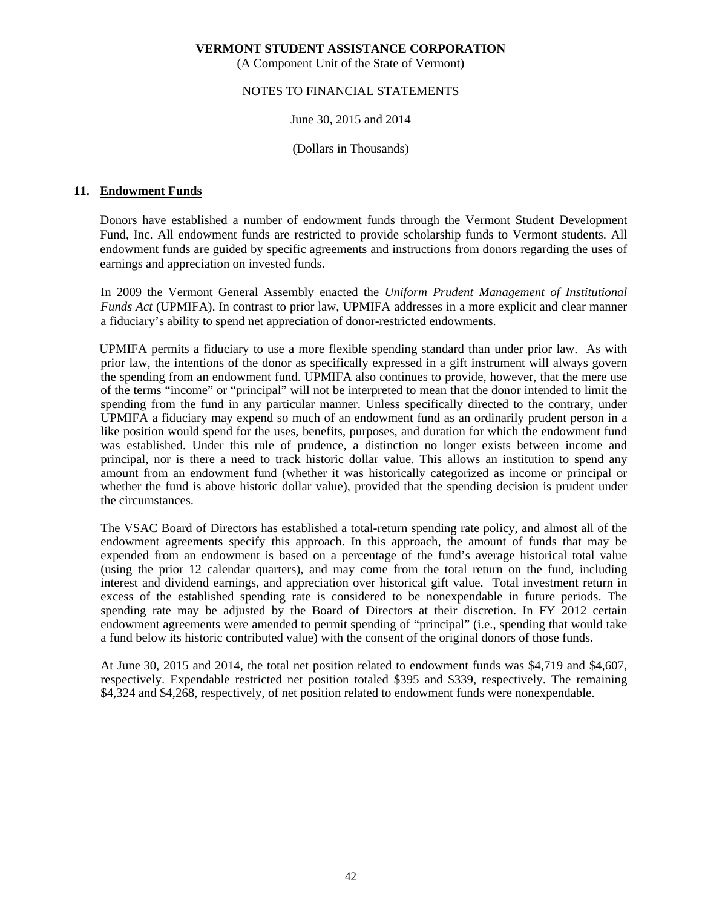VERMONT STUDENT ASSISTANCE CORPORATION
(A Component Unit of the State of Vermont)

NOTES TO FINANCIAL STATEMENTS

June 30, 2015 and 2014

(Dollars in Thousands)

## 11. Endowment Funds

Donors have established a number of endowment funds through the Vermont Student Development Fund, Inc. All endowment funds are restricted to provide scholarship funds to Vermont students. All endowment funds are guided by specific agreements and instructions from donors regarding the uses of earnings and appreciation on invested funds.

In 2009 the Vermont General Assembly enacted the *Uniform Prudent Management of Institutional Funds Act* (UPMIFA). In contrast to prior law, UPMIFA addresses in a more explicit and clear manner a fiduciary's ability to spend net appreciation of donor-restricted endowments.

UPMIFA permits a fiduciary to use a more flexible spending standard than under prior law. As with prior law, the intentions of the donor as specifically expressed in a gift instrument will always govern the spending from an endowment fund. UPMIFA also continues to provide, however, that the mere use of the terms "income" or "principal" will not be interpreted to mean that the donor intended to limit the spending from the fund in any particular manner. Unless specifically directed to the contrary, under UPMIFA a fiduciary may expend so much of an endowment fund as an ordinarily prudent person in a like position would spend for the uses, benefits, purposes, and duration for which the endowment fund was established. Under this rule of prudence, a distinction no longer exists between income and principal, nor is there a need to track historic dollar value. This allows an institution to spend any amount from an endowment fund (whether it was historically categorized as income or principal or whether the fund is above historic dollar value), provided that the spending decision is prudent under the circumstances.

The VSAC Board of Directors has established a total-return spending rate policy, and almost all of the endowment agreements specify this approach. In this approach, the amount of funds that may be expended from an endowment is based on a percentage of the fund's average historical total value (using the prior 12 calendar quarters), and may come from the total return on the fund, including interest and dividend earnings, and appreciation over historical gift value. Total investment return in excess of the established spending rate is considered to be nonexpendable in future periods. The spending rate may be adjusted by the Board of Directors at their discretion. In FY 2012 certain endowment agreements were amended to permit spending of "principal" (i.e., spending that would take a fund below its historic contributed value) with the consent of the original donors of those funds.

At June 30, 2015 and 2014, the total net position related to endowment funds was $4,719 and $4,607, respectively. Expendable restricted net position totaled $395 and $339, respectively. The remaining $4,324 and $4,268, respectively, of net position related to endowment funds were nonexpendable.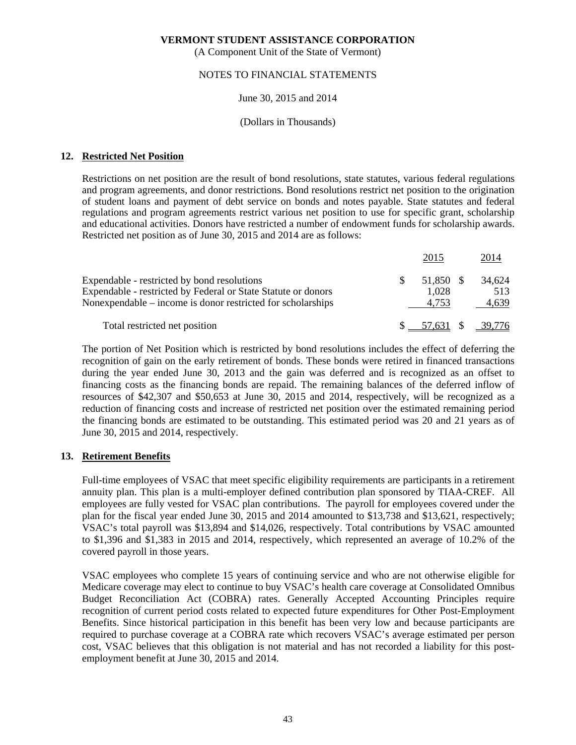**VERMONT STUDENT ASSISTANCE CORPORATION**
(A Component Unit of the State of Vermont)

NOTES TO FINANCIAL STATEMENTS

June 30, 2015 and 2014

(Dollars in Thousands)

## 12. Restricted Net Position

Restrictions on net position are the result of bond resolutions, state statutes, various federal regulations and program agreements, and donor restrictions. Bond resolutions restrict net position to the origination of student loans and payment of debt service on bonds and notes payable. State statutes and federal regulations and program agreements restrict various net position to use for specific grant, scholarship and educational activities. Donors have restricted a number of endowment funds for scholarship awards. Restricted net position as of June 30, 2015 and 2014 are as follows:

| | 2015 | 2014 |
|---|---|---|
| Expendable - restricted by bond resolutions | $ 51,850 | $ 34,624 |
| Expendable - restricted by Federal or State Statute or donors | 1,028 | 513 |
| Nonexpendable – income is donor restricted for scholarships | 4,753 | 4,639 |
| Total restricted net position | $ 57,631 | $ 39,776 |

The portion of Net Position which is restricted by bond resolutions includes the effect of deferring the recognition of gain on the early retirement of bonds. These bonds were retired in financed transactions during the year ended June 30, 2013 and the gain was deferred and is recognized as an offset to financing costs as the financing bonds are repaid. The remaining balances of the deferred inflow of resources of $42,307 and $50,653 at June 30, 2015 and 2014, respectively, will be recognized as a reduction of financing costs and increase of restricted net position over the estimated remaining period the financing bonds are estimated to be outstanding. This estimated period was 20 and 21 years as of June 30, 2015 and 2014, respectively.

## 13. Retirement Benefits

Full-time employees of VSAC that meet specific eligibility requirements are participants in a retirement annuity plan. This plan is a multi-employer defined contribution plan sponsored by TIAA-CREF. All employees are fully vested for VSAC plan contributions. The payroll for employees covered under the plan for the fiscal year ended June 30, 2015 and 2014 amounted to $13,738 and $13,621, respectively; VSAC's total payroll was $13,894 and $14,026, respectively. Total contributions by VSAC amounted to $1,396 and $1,383 in 2015 and 2014, respectively, which represented an average of 10.2% of the covered payroll in those years.

VSAC employees who complete 15 years of continuing service and who are not otherwise eligible for Medicare coverage may elect to continue to buy VSAC's health care coverage at Consolidated Omnibus Budget Reconciliation Act (COBRA) rates. Generally Accepted Accounting Principles require recognition of current period costs related to expected future expenditures for Other Post-Employment Benefits. Since historical participation in this benefit has been very low and because participants are required to purchase coverage at a COBRA rate which recovers VSAC's average estimated per person cost, VSAC believes that this obligation is not material and has not recorded a liability for this post-employment benefit at June 30, 2015 and 2014.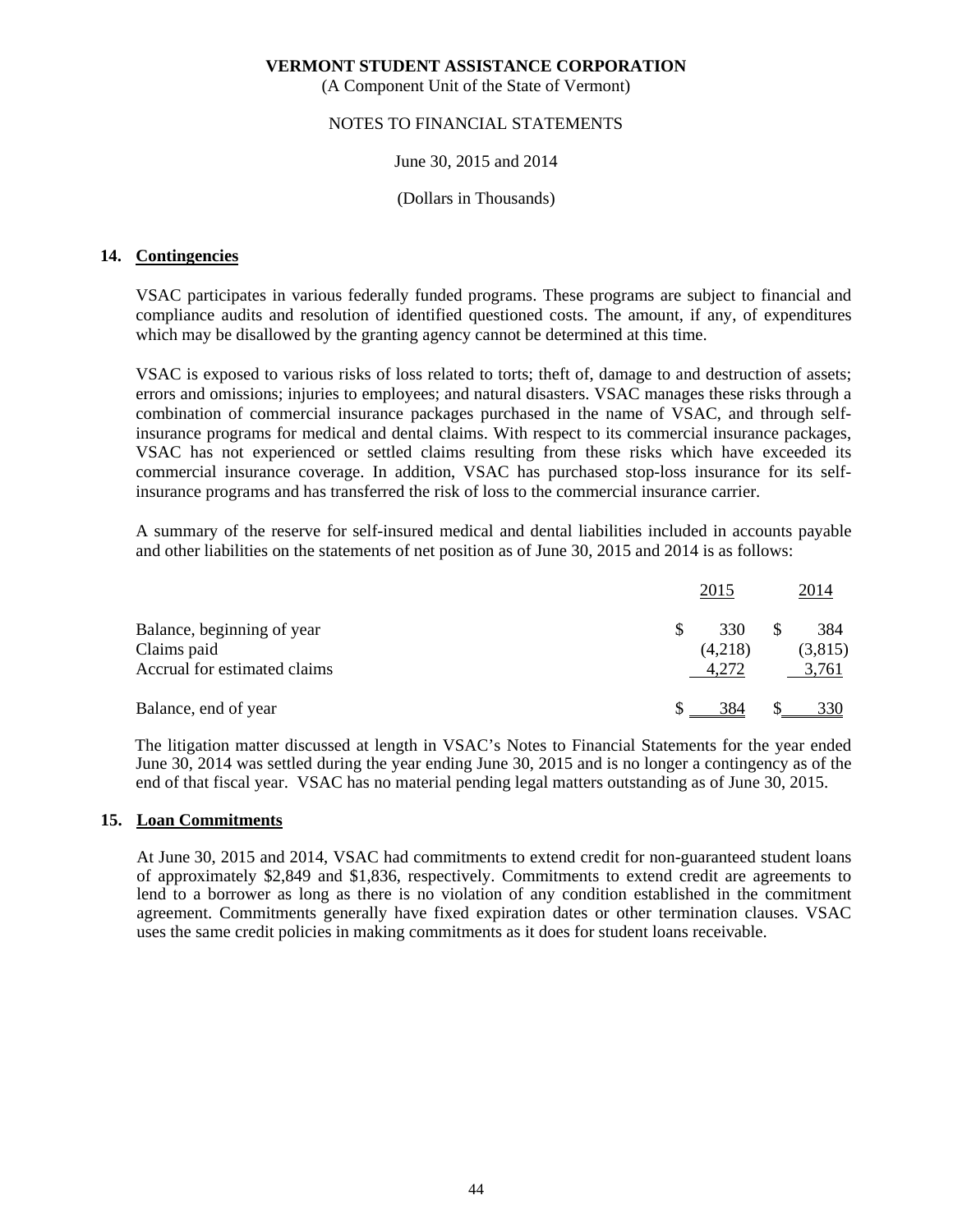**VERMONT STUDENT ASSISTANCE CORPORATION**
(A Component Unit of the State of Vermont)

NOTES TO FINANCIAL STATEMENTS

June 30, 2015 and 2014

(Dollars in Thousands)

## 14. Contingencies

VSAC participates in various federally funded programs. These programs are subject to financial and compliance audits and resolution of identified questioned costs. The amount, if any, of expenditures which may be disallowed by the granting agency cannot be determined at this time.

VSAC is exposed to various risks of loss related to torts; theft of, damage to and destruction of assets; errors and omissions; injuries to employees; and natural disasters. VSAC manages these risks through a combination of commercial insurance packages purchased in the name of VSAC, and through self-insurance programs for medical and dental claims. With respect to its commercial insurance packages, VSAC has not experienced or settled claims resulting from these risks which have exceeded its commercial insurance coverage. In addition, VSAC has purchased stop-loss insurance for its self-insurance programs and has transferred the risk of loss to the commercial insurance carrier.

A summary of the reserve for self-insured medical and dental liabilities included in accounts payable and other liabilities on the statements of net position as of June 30, 2015 and 2014 is as follows:

| | 2015 | 2014 |
|---|---|---|
| Balance, beginning of year | $ 330 | $ 384 |
| Claims paid | (4,218) | (3,815) |
| Accrual for estimated claims | 4,272 | 3,761 |
| Balance, end of year | $ 384 | $ 330 |

The litigation matter discussed at length in VSAC's Notes to Financial Statements for the year ended June 30, 2014 was settled during the year ending June 30, 2015 and is no longer a contingency as of the end of that fiscal year. VSAC has no material pending legal matters outstanding as of June 30, 2015.

## 15. Loan Commitments

At June 30, 2015 and 2014, VSAC had commitments to extend credit for non-guaranteed student loans of approximately $2,849 and $1,836, respectively. Commitments to extend credit are agreements to lend to a borrower as long as there is no violation of any condition established in the commitment agreement. Commitments generally have fixed expiration dates or other termination clauses. VSAC uses the same credit policies in making commitments as it does for student loans receivable.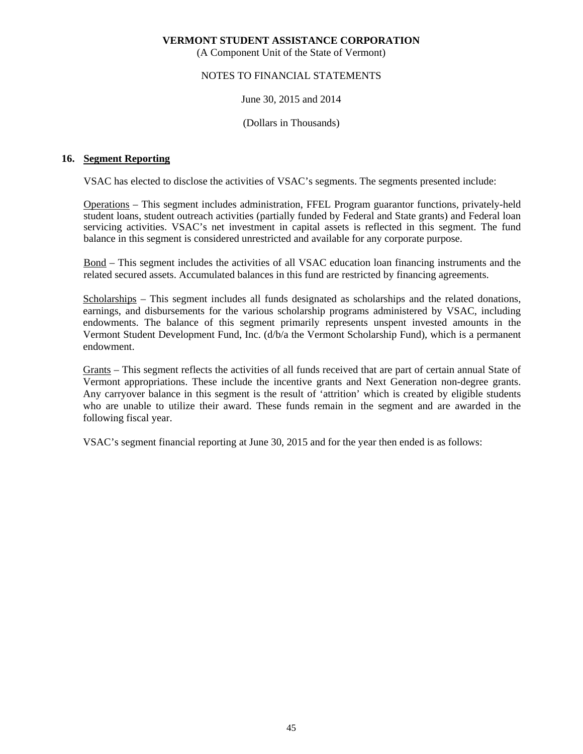**VERMONT STUDENT ASSISTANCE CORPORATION**
(A Component Unit of the State of Vermont)

NOTES TO FINANCIAL STATEMENTS

June 30, 2015 and 2014

(Dollars in Thousands)

## 16. Segment Reporting

VSAC has elected to disclose the activities of VSAC's segments. The segments presented include:

Operations – This segment includes administration, FFEL Program guarantor functions, privately-held student loans, student outreach activities (partially funded by Federal and State grants) and Federal loan servicing activities. VSAC's net investment in capital assets is reflected in this segment. The fund balance in this segment is considered unrestricted and available for any corporate purpose.

Bond – This segment includes the activities of all VSAC education loan financing instruments and the related secured assets. Accumulated balances in this fund are restricted by financing agreements.

Scholarships – This segment includes all funds designated as scholarships and the related donations, earnings, and disbursements for the various scholarship programs administered by VSAC, including endowments. The balance of this segment primarily represents unspent invested amounts in the Vermont Student Development Fund, Inc. (d/b/a the Vermont Scholarship Fund), which is a permanent endowment.

Grants – This segment reflects the activities of all funds received that are part of certain annual State of Vermont appropriations. These include the incentive grants and Next Generation non-degree grants. Any carryover balance in this segment is the result of 'attrition' which is created by eligible students who are unable to utilize their award. These funds remain in the segment and are awarded in the following fiscal year.

VSAC's segment financial reporting at June 30, 2015 and for the year then ended is as follows: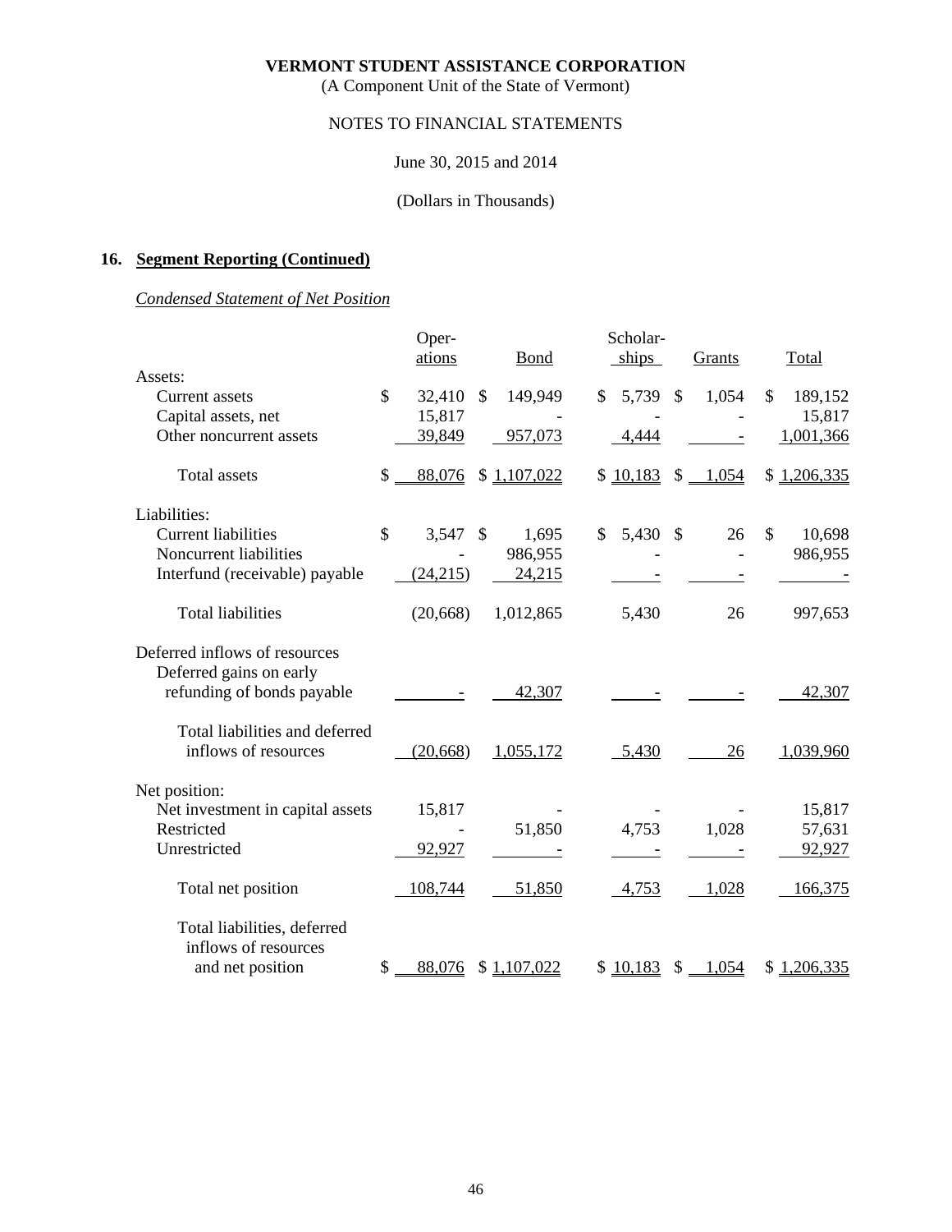**VERMONT STUDENT ASSISTANCE CORPORATION**
(A Component Unit of the State of Vermont)

NOTES TO FINANCIAL STATEMENTS

June 30, 2015 and 2014

(Dollars in Thousands)

## 16. Segment Reporting (Continued)

*Condensed Statement of Net Position*

| | Operations | Bond | Scholarships | Grants | Total |
|---|---|---|---|---|---|
| Assets: | | | | | |
| Current assets | $ 32,410 | $ 149,949 | $ 5,739 | $ 1,054 | $ 189,152 |
| Capital assets, net | 15,817 | - | - | - | 15,817 |
| Other noncurrent assets | 39,849 | 957,073 | 4,444 | - | 1,001,366 |
| Total assets | $ 88,076 | $ 1,107,022 | $ 10,183 | $ 1,054 | $ 1,206,335 |
| Liabilities: | | | | | |
| Current liabilities | $ 3,547 | $ 1,695 | $ 5,430 | $ 26 | $ 10,698 |
| Noncurrent liabilities | - | 986,955 | - | - | 986,955 |
| Interfund (receivable) payable | (24,215) | 24,215 | - | - | - |
| Total liabilities | (20,668) | 1,012,865 | 5,430 | 26 | 997,653 |
| Deferred inflows of resources | | | | | |
| Deferred gains on early refunding of bonds payable | - | 42,307 | - | - | 42,307 |
| Total liabilities and deferred inflows of resources | (20,668) | 1,055,172 | 5,430 | 26 | 1,039,960 |
| Net position: | | | | | |
| Net investment in capital assets | 15,817 | - | - | - | 15,817 |
| Restricted | - | 51,850 | 4,753 | 1,028 | 57,631 |
| Unrestricted | 92,927 | - | - | - | 92,927 |
| Total net position | 108,744 | 51,850 | 4,753 | 1,028 | 166,375 |
| Total liabilities, deferred inflows of resources and net position | $ 88,076 | $ 1,107,022 | $ 10,183 | $ 1,054 | $ 1,206,335 |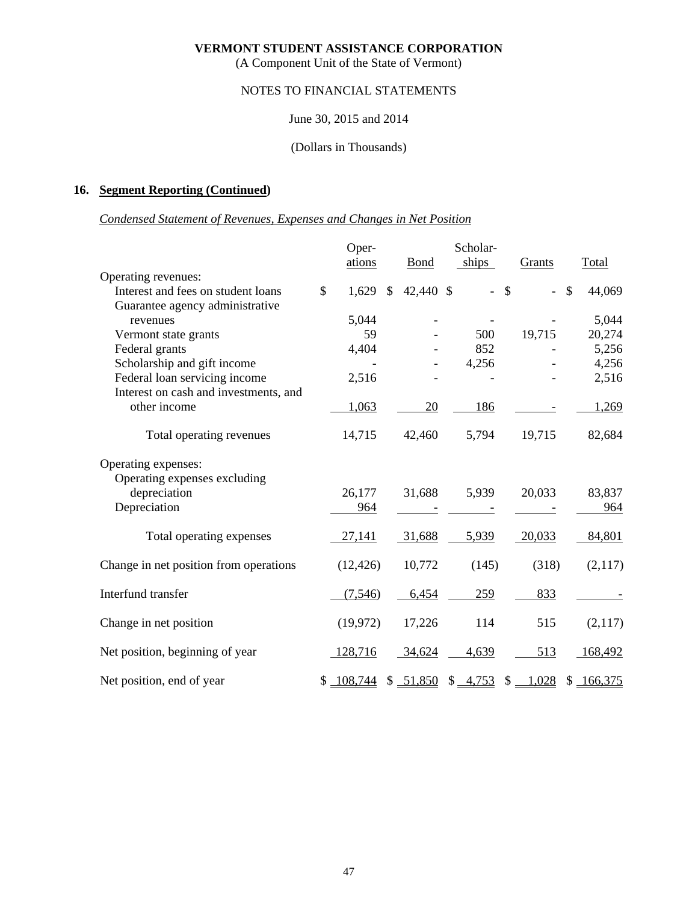**VERMONT STUDENT ASSISTANCE CORPORATION**
(A Component Unit of the State of Vermont)

NOTES TO FINANCIAL STATEMENTS

June 30, 2015 and 2014

(Dollars in Thousands)

## 16. Segment Reporting (Continued)

*Condensed Statement of Revenues, Expenses and Changes in Net Position*

| | Operations | Bond | Scholarships | Grants | Total |
|---|---|---|---|---|---|
| Operating revenues: | | | | | |
| Interest and fees on student loans | $ 1,629 | $ 42,440 | $ - | $ - | $ 44,069 |
| Guarantee agency administrative revenues | 5,044 | - | - | - | 5,044 |
| Vermont state grants | 59 | - | 500 | 19,715 | 20,274 |
| Federal grants | 4,404 | - | 852 | - | 5,256 |
| Scholarship and gift income | - | - | 4,256 | - | 4,256 |
| Federal loan servicing income | 2,516 | - | - | - | 2,516 |
| Interest on cash and investments, and other income | 1,063 | 20 | 186 | - | 1,269 |
| Total operating revenues | 14,715 | 42,460 | 5,794 | 19,715 | 82,684 |
| Operating expenses: | | | | | |
| Operating expenses excluding depreciation | 26,177 | 31,688 | 5,939 | 20,033 | 83,837 |
| Depreciation | 964 | - | - | - | 964 |
| Total operating expenses | 27,141 | 31,688 | 5,939 | 20,033 | 84,801 |
| Change in net position from operations | (12,426) | 10,772 | (145) | (318) | (2,117) |
| Interfund transfer | (7,546) | 6,454 | 259 | 833 | - |
| Change in net position | (19,972) | 17,226 | 114 | 515 | (2,117) |
| Net position, beginning of year | 128,716 | 34,624 | 4,639 | 513 | 168,492 |
| Net position, end of year | $ 108,744 | $ 51,850 | $ 4,753 | $ 1,028 | $ 166,375 |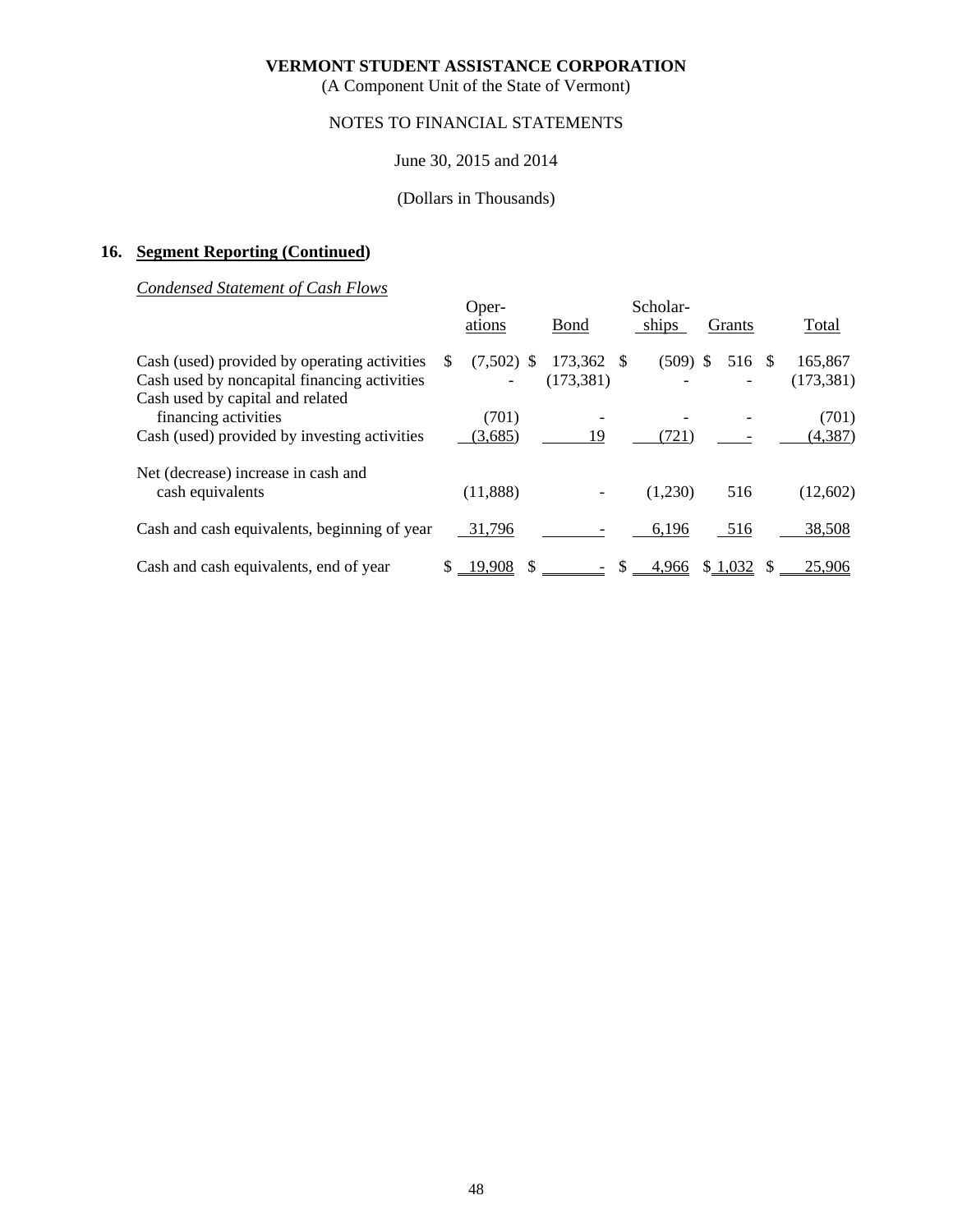**VERMONT STUDENT ASSISTANCE CORPORATION**

(A Component Unit of the State of Vermont)

NOTES TO FINANCIAL STATEMENTS

June 30, 2015 and 2014

(Dollars in Thousands)

## 16. Segment Reporting (Continued)

*Condensed Statement of Cash Flows*

| | Operations | Bond | Scholarships | Grants | Total |
|---|---|---|---|---|---|
| Cash (used) provided by operating activities | $ (7,502) | $ 173,362 | $ (509) | $ 516 | $ 165,867 |
| Cash used by noncapital financing activities | - | (173,381) | - | - | (173,381) |
| Cash used by capital and related financing activities | (701) | - | - | - | (701) |
| Cash (used) provided by investing activities | (3,685) | 19 | (721) | - | (4,387) |
| Net (decrease) increase in cash and cash equivalents | (11,888) | - | (1,230) | 516 | (12,602) |
| Cash and cash equivalents, beginning of year | 31,796 | - | 6,196 | 516 | 38,508 |
| Cash and cash equivalents, end of year | $ 19,908 | $ - | $ 4,966 | $ 1,032 | $ 25,906 |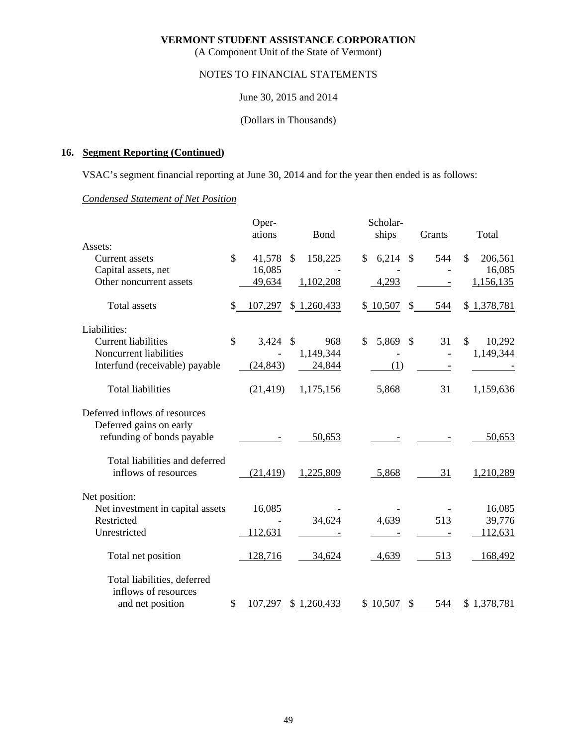**VERMONT STUDENT ASSISTANCE CORPORATION**
(A Component Unit of the State of Vermont)

NOTES TO FINANCIAL STATEMENTS

June 30, 2015 and 2014

(Dollars in Thousands)

## 16. Segment Reporting (Continued)

VSAC's segment financial reporting at June 30, 2014 and for the year then ended is as follows:

*Condensed Statement of Net Position*

| | Operations | Bond | Scholarships | Grants | Total |
|---|---|---|---|---|---|
| Assets: | | | | | |
| Current assets | $ 41,578 | $ 158,225 | $ 6,214 | $ 544 | $ 206,561 |
| Capital assets, net | 16,085 | - | - | - | 16,085 |
| Other noncurrent assets | 49,634 | 1,102,208 | 4,293 | - | 1,156,135 |
| Total assets | $ 107,297 | $ 1,260,433 | $ 10,507 | $ 544 | $ 1,378,781 |
| Liabilities: | | | | | |
| Current liabilities | $ 3,424 | $ 968 | $ 5,869 | $ 31 | $ 10,292 |
| Noncurrent liabilities | - | 1,149,344 | - | - | 1,149,344 |
| Interfund (receivable) payable | (24,843) | 24,844 | (1) | - | - |
| Total liabilities | (21,419) | 1,175,156 | 5,868 | 31 | 1,159,636 |
| Deferred inflows of resources | | | | | |
| Deferred gains on early refunding of bonds payable | - | 50,653 | - | - | 50,653 |
| Total liabilities and deferred inflows of resources | (21,419) | 1,225,809 | 5,868 | 31 | 1,210,289 |
| Net position: | | | | | |
| Net investment in capital assets | 16,085 | - | - | - | 16,085 |
| Restricted | - | 34,624 | 4,639 | 513 | 39,776 |
| Unrestricted | 112,631 | - | - | - | 112,631 |
| Total net position | 128,716 | 34,624 | 4,639 | 513 | 168,492 |
| Total liabilities, deferred inflows of resources and net position | $ 107,297 | $ 1,260,433 | $ 10,507 | $ 544 | $ 1,378,781 |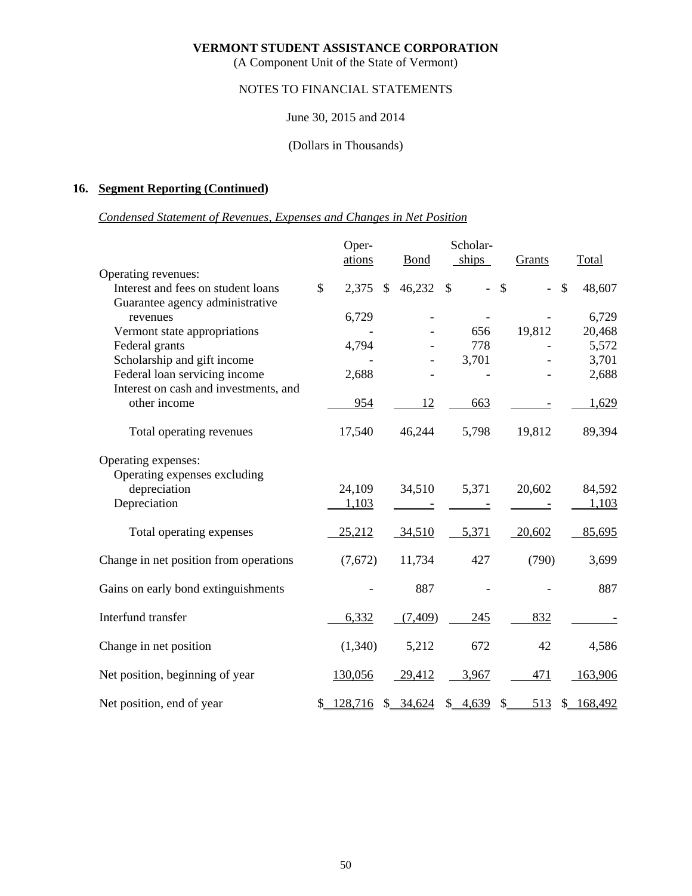# VERMONT STUDENT ASSISTANCE CORPORATION

(A Component Unit of the State of Vermont)

NOTES TO FINANCIAL STATEMENTS

June 30, 2015 and 2014

(Dollars in Thousands)

## 16. Segment Reporting (Continued)

*Condensed Statement of Revenues, Expenses and Changes in Net Position*

| | Operations | Bond | Scholarships | Grants | Total |
|---|---|---|---|---|---|
| Operating revenues: | | | | | |
| Interest and fees on student loans | $ 2,375 | $ 46,232 | $ - | $ - | $ 48,607 |
| Guarantee agency administrative revenues | 6,729 | - | - | - | 6,729 |
| Vermont state appropriations | - | - | 656 | 19,812 | 20,468 |
| Federal grants | 4,794 | - | 778 | - | 5,572 |
| Scholarship and gift income | - | - | 3,701 | - | 3,701 |
| Federal loan servicing income | 2,688 | - | - | - | 2,688 |
| Interest on cash and investments, and other income | 954 | 12 | 663 | - | 1,629 |
| Total operating revenues | 17,540 | 46,244 | 5,798 | 19,812 | 89,394 |
| Operating expenses: | | | | | |
| Operating expenses excluding depreciation | 24,109 | 34,510 | 5,371 | 20,602 | 84,592 |
| Depreciation | 1,103 | - | - | - | 1,103 |
| Total operating expenses | 25,212 | 34,510 | 5,371 | 20,602 | 85,695 |
| Change in net position from operations | (7,672) | 11,734 | 427 | (790) | 3,699 |
| Gains on early bond extinguishments | - | 887 | - | - | 887 |
| Interfund transfer | 6,332 | (7,409) | 245 | 832 | - |
| Change in net position | (1,340) | 5,212 | 672 | 42 | 4,586 |
| Net position, beginning of year | 130,056 | 29,412 | 3,967 | 471 | 163,906 |
| Net position, end of year | $ 128,716 | $ 34,624 | $ 4,639 | $ 513 | $ 168,492 |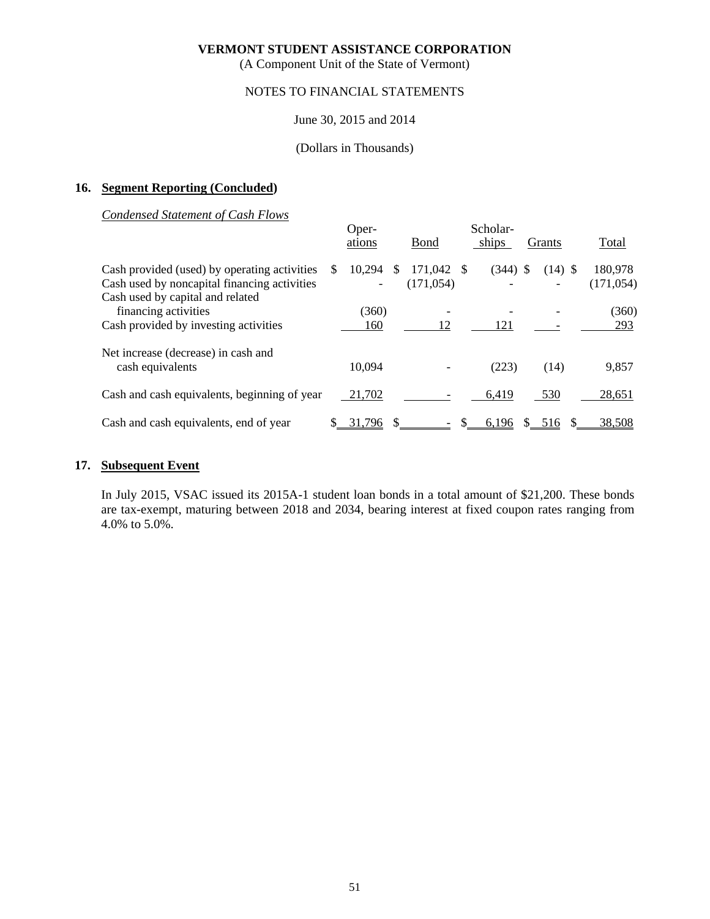**VERMONT STUDENT ASSISTANCE CORPORATION**
(A Component Unit of the State of Vermont)

NOTES TO FINANCIAL STATEMENTS

June 30, 2015 and 2014

(Dollars in Thousands)

## 16. Segment Reporting (Concluded)

*Condensed Statement of Cash Flows*

| | Operations | Bond | Scholarships | Grants | Total |
|---|---|---|---|---|---|
| Cash provided (used) by operating activities | $ 10,294 | $ 171,042 | $ (344) | $ (14) | $ 180,978 |
| Cash used by noncapital financing activities | - | (171,054) | - | - | (171,054) |
| Cash used by capital and related financing activities | (360) | - | - | - | (360) |
| Cash provided by investing activities | 160 | 12 | 121 | - | 293 |
| Net increase (decrease) in cash and cash equivalents | 10,094 | - | (223) | (14) | 9,857 |
| Cash and cash equivalents, beginning of year | 21,702 | - | 6,419 | 530 | 28,651 |
| Cash and cash equivalents, end of year | $ 31,796 | $ - | $ 6,196 | $ 516 | $ 38,508 |

## 17. Subsequent Event

In July 2015, VSAC issued its 2015A-1 student loan bonds in a total amount of $21,200. These bonds are tax-exempt, maturing between 2018 and 2034, bearing interest at fixed coupon rates ranging from 4.0% to 5.0%.